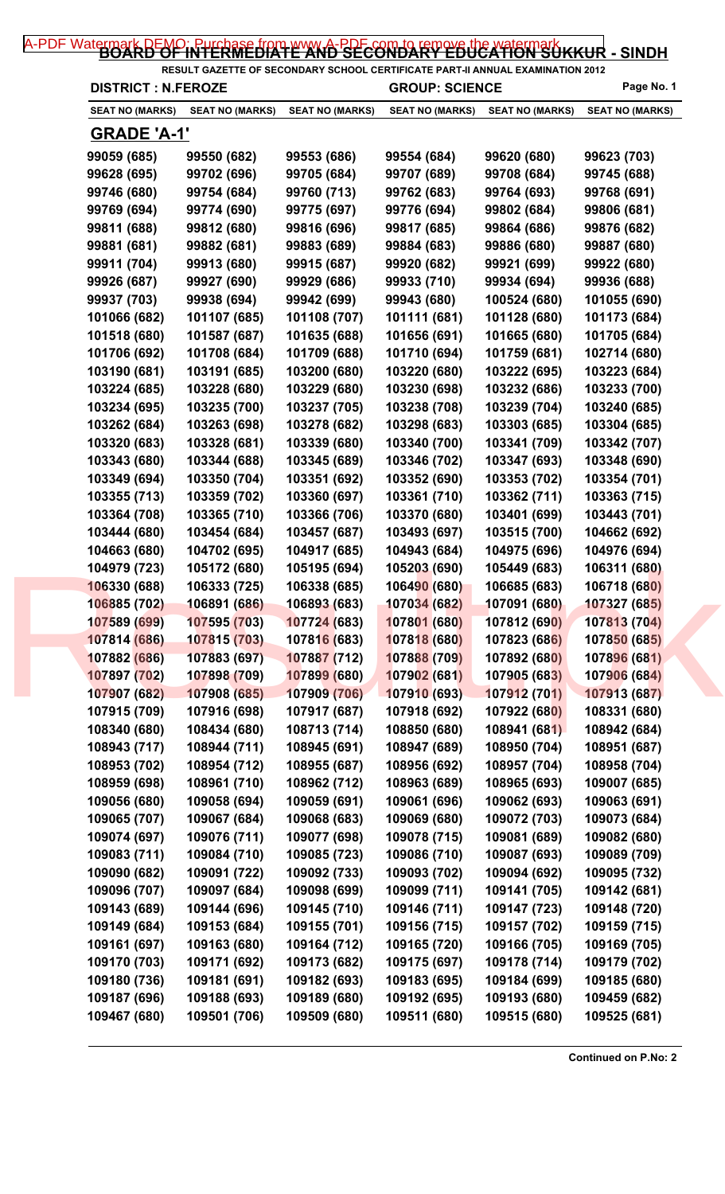# BOARD OF INTERMEDIATE AND SECONDARY EDUCATION SUKKUR - SINDH

**RESULT GAZETTE OF SECONDARY SCHOOL CERTIFICATE PART-II ANNUAL EXAMINATION 2012**

**DISTRICT : N.FEROZE** **GROUP: SCIENCE**

## GRADE 'A-1'

| SEAT NO (MARKS) | SEAT NO (MARKS) | SEAT NO (MARKS) | SEAT NO (MARKS) | SEAT NO (MARKS) | SEAT NO (MARKS) |
|---|---|---|---|---|---|
| 99059 (685) | 99550 (682) | 99553 (686) | 99554 (684) | 99620 (680) | 99623 (703) |
| 99628 (695) | 99702 (696) | 99705 (684) | 99707 (689) | 99708 (684) | 99745 (688) |
| 99746 (680) | 99754 (684) | 99760 (713) | 99762 (683) | 99764 (693) | 99768 (691) |
| 99769 (694) | 99774 (690) | 99775 (697) | 99776 (694) | 99802 (684) | 99806 (681) |
| 99811 (688) | 99812 (680) | 99816 (696) | 99817 (685) | 99864 (686) | 99876 (682) |
| 99881 (681) | 99882 (681) | 99883 (689) | 99884 (683) | 99886 (680) | 99887 (680) |
| 99911 (704) | 99913 (680) | 99915 (687) | 99920 (682) | 99921 (699) | 99922 (680) |
| 99926 (687) | 99927 (690) | 99929 (686) | 99933 (710) | 99934 (694) | 99936 (688) |
| 99937 (703) | 99938 (694) | 99942 (699) | 99943 (680) | 100524 (680) | 101055 (690) |
| 101066 (682) | 101107 (685) | 101108 (707) | 101111 (681) | 101128 (680) | 101173 (684) |
| 101518 (680) | 101587 (687) | 101635 (688) | 101656 (691) | 101665 (680) | 101705 (684) |
| 101706 (692) | 101708 (684) | 101709 (688) | 101710 (694) | 101759 (681) | 102714 (680) |
| 103190 (681) | 103191 (685) | 103200 (680) | 103220 (680) | 103222 (695) | 103223 (684) |
| 103224 (685) | 103228 (680) | 103229 (680) | 103230 (698) | 103232 (686) | 103233 (700) |
| 103234 (695) | 103235 (700) | 103237 (705) | 103238 (708) | 103239 (704) | 103240 (685) |
| 103262 (684) | 103263 (698) | 103278 (682) | 103298 (683) | 103303 (685) | 103304 (685) |
| 103320 (683) | 103328 (681) | 103339 (680) | 103340 (700) | 103341 (709) | 103342 (707) |
| 103343 (680) | 103344 (688) | 103345 (689) | 103346 (702) | 103347 (693) | 103348 (690) |
| 103349 (694) | 103350 (704) | 103351 (692) | 103352 (690) | 103353 (702) | 103354 (701) |
| 103355 (713) | 103359 (702) | 103360 (697) | 103361 (710) | 103362 (711) | 103363 (715) |
| 103364 (708) | 103365 (710) | 103366 (706) | 103370 (680) | 103401 (699) | 103443 (701) |
| 103444 (680) | 103454 (684) | 103457 (687) | 103493 (697) | 103515 (700) | 104662 (692) |
| 104663 (680) | 104702 (695) | 104917 (685) | 104943 (684) | 104975 (696) | 104976 (694) |
| 104979 (723) | 105172 (680) | 105195 (694) | 105203 (690) | 105449 (683) | 106311 (680) |
| 106330 (688) | 106333 (725) | 106338 (685) | 106490 (680) | 106685 (683) | 106718 (680) |
| 106885 (702) | 106891 (686) | 106893 (683) | 107034 (682) | 107091 (680) | 107327 (685) |
| 107589 (699) | 107595 (703) | 107724 (683) | 107801 (680) | 107812 (690) | 107813 (704) |
| 107814 (686) | 107815 (703) | 107816 (683) | 107818 (680) | 107823 (686) | 107850 (685) |
| 107882 (686) | 107883 (697) | 107887 (712) | 107888 (709) | 107892 (680) | 107896 (681) |
| 107897 (702) | 107898 (709) | 107899 (680) | 107902 (681) | 107905 (683) | 107906 (684) |
| 107907 (682) | 107908 (685) | 107909 (706) | 107910 (693) | 107912 (701) | 107913 (687) |
| 107915 (709) | 107916 (698) | 107917 (687) | 107918 (692) | 107922 (680) | 108331 (680) |
| 108340 (680) | 108434 (680) | 108713 (714) | 108850 (680) | 108941 (681) | 108942 (684) |
| 108943 (717) | 108944 (711) | 108945 (691) | 108947 (689) | 108950 (704) | 108951 (687) |
| 108953 (702) | 108954 (712) | 108955 (687) | 108956 (692) | 108957 (704) | 108958 (704) |
| 108959 (698) | 108961 (710) | 108962 (712) | 108963 (689) | 108965 (693) | 109007 (685) |
| 109056 (680) | 109058 (694) | 109059 (691) | 109061 (696) | 109062 (693) | 109063 (691) |
| 109065 (707) | 109067 (684) | 109068 (683) | 109069 (680) | 109072 (703) | 109073 (684) |
| 109074 (697) | 109076 (711) | 109077 (698) | 109078 (715) | 109081 (689) | 109082 (680) |
| 109083 (711) | 109084 (710) | 109085 (723) | 109086 (710) | 109087 (693) | 109089 (709) |
| 109090 (682) | 109091 (722) | 109092 (733) | 109093 (702) | 109094 (692) | 109095 (732) |
| 109096 (707) | 109097 (684) | 109098 (699) | 109099 (711) | 109141 (705) | 109142 (681) |
| 109143 (689) | 109144 (696) | 109145 (710) | 109146 (711) | 109147 (723) | 109148 (720) |
| 109149 (684) | 109153 (684) | 109155 (701) | 109156 (715) | 109157 (702) | 109159 (715) |
| 109161 (697) | 109163 (680) | 109164 (712) | 109165 (720) | 109166 (705) | 109169 (705) |
| 109170 (703) | 109171 (692) | 109173 (682) | 109175 (697) | 109178 (714) | 109179 (702) |
| 109180 (736) | 109181 (691) | 109182 (693) | 109183 (695) | 109184 (699) | 109185 (680) |
| 109187 (696) | 109188 (693) | 109189 (680) | 109192 (695) | 109193 (680) | 109459 (682) |
| 109467 (680) | 109501 (706) | 109509 (680) | 109511 (680) | 109515 (680) | 109525 (681) |

**Continued on P.No: 2**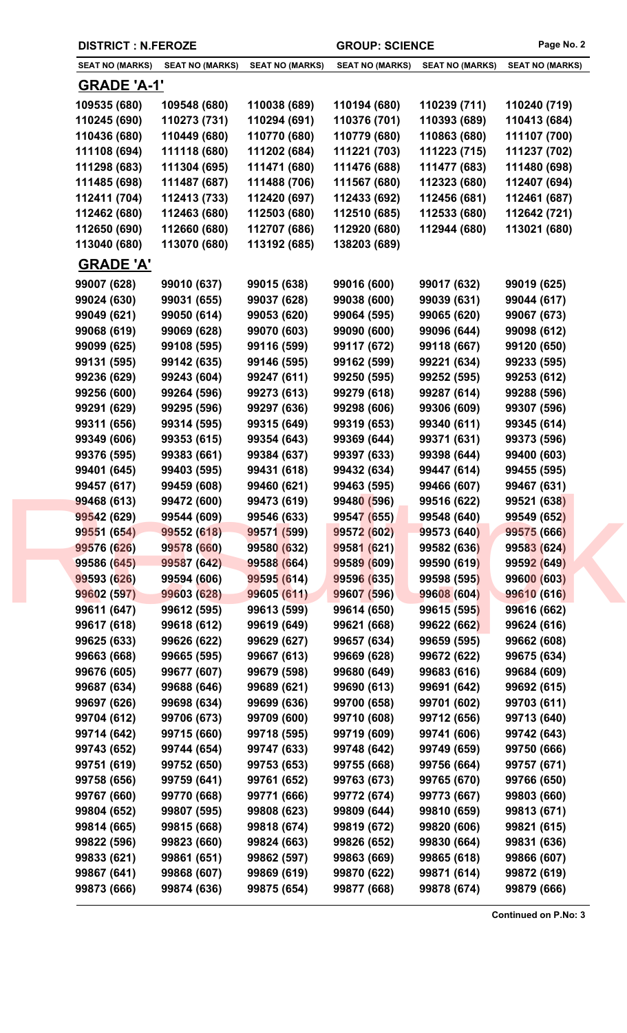**DISTRICT : N.FEROZE** **GROUP: SCIENCE**

| SEAT NO (MARKS) | SEAT NO (MARKS) | SEAT NO (MARKS) | SEAT NO (MARKS) | SEAT NO (MARKS) | SEAT NO (MARKS) |
|---|---|---|---|---|---|

## GRADE 'A-1'

| | | | | | |
|---|---|---|---|---|---|
| 109535 (680) | 109548 (680) | 110038 (689) | 110194 (680) | 110239 (711) | 110240 (719) |
| 110245 (690) | 110273 (731) | 110294 (691) | 110376 (701) | 110393 (689) | 110413 (684) |
| 110436 (680) | 110449 (680) | 110770 (680) | 110779 (680) | 110863 (680) | 111107 (700) |
| 111108 (694) | 111118 (680) | 111202 (684) | 111221 (703) | 111223 (715) | 111237 (702) |
| 111298 (683) | 111304 (695) | 111471 (680) | 111476 (688) | 111477 (683) | 111480 (698) |
| 111485 (698) | 111487 (687) | 111488 (706) | 111567 (680) | 112323 (680) | 112407 (694) |
| 112411 (704) | 112413 (733) | 112420 (697) | 112433 (692) | 112456 (681) | 112461 (687) |
| 112462 (680) | 112463 (680) | 112503 (680) | 112510 (685) | 112533 (680) | 112642 (721) |
| 112650 (690) | 112660 (680) | 112707 (686) | 112920 (680) | 112944 (680) | 113021 (680) |
| 113040 (680) | 113070 (680) | 113192 (685) | 138203 (689) | | |

## GRADE 'A'

| | | | | | |
|---|---|---|---|---|---|
| 99007 (628) | 99010 (637) | 99015 (638) | 99016 (600) | 99017 (632) | 99019 (625) |
| 99024 (630) | 99031 (655) | 99037 (628) | 99038 (600) | 99039 (631) | 99044 (617) |
| 99049 (621) | 99050 (614) | 99053 (620) | 99064 (595) | 99065 (620) | 99067 (673) |
| 99068 (619) | 99069 (628) | 99070 (603) | 99090 (600) | 99096 (644) | 99098 (612) |
| 99099 (625) | 99108 (595) | 99116 (599) | 99117 (672) | 99118 (667) | 99120 (650) |
| 99131 (595) | 99142 (635) | 99146 (595) | 99162 (599) | 99221 (634) | 99233 (595) |
| 99236 (629) | 99243 (604) | 99247 (611) | 99250 (595) | 99252 (595) | 99253 (612) |
| 99256 (600) | 99264 (596) | 99273 (613) | 99279 (618) | 99287 (614) | 99288 (596) |
| 99291 (629) | 99295 (596) | 99297 (636) | 99298 (606) | 99306 (609) | 99307 (596) |
| 99311 (656) | 99314 (595) | 99315 (649) | 99319 (653) | 99340 (611) | 99345 (614) |
| 99349 (606) | 99353 (615) | 99354 (643) | 99369 (644) | 99371 (631) | 99373 (596) |
| 99376 (595) | 99383 (661) | 99384 (637) | 99397 (633) | 99398 (644) | 99400 (603) |
| 99401 (645) | 99403 (595) | 99431 (618) | 99432 (634) | 99447 (614) | 99455 (595) |
| 99457 (617) | 99459 (608) | 99460 (621) | 99463 (595) | 99466 (607) | 99467 (631) |
| 99468 (613) | 99472 (600) | 99473 (619) | 99480 (596) | 99516 (622) | 99521 (638) |
| 99542 (629) | 99544 (609) | 99546 (633) | 99547 (655) | 99548 (640) | 99549 (652) |
| 99551 (654) | 99552 (618) | 99571 (599) | 99572 (602) | 99573 (640) | 99575 (666) |
| 99576 (626) | 99578 (660) | 99580 (632) | 99581 (621) | 99582 (636) | 99583 (624) |
| 99586 (645) | 99587 (642) | 99588 (664) | 99589 (609) | 99590 (619) | 99592 (649) |
| 99593 (626) | 99594 (606) | 99595 (614) | 99596 (635) | 99598 (595) | 99600 (603) |
| 99602 (597) | 99603 (628) | 99605 (611) | 99607 (596) | 99608 (604) | 99610 (616) |
| 99611 (647) | 99612 (595) | 99613 (599) | 99614 (650) | 99615 (595) | 99616 (662) |
| 99617 (618) | 99618 (612) | 99619 (649) | 99621 (668) | 99622 (662) | 99624 (616) |
| 99625 (633) | 99626 (622) | 99629 (627) | 99657 (634) | 99659 (595) | 99662 (608) |
| 99663 (668) | 99665 (595) | 99667 (613) | 99669 (628) | 99672 (622) | 99675 (634) |
| 99676 (605) | 99677 (607) | 99679 (598) | 99680 (649) | 99683 (616) | 99684 (609) |
| 99687 (634) | 99688 (646) | 99689 (621) | 99690 (613) | 99691 (642) | 99692 (615) |
| 99697 (626) | 99698 (634) | 99699 (636) | 99700 (658) | 99701 (602) | 99703 (611) |
| 99704 (612) | 99706 (673) | 99709 (600) | 99710 (608) | 99712 (656) | 99713 (640) |
| 99714 (642) | 99715 (660) | 99718 (595) | 99719 (609) | 99741 (606) | 99742 (643) |
| 99743 (652) | 99744 (654) | 99747 (633) | 99748 (642) | 99749 (659) | 99750 (666) |
| 99751 (619) | 99752 (650) | 99753 (653) | 99755 (668) | 99756 (664) | 99757 (671) |
| 99758 (656) | 99759 (641) | 99761 (652) | 99763 (673) | 99765 (670) | 99766 (650) |
| 99767 (660) | 99770 (668) | 99771 (666) | 99772 (674) | 99773 (667) | 99803 (660) |
| 99804 (652) | 99807 (595) | 99808 (623) | 99809 (644) | 99810 (659) | 99813 (671) |
| 99814 (665) | 99815 (668) | 99818 (674) | 99819 (672) | 99820 (606) | 99821 (615) |
| 99822 (596) | 99823 (660) | 99824 (663) | 99826 (652) | 99830 (664) | 99831 (636) |
| 99833 (621) | 99861 (651) | 99862 (597) | 99863 (669) | 99865 (618) | 99866 (607) |
| 99867 (641) | 99868 (607) | 99869 (619) | 99870 (622) | 99871 (614) | 99872 (619) |
| 99873 (666) | 99874 (636) | 99875 (654) | 99877 (668) | 99878 (674) | 99879 (666) |

**Continued on P.No: 3**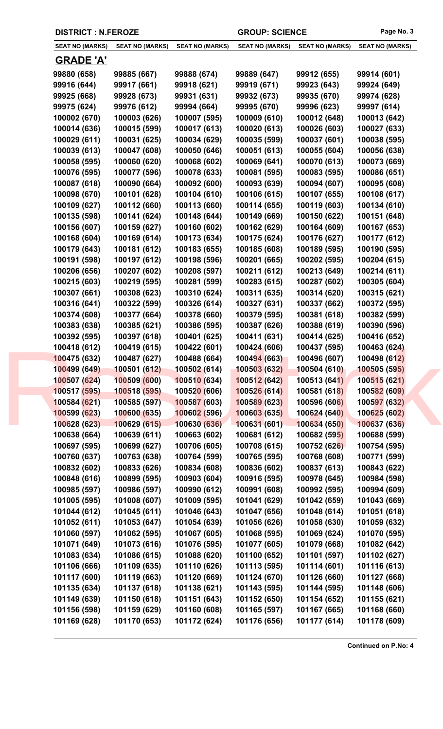**DISTRICT : N.FEROZE** | **GROUP: SCIENCE**

| SEAT NO (MARKS) | SEAT NO (MARKS) | SEAT NO (MARKS) | SEAT NO (MARKS) | SEAT NO (MARKS) | SEAT NO (MARKS) |
|---|---|---|---|---|---|

## GRADE 'A'

| | | | | | |
|---|---|---|---|---|---|
| 99880 (658) | 99885 (667) | 99888 (674) | 99889 (647) | 99912 (655) | 99914 (601) |
| 99916 (644) | 99917 (661) | 99918 (621) | 99919 (671) | 99923 (643) | 99924 (649) |
| 99925 (668) | 99928 (673) | 99931 (631) | 99932 (673) | 99935 (670) | 99974 (628) |
| 99975 (624) | 99976 (612) | 99994 (664) | 99995 (670) | 99996 (623) | 99997 (614) |
| 100002 (670) | 100003 (626) | 100007 (595) | 100009 (610) | 100012 (648) | 100013 (642) |
| 100014 (636) | 100015 (599) | 100017 (613) | 100020 (613) | 100026 (603) | 100027 (633) |
| 100029 (611) | 100031 (625) | 100034 (629) | 100035 (599) | 100037 (601) | 100038 (595) |
| 100039 (613) | 100047 (608) | 100050 (646) | 100051 (613) | 100055 (604) | 100056 (638) |
| 100058 (595) | 100060 (620) | 100068 (602) | 100069 (641) | 100070 (613) | 100073 (669) |
| 100076 (595) | 100077 (596) | 100078 (633) | 100081 (595) | 100083 (595) | 100086 (651) |
| 100087 (618) | 100090 (664) | 100092 (600) | 100093 (639) | 100094 (607) | 100095 (608) |
| 100098 (670) | 100101 (628) | 100104 (610) | 100106 (615) | 100107 (655) | 100108 (617) |
| 100109 (627) | 100112 (660) | 100113 (660) | 100114 (655) | 100119 (603) | 100134 (610) |
| 100135 (598) | 100141 (624) | 100148 (644) | 100149 (669) | 100150 (622) | 100151 (648) |
| 100156 (607) | 100159 (627) | 100160 (602) | 100162 (629) | 100164 (609) | 100167 (653) |
| 100168 (604) | 100169 (614) | 100173 (634) | 100175 (624) | 100176 (627) | 100177 (612) |
| 100179 (643) | 100181 (612) | 100183 (655) | 100185 (608) | 100189 (595) | 100190 (595) |
| 100191 (598) | 100197 (612) | 100198 (596) | 100201 (665) | 100202 (595) | 100204 (615) |
| 100206 (656) | 100207 (602) | 100208 (597) | 100211 (612) | 100213 (649) | 100214 (611) |
| 100215 (603) | 100219 (595) | 100281 (599) | 100283 (615) | 100287 (602) | 100305 (604) |
| 100307 (661) | 100308 (623) | 100310 (624) | 100311 (635) | 100314 (620) | 100315 (621) |
| 100316 (641) | 100322 (599) | 100326 (614) | 100327 (631) | 100337 (662) | 100372 (595) |
| 100374 (608) | 100377 (664) | 100378 (660) | 100379 (595) | 100381 (618) | 100382 (599) |
| 100383 (638) | 100385 (621) | 100386 (595) | 100387 (626) | 100388 (619) | 100390 (596) |
| 100392 (595) | 100397 (618) | 100401 (625) | 100411 (631) | 100414 (625) | 100416 (652) |
| 100418 (612) | 100419 (615) | 100422 (601) | 100424 (606) | 100437 (595) | 100463 (624) |
| 100475 (632) | 100487 (627) | 100488 (664) | 100494 (663) | 100496 (607) | 100498 (612) |
| 100499 (649) | 100501 (612) | 100502 (614) | 100503 (632) | 100504 (610) | 100505 (595) |
| 100507 (624) | 100509 (600) | 100510 (634) | 100512 (642) | 100513 (641) | 100515 (621) |
| 100517 (595) | 100518 (595) | 100520 (606) | 100526 (614) | 100581 (618) | 100582 (609) |
| 100584 (621) | 100585 (597) | 100587 (603) | 100589 (623) | 100596 (606) | 100597 (632) |
| 100599 (623) | 100600 (635) | 100602 (596) | 100603 (635) | 100624 (640) | 100625 (602) |
| 100628 (623) | 100629 (615) | 100630 (636) | 100631 (601) | 100634 (650) | 100637 (636) |
| 100638 (664) | 100639 (611) | 100663 (602) | 100681 (612) | 100682 (595) | 100688 (599) |
| 100697 (595) | 100699 (627) | 100706 (605) | 100708 (615) | 100752 (626) | 100754 (595) |
| 100760 (637) | 100763 (638) | 100764 (599) | 100765 (595) | 100768 (608) | 100771 (599) |
| 100832 (602) | 100833 (626) | 100834 (608) | 100836 (602) | 100837 (613) | 100843 (622) |
| 100848 (616) | 100899 (595) | 100903 (604) | 100916 (595) | 100978 (645) | 100984 (598) |
| 100985 (597) | 100986 (597) | 100990 (612) | 100991 (608) | 100992 (595) | 100994 (609) |
| 101005 (595) | 101008 (607) | 101009 (595) | 101041 (629) | 101042 (659) | 101043 (669) |
| 101044 (612) | 101045 (611) | 101046 (643) | 101047 (656) | 101048 (614) | 101051 (618) |
| 101052 (611) | 101053 (647) | 101054 (639) | 101056 (626) | 101058 (630) | 101059 (632) |
| 101060 (597) | 101062 (595) | 101067 (605) | 101068 (595) | 101069 (624) | 101070 (595) |
| 101071 (649) | 101073 (616) | 101076 (595) | 101077 (605) | 101079 (668) | 101082 (642) |
| 101083 (634) | 101086 (615) | 101088 (620) | 101100 (652) | 101101 (597) | 101102 (627) |
| 101106 (666) | 101109 (635) | 101110 (626) | 101113 (595) | 101114 (601) | 101116 (613) |
| 101117 (600) | 101119 (663) | 101120 (669) | 101124 (670) | 101126 (660) | 101127 (668) |
| 101135 (634) | 101137 (618) | 101138 (621) | 101143 (595) | 101144 (595) | 101148 (606) |
| 101149 (639) | 101150 (618) | 101151 (643) | 101152 (650) | 101154 (652) | 101155 (621) |
| 101156 (598) | 101159 (629) | 101160 (608) | 101165 (597) | 101167 (665) | 101168 (660) |
| 101169 (628) | 101170 (653) | 101172 (624) | 101176 (656) | 101177 (614) | 101178 (609) |

**Continued on P.No: 4**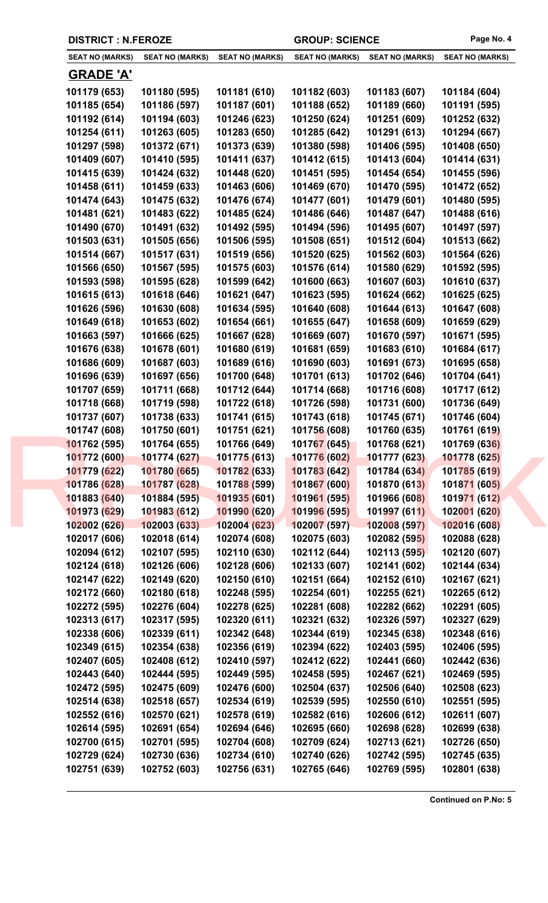DISTRICT : N.FEROZE GROUP: SCIENCE

| SEAT NO (MARKS) | SEAT NO (MARKS) | SEAT NO (MARKS) | SEAT NO (MARKS) | SEAT NO (MARKS) | SEAT NO (MARKS) |
|---|---|---|---|---|---|

## GRADE 'A'

| | | | | | |
|---|---|---|---|---|---|
| 101179 (653) | 101180 (595) | 101181 (610) | 101182 (603) | 101183 (607) | 101184 (604) |
| 101185 (654) | 101186 (597) | 101187 (601) | 101188 (652) | 101189 (660) | 101191 (595) |
| 101192 (614) | 101194 (603) | 101246 (623) | 101250 (624) | 101251 (609) | 101252 (632) |
| 101254 (611) | 101263 (605) | 101283 (650) | 101285 (642) | 101291 (613) | 101294 (667) |
| 101297 (598) | 101372 (671) | 101373 (639) | 101380 (598) | 101406 (595) | 101408 (650) |
| 101409 (607) | 101410 (595) | 101411 (637) | 101412 (615) | 101413 (604) | 101414 (631) |
| 101415 (639) | 101424 (632) | 101448 (620) | 101451 (595) | 101454 (654) | 101455 (596) |
| 101458 (611) | 101459 (633) | 101463 (606) | 101469 (670) | 101470 (595) | 101472 (652) |
| 101474 (643) | 101475 (632) | 101476 (674) | 101477 (601) | 101479 (601) | 101480 (595) |
| 101481 (621) | 101483 (622) | 101485 (624) | 101486 (646) | 101487 (647) | 101488 (616) |
| 101490 (670) | 101491 (632) | 101492 (595) | 101494 (596) | 101495 (607) | 101497 (597) |
| 101503 (631) | 101505 (656) | 101506 (595) | 101508 (651) | 101512 (604) | 101513 (662) |
| 101514 (667) | 101517 (631) | 101519 (656) | 101520 (625) | 101562 (603) | 101564 (626) |
| 101566 (650) | 101567 (595) | 101575 (603) | 101576 (614) | 101580 (629) | 101592 (595) |
| 101593 (598) | 101595 (628) | 101599 (642) | 101600 (663) | 101607 (603) | 101610 (637) |
| 101615 (613) | 101618 (646) | 101621 (647) | 101623 (595) | 101624 (662) | 101625 (625) |
| 101626 (596) | 101630 (608) | 101634 (595) | 101640 (608) | 101644 (613) | 101647 (608) |
| 101649 (618) | 101653 (602) | 101654 (661) | 101655 (647) | 101658 (609) | 101659 (629) |
| 101663 (597) | 101666 (625) | 101667 (628) | 101669 (607) | 101670 (597) | 101671 (595) |
| 101676 (638) | 101678 (601) | 101680 (619) | 101681 (659) | 101683 (610) | 101684 (617) |
| 101686 (609) | 101687 (603) | 101689 (616) | 101690 (603) | 101691 (673) | 101695 (658) |
| 101696 (639) | 101697 (656) | 101700 (648) | 101701 (613) | 101702 (646) | 101704 (641) |
| 101707 (659) | 101711 (668) | 101712 (644) | 101714 (668) | 101716 (608) | 101717 (612) |
| 101718 (668) | 101719 (598) | 101722 (618) | 101726 (598) | 101731 (600) | 101736 (649) |
| 101737 (607) | 101738 (633) | 101741 (615) | 101743 (618) | 101745 (671) | 101746 (604) |
| 101747 (608) | 101750 (601) | 101751 (621) | 101756 (608) | 101760 (635) | 101761 (619) |
| 101762 (595) | 101764 (655) | 101766 (649) | 101767 (645) | 101768 (621) | 101769 (636) |
| 101772 (600) | 101774 (627) | 101775 (613) | 101776 (602) | 101777 (623) | 101778 (625) |
| 101779 (622) | 101780 (665) | 101782 (633) | 101783 (642) | 101784 (634) | 101785 (619) |
| 101786 (628) | 101787 (628) | 101788 (599) | 101867 (600) | 101870 (613) | 101871 (605) |
| 101883 (640) | 101884 (595) | 101935 (601) | 101961 (595) | 101966 (608) | 101971 (612) |
| 101973 (629) | 101983 (612) | 101990 (620) | 101996 (595) | 101997 (611) | 102001 (620) |
| 102002 (626) | 102003 (633) | 102004 (623) | 102007 (597) | 102008 (597) | 102016 (608) |
| 102017 (606) | 102018 (614) | 102074 (608) | 102075 (603) | 102082 (595) | 102088 (628) |
| 102094 (612) | 102107 (595) | 102110 (630) | 102112 (644) | 102113 (595) | 102120 (607) |
| 102124 (618) | 102126 (606) | 102128 (606) | 102133 (607) | 102141 (602) | 102144 (634) |
| 102147 (622) | 102149 (620) | 102150 (610) | 102151 (664) | 102152 (610) | 102167 (621) |
| 102172 (660) | 102180 (618) | 102248 (595) | 102254 (601) | 102255 (621) | 102265 (612) |
| 102272 (595) | 102276 (604) | 102278 (625) | 102281 (608) | 102282 (662) | 102291 (605) |
| 102313 (617) | 102317 (595) | 102320 (611) | 102321 (632) | 102326 (597) | 102327 (629) |
| 102338 (606) | 102339 (611) | 102342 (648) | 102344 (619) | 102345 (638) | 102348 (616) |
| 102349 (615) | 102354 (638) | 102356 (619) | 102394 (622) | 102403 (595) | 102406 (595) |
| 102407 (605) | 102408 (612) | 102410 (597) | 102412 (622) | 102441 (660) | 102442 (636) |
| 102443 (640) | 102444 (595) | 102449 (595) | 102458 (595) | 102467 (621) | 102469 (595) |
| 102472 (595) | 102475 (609) | 102476 (600) | 102504 (637) | 102506 (640) | 102508 (623) |
| 102514 (638) | 102518 (657) | 102534 (619) | 102539 (595) | 102550 (610) | 102551 (595) |
| 102552 (616) | 102570 (621) | 102578 (619) | 102582 (616) | 102606 (612) | 102611 (607) |
| 102614 (595) | 102691 (654) | 102694 (646) | 102695 (660) | 102698 (628) | 102699 (638) |
| 102700 (615) | 102701 (595) | 102704 (608) | 102709 (624) | 102713 (621) | 102726 (650) |
| 102729 (624) | 102730 (636) | 102734 (610) | 102740 (626) | 102742 (595) | 102745 (635) |
| 102751 (639) | 102752 (603) | 102756 (631) | 102765 (646) | 102769 (595) | 102801 (638) |

**Continued on P.No: 5**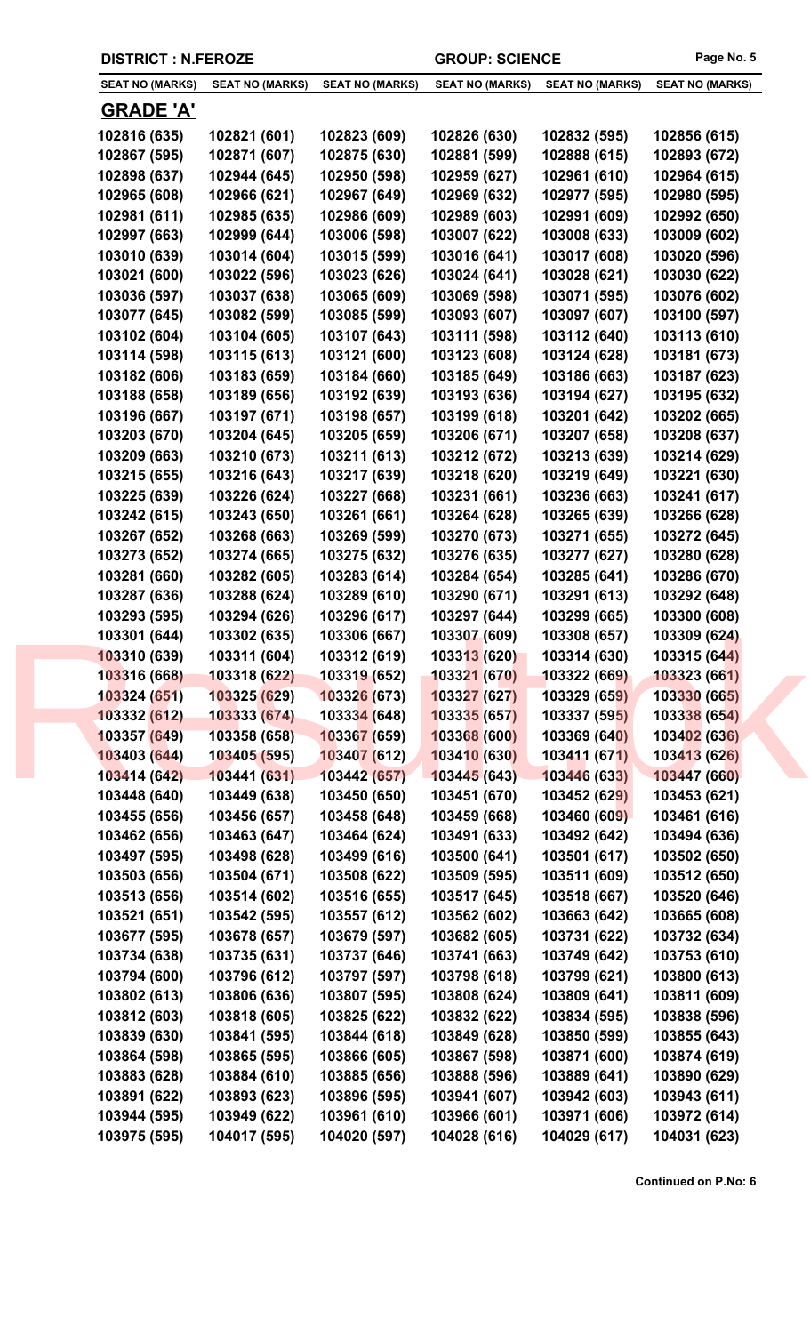**DISTRICT : N.FEROZE** **GROUP: SCIENCE**

| SEAT NO (MARKS) | SEAT NO (MARKS) | SEAT NO (MARKS) | SEAT NO (MARKS) | SEAT NO (MARKS) | SEAT NO (MARKS) |
|---|---|---|---|---|---|

## GRADE 'A'

| | | | | | |
|---|---|---|---|---|---|
| 102816 (635) | 102821 (601) | 102823 (609) | 102826 (630) | 102832 (595) | 102856 (615) |
| 102867 (595) | 102871 (607) | 102875 (630) | 102881 (599) | 102888 (615) | 102893 (672) |
| 102898 (637) | 102944 (645) | 102950 (598) | 102959 (627) | 102961 (610) | 102964 (615) |
| 102965 (608) | 102966 (621) | 102967 (649) | 102969 (632) | 102977 (595) | 102980 (595) |
| 102981 (611) | 102985 (635) | 102986 (609) | 102989 (603) | 102991 (609) | 102992 (650) |
| 102997 (663) | 102999 (644) | 103006 (598) | 103007 (622) | 103008 (633) | 103009 (602) |
| 103010 (639) | 103014 (604) | 103015 (599) | 103016 (641) | 103017 (608) | 103020 (596) |
| 103021 (600) | 103022 (596) | 103023 (626) | 103024 (641) | 103028 (621) | 103030 (622) |
| 103036 (597) | 103037 (638) | 103065 (609) | 103069 (598) | 103071 (595) | 103076 (602) |
| 103077 (645) | 103082 (599) | 103085 (599) | 103093 (607) | 103097 (607) | 103100 (597) |
| 103102 (604) | 103104 (605) | 103107 (643) | 103111 (598) | 103112 (640) | 103113 (610) |
| 103114 (598) | 103115 (613) | 103121 (600) | 103123 (608) | 103124 (628) | 103181 (673) |
| 103182 (606) | 103183 (659) | 103184 (660) | 103185 (649) | 103186 (663) | 103187 (623) |
| 103188 (658) | 103189 (656) | 103192 (639) | 103193 (636) | 103194 (627) | 103195 (632) |
| 103196 (667) | 103197 (671) | 103198 (657) | 103199 (618) | 103201 (642) | 103202 (665) |
| 103203 (670) | 103204 (645) | 103205 (659) | 103206 (671) | 103207 (658) | 103208 (637) |
| 103209 (663) | 103210 (673) | 103211 (613) | 103212 (672) | 103213 (639) | 103214 (629) |
| 103215 (655) | 103216 (643) | 103217 (639) | 103218 (620) | 103219 (649) | 103221 (630) |
| 103225 (639) | 103226 (624) | 103227 (668) | 103231 (661) | 103236 (663) | 103241 (617) |
| 103242 (615) | 103243 (650) | 103261 (661) | 103264 (628) | 103265 (639) | 103266 (628) |
| 103267 (652) | 103268 (663) | 103269 (599) | 103270 (673) | 103271 (655) | 103272 (645) |
| 103273 (652) | 103274 (665) | 103275 (632) | 103276 (635) | 103277 (627) | 103280 (628) |
| 103281 (660) | 103282 (605) | 103283 (614) | 103284 (654) | 103285 (641) | 103286 (670) |
| 103287 (636) | 103288 (624) | 103289 (610) | 103290 (671) | 103291 (613) | 103292 (648) |
| 103293 (595) | 103294 (626) | 103296 (617) | 103297 (644) | 103299 (665) | 103300 (608) |
| 103301 (644) | 103302 (635) | 103306 (667) | 103307 (609) | 103308 (657) | 103309 (624) |
| 103310 (639) | 103311 (604) | 103312 (619) | 103313 (620) | 103314 (630) | 103315 (644) |
| 103316 (668) | 103318 (622) | 103319 (652) | 103321 (670) | 103322 (669) | 103323 (661) |
| 103324 (651) | 103325 (629) | 103326 (673) | 103327 (627) | 103329 (659) | 103330 (665) |
| 103332 (612) | 103333 (674) | 103334 (648) | 103335 (657) | 103337 (595) | 103338 (654) |
| 103357 (649) | 103358 (658) | 103367 (659) | 103368 (600) | 103369 (640) | 103402 (636) |
| 103403 (644) | 103405 (595) | 103407 (612) | 103410 (630) | 103411 (671) | 103413 (626) |
| 103414 (642) | 103441 (631) | 103442 (657) | 103445 (643) | 103446 (633) | 103447 (660) |
| 103448 (640) | 103449 (638) | 103450 (650) | 103451 (670) | 103452 (629) | 103453 (621) |
| 103455 (656) | 103456 (657) | 103458 (648) | 103459 (668) | 103460 (609) | 103461 (616) |
| 103462 (656) | 103463 (647) | 103464 (624) | 103491 (633) | 103492 (642) | 103494 (636) |
| 103497 (595) | 103498 (628) | 103499 (616) | 103500 (641) | 103501 (617) | 103502 (650) |
| 103503 (656) | 103504 (671) | 103508 (622) | 103509 (595) | 103511 (609) | 103512 (650) |
| 103513 (656) | 103514 (602) | 103516 (655) | 103517 (645) | 103518 (667) | 103520 (646) |
| 103521 (651) | 103542 (595) | 103557 (612) | 103562 (602) | 103663 (642) | 103665 (608) |
| 103677 (595) | 103678 (657) | 103679 (597) | 103682 (605) | 103731 (622) | 103732 (634) |
| 103734 (638) | 103735 (631) | 103737 (646) | 103741 (663) | 103749 (642) | 103753 (610) |
| 103794 (600) | 103796 (612) | 103797 (597) | 103798 (618) | 103799 (621) | 103800 (613) |
| 103802 (613) | 103806 (636) | 103807 (595) | 103808 (624) | 103809 (641) | 103811 (609) |
| 103812 (603) | 103818 (605) | 103825 (622) | 103832 (622) | 103834 (595) | 103838 (596) |
| 103839 (630) | 103841 (595) | 103844 (618) | 103849 (628) | 103850 (599) | 103855 (643) |
| 103864 (598) | 103865 (595) | 103866 (605) | 103867 (598) | 103871 (600) | 103874 (619) |
| 103883 (628) | 103884 (610) | 103885 (656) | 103888 (596) | 103889 (641) | 103890 (629) |
| 103891 (622) | 103893 (623) | 103896 (595) | 103941 (607) | 103942 (603) | 103943 (611) |
| 103944 (595) | 103949 (622) | 103961 (610) | 103966 (601) | 103971 (606) | 103972 (614) |
| 103975 (595) | 104017 (595) | 104020 (597) | 104028 (616) | 104029 (617) | 104031 (623) |

**Continued on P.No: 6**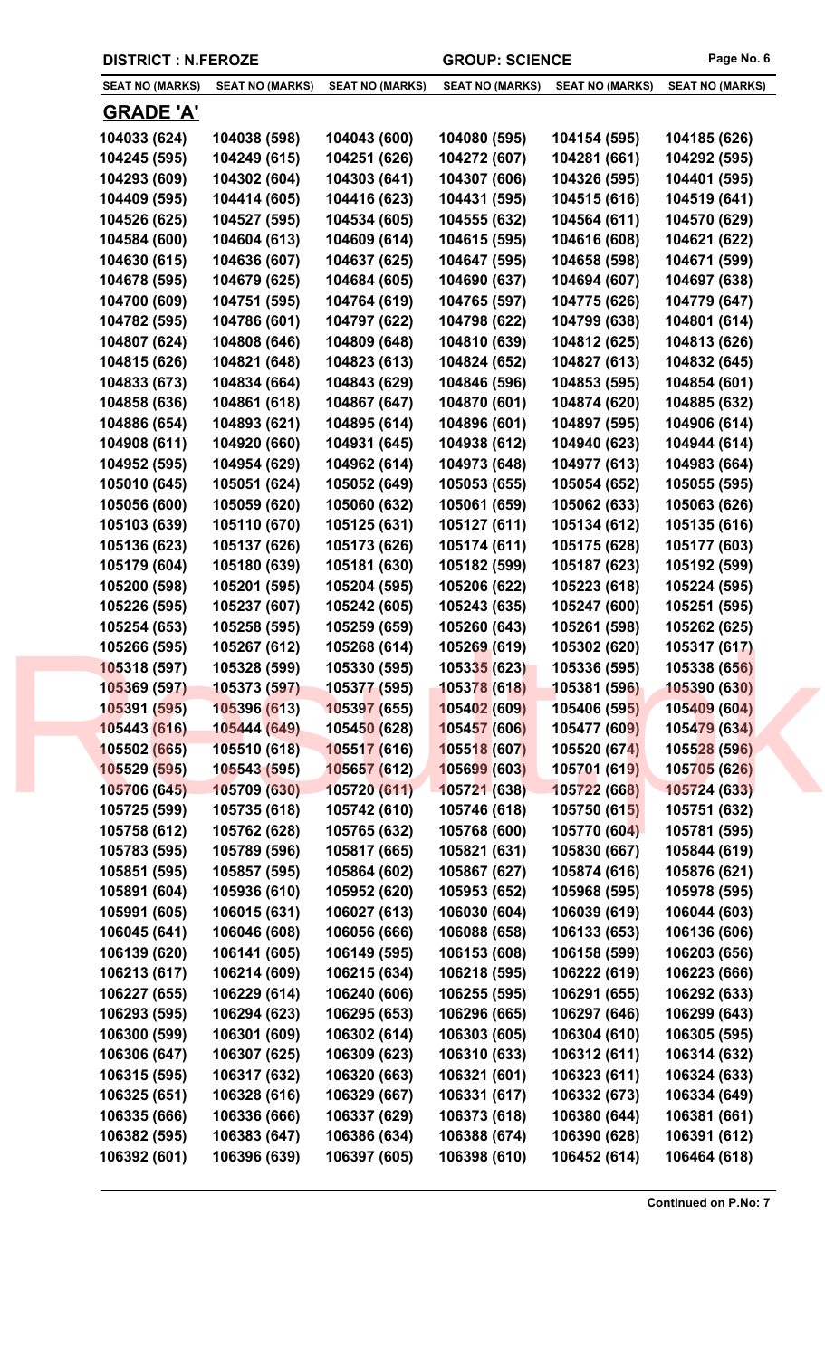**DISTRICT : N.FEROZE** | **GROUP: SCIENCE**

| SEAT NO (MARKS) | SEAT NO (MARKS) | SEAT NO (MARKS) | SEAT NO (MARKS) | SEAT NO (MARKS) | SEAT NO (MARKS) |
|---|---|---|---|---|---|

## GRADE 'A'

| | | | | | |
|---|---|---|---|---|---|
| 104033 (624) | 104038 (598) | 104043 (600) | 104080 (595) | 104154 (595) | 104185 (626) |
| 104245 (595) | 104249 (615) | 104251 (626) | 104272 (607) | 104281 (661) | 104292 (595) |
| 104293 (609) | 104302 (604) | 104303 (641) | 104307 (606) | 104326 (595) | 104401 (595) |
| 104409 (595) | 104414 (605) | 104416 (623) | 104431 (595) | 104515 (616) | 104519 (641) |
| 104526 (625) | 104527 (595) | 104534 (605) | 104555 (632) | 104564 (611) | 104570 (629) |
| 104584 (600) | 104604 (613) | 104609 (614) | 104615 (595) | 104616 (608) | 104621 (622) |
| 104630 (615) | 104636 (607) | 104637 (625) | 104647 (595) | 104658 (598) | 104671 (599) |
| 104678 (595) | 104679 (625) | 104684 (605) | 104690 (637) | 104694 (607) | 104697 (638) |
| 104700 (609) | 104751 (595) | 104764 (619) | 104765 (597) | 104775 (626) | 104779 (647) |
| 104782 (595) | 104786 (601) | 104797 (622) | 104798 (622) | 104799 (638) | 104801 (614) |
| 104807 (624) | 104808 (646) | 104809 (648) | 104810 (639) | 104812 (625) | 104813 (626) |
| 104815 (626) | 104821 (648) | 104823 (613) | 104824 (652) | 104827 (613) | 104832 (645) |
| 104833 (673) | 104834 (664) | 104843 (629) | 104846 (596) | 104853 (595) | 104854 (601) |
| 104858 (636) | 104861 (618) | 104867 (647) | 104870 (601) | 104874 (620) | 104885 (632) |
| 104886 (654) | 104893 (621) | 104895 (614) | 104896 (601) | 104897 (595) | 104906 (614) |
| 104908 (611) | 104920 (660) | 104931 (645) | 104938 (612) | 104940 (623) | 104944 (614) |
| 104952 (595) | 104954 (629) | 104962 (614) | 104973 (648) | 104977 (613) | 104983 (664) |
| 105010 (645) | 105051 (624) | 105052 (649) | 105053 (655) | 105054 (652) | 105055 (595) |
| 105056 (600) | 105059 (620) | 105060 (632) | 105061 (659) | 105062 (633) | 105063 (626) |
| 105103 (639) | 105110 (670) | 105125 (631) | 105127 (611) | 105134 (612) | 105135 (616) |
| 105136 (623) | 105137 (626) | 105173 (626) | 105174 (611) | 105175 (628) | 105177 (603) |
| 105179 (604) | 105180 (639) | 105181 (630) | 105182 (599) | 105187 (623) | 105192 (599) |
| 105200 (598) | 105201 (595) | 105204 (595) | 105206 (622) | 105223 (618) | 105224 (595) |
| 105226 (595) | 105237 (607) | 105242 (605) | 105243 (635) | 105247 (600) | 105251 (595) |
| 105254 (653) | 105258 (595) | 105259 (659) | 105260 (643) | 105261 (598) | 105262 (625) |
| 105266 (595) | 105267 (612) | 105268 (614) | 105269 (619) | 105302 (620) | 105317 (617) |
| 105318 (597) | 105328 (599) | 105330 (595) | 105335 (623) | 105336 (595) | 105338 (656) |
| 105369 (597) | 105373 (597) | 105377 (595) | 105378 (618) | 105381 (596) | 105390 (630) |
| 105391 (595) | 105396 (613) | 105397 (655) | 105402 (609) | 105406 (595) | 105409 (604) |
| 105443 (616) | 105444 (649) | 105450 (628) | 105457 (606) | 105477 (609) | 105479 (634) |
| 105502 (665) | 105510 (618) | 105517 (616) | 105518 (607) | 105520 (674) | 105528 (596) |
| 105529 (595) | 105543 (595) | 105657 (612) | 105699 (603) | 105701 (619) | 105705 (626) |
| 105706 (645) | 105709 (630) | 105720 (611) | 105721 (638) | 105722 (668) | 105724 (633) |
| 105725 (599) | 105735 (618) | 105742 (610) | 105746 (618) | 105750 (615) | 105751 (632) |
| 105758 (612) | 105762 (628) | 105765 (632) | 105768 (600) | 105770 (604) | 105781 (595) |
| 105783 (595) | 105789 (596) | 105817 (665) | 105821 (631) | 105830 (667) | 105844 (619) |
| 105851 (595) | 105857 (595) | 105864 (602) | 105867 (627) | 105874 (616) | 105876 (621) |
| 105891 (604) | 105936 (610) | 105952 (620) | 105953 (652) | 105968 (595) | 105978 (595) |
| 105991 (605) | 106015 (631) | 106027 (613) | 106030 (604) | 106039 (619) | 106044 (603) |
| 106045 (641) | 106046 (608) | 106056 (666) | 106088 (658) | 106133 (653) | 106136 (606) |
| 106139 (620) | 106141 (605) | 106149 (595) | 106153 (608) | 106158 (599) | 106203 (656) |
| 106213 (617) | 106214 (609) | 106215 (634) | 106218 (595) | 106222 (619) | 106223 (666) |
| 106227 (655) | 106229 (614) | 106240 (606) | 106255 (595) | 106291 (655) | 106292 (633) |
| 106293 (595) | 106294 (623) | 106295 (653) | 106296 (665) | 106297 (646) | 106299 (643) |
| 106300 (599) | 106301 (609) | 106302 (614) | 106303 (605) | 106304 (610) | 106305 (595) |
| 106306 (647) | 106307 (625) | 106309 (623) | 106310 (633) | 106312 (611) | 106314 (632) |
| 106315 (595) | 106317 (632) | 106320 (663) | 106321 (601) | 106323 (611) | 106324 (633) |
| 106325 (651) | 106328 (616) | 106329 (667) | 106331 (617) | 106332 (673) | 106334 (649) |
| 106335 (666) | 106336 (666) | 106337 (629) | 106373 (618) | 106380 (644) | 106381 (661) |
| 106382 (595) | 106383 (647) | 106386 (634) | 106388 (674) | 106390 (628) | 106391 (612) |
| 106392 (601) | 106396 (639) | 106397 (605) | 106398 (610) | 106452 (614) | 106464 (618) |

**Continued on P.No: 7**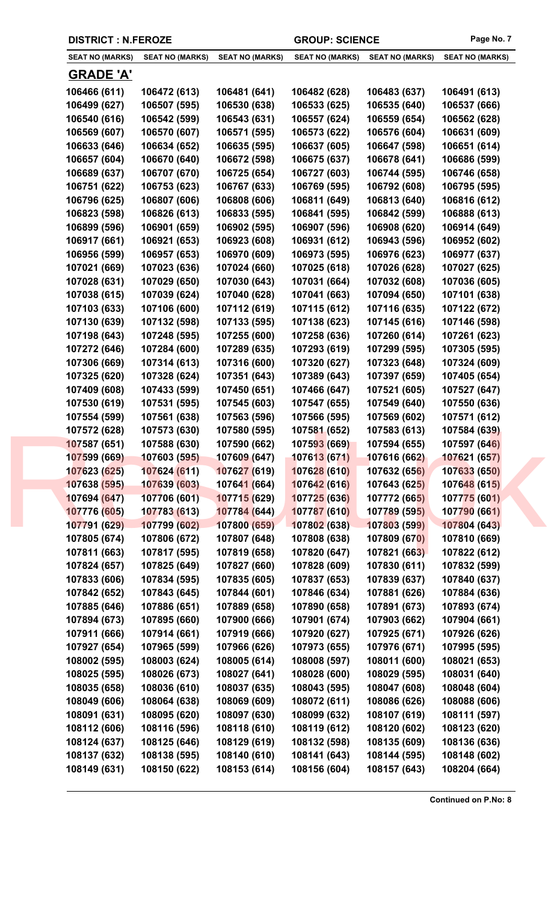DISTRICT : N.FEROZE — GROUP: SCIENCE

| SEAT NO (MARKS) | SEAT NO (MARKS) | SEAT NO (MARKS) | SEAT NO (MARKS) | SEAT NO (MARKS) | SEAT NO (MARKS) |
|---|---|---|---|---|---|
| **GRADE 'A'** | | | | | |
| 106466 (611) | 106472 (613) | 106481 (641) | 106482 (628) | 106483 (637) | 106491 (613) |
| 106499 (627) | 106507 (595) | 106530 (638) | 106533 (625) | 106535 (640) | 106537 (666) |
| 106540 (616) | 106542 (599) | 106543 (631) | 106557 (624) | 106559 (654) | 106562 (628) |
| 106569 (607) | 106570 (607) | 106571 (595) | 106573 (622) | 106576 (604) | 106631 (609) |
| 106633 (646) | 106634 (652) | 106635 (595) | 106637 (605) | 106647 (598) | 106651 (614) |
| 106657 (604) | 106670 (640) | 106672 (598) | 106675 (637) | 106678 (641) | 106686 (599) |
| 106689 (637) | 106707 (670) | 106725 (654) | 106727 (603) | 106744 (595) | 106746 (658) |
| 106751 (622) | 106753 (623) | 106767 (633) | 106769 (595) | 106792 (608) | 106795 (595) |
| 106796 (625) | 106807 (606) | 106808 (606) | 106811 (649) | 106813 (640) | 106816 (612) |
| 106823 (598) | 106826 (613) | 106833 (595) | 106841 (595) | 106842 (599) | 106888 (613) |
| 106899 (596) | 106901 (659) | 106902 (595) | 106907 (596) | 106908 (620) | 106914 (649) |
| 106917 (661) | 106921 (653) | 106923 (608) | 106931 (612) | 106943 (596) | 106952 (602) |
| 106956 (599) | 106957 (653) | 106970 (609) | 106973 (595) | 106976 (623) | 106977 (637) |
| 107021 (669) | 107023 (636) | 107024 (660) | 107025 (618) | 107026 (628) | 107027 (625) |
| 107028 (631) | 107029 (650) | 107030 (643) | 107031 (664) | 107032 (608) | 107036 (605) |
| 107038 (615) | 107039 (624) | 107040 (628) | 107041 (663) | 107094 (650) | 107101 (638) |
| 107103 (633) | 107106 (600) | 107112 (619) | 107115 (612) | 107116 (635) | 107122 (672) |
| 107130 (639) | 107132 (598) | 107133 (595) | 107138 (623) | 107145 (616) | 107146 (598) |
| 107198 (643) | 107248 (595) | 107255 (600) | 107258 (636) | 107260 (614) | 107261 (623) |
| 107272 (646) | 107284 (600) | 107289 (635) | 107293 (619) | 107299 (595) | 107305 (595) |
| 107306 (669) | 107314 (613) | 107316 (600) | 107320 (627) | 107323 (648) | 107324 (609) |
| 107325 (620) | 107328 (624) | 107351 (643) | 107389 (643) | 107397 (659) | 107405 (654) |
| 107409 (608) | 107433 (599) | 107450 (651) | 107466 (647) | 107521 (605) | 107527 (647) |
| 107530 (619) | 107531 (595) | 107545 (603) | 107547 (655) | 107549 (640) | 107550 (636) |
| 107554 (599) | 107561 (638) | 107563 (596) | 107566 (595) | 107569 (602) | 107571 (612) |
| 107572 (628) | 107573 (630) | 107580 (595) | 107581 (652) | 107583 (613) | 107584 (639) |
| 107587 (651) | 107588 (630) | 107590 (662) | 107593 (669) | 107594 (655) | 107597 (646) |
| 107599 (669) | 107603 (595) | 107609 (647) | 107613 (671) | 107616 (662) | 107621 (657) |
| 107623 (625) | 107624 (611) | 107627 (619) | 107628 (610) | 107632 (656) | 107633 (650) |
| 107638 (595) | 107639 (603) | 107641 (664) | 107642 (616) | 107643 (625) | 107648 (615) |
| 107694 (647) | 107706 (601) | 107715 (629) | 107725 (636) | 107772 (665) | 107775 (601) |
| 107776 (605) | 107783 (613) | 107784 (644) | 107787 (610) | 107789 (595) | 107790 (661) |
| 107791 (629) | 107799 (602) | 107800 (659) | 107802 (638) | 107803 (599) | 107804 (643) |
| 107805 (674) | 107806 (672) | 107807 (648) | 107808 (638) | 107809 (670) | 107810 (669) |
| 107811 (663) | 107817 (595) | 107819 (658) | 107820 (647) | 107821 (663) | 107822 (612) |
| 107824 (657) | 107825 (649) | 107827 (660) | 107828 (609) | 107830 (611) | 107832 (599) |
| 107833 (606) | 107834 (595) | 107835 (605) | 107837 (653) | 107839 (637) | 107840 (637) |
| 107842 (652) | 107843 (645) | 107844 (601) | 107846 (634) | 107881 (626) | 107884 (636) |
| 107885 (646) | 107886 (651) | 107889 (658) | 107890 (658) | 107891 (673) | 107893 (674) |
| 107894 (673) | 107895 (660) | 107900 (666) | 107901 (674) | 107903 (662) | 107904 (661) |
| 107911 (666) | 107914 (661) | 107919 (666) | 107920 (627) | 107925 (671) | 107926 (626) |
| 107927 (654) | 107965 (599) | 107966 (626) | 107973 (655) | 107976 (671) | 107995 (595) |
| 108002 (595) | 108003 (624) | 108005 (614) | 108008 (597) | 108011 (600) | 108021 (653) |
| 108025 (595) | 108026 (673) | 108027 (641) | 108028 (600) | 108029 (595) | 108031 (640) |
| 108035 (658) | 108036 (610) | 108037 (635) | 108043 (595) | 108047 (608) | 108048 (604) |
| 108049 (606) | 108064 (638) | 108069 (609) | 108072 (611) | 108086 (626) | 108088 (606) |
| 108091 (631) | 108095 (620) | 108097 (630) | 108099 (632) | 108107 (619) | 108111 (597) |
| 108112 (606) | 108116 (596) | 108118 (610) | 108119 (612) | 108120 (602) | 108123 (620) |
| 108124 (637) | 108125 (646) | 108129 (619) | 108132 (598) | 108135 (609) | 108136 (636) |
| 108137 (632) | 108138 (595) | 108140 (610) | 108141 (643) | 108144 (595) | 108148 (602) |
| 108149 (631) | 108150 (622) | 108153 (614) | 108156 (604) | 108157 (643) | 108204 (664) |

**Continued on P.No: 8**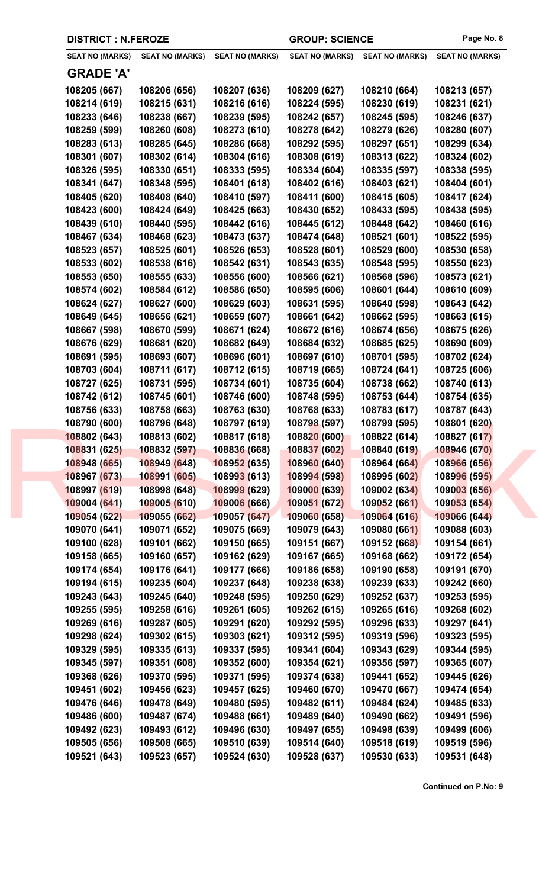DISTRICT : N.FEROZE | GROUP: SCIENCE

| SEAT NO (MARKS) | SEAT NO (MARKS) | SEAT NO (MARKS) | SEAT NO (MARKS) | SEAT NO (MARKS) | SEAT NO (MARKS) |
|---|---|---|---|---|---|

## GRADE 'A'

| | | | | | |
|---|---|---|---|---|---|
| 108205 (667) | 108206 (656) | 108207 (636) | 108209 (627) | 108210 (664) | 108213 (657) |
| 108214 (619) | 108215 (631) | 108216 (616) | 108224 (595) | 108230 (619) | 108231 (621) |
| 108233 (646) | 108238 (667) | 108239 (595) | 108242 (657) | 108245 (595) | 108246 (637) |
| 108259 (599) | 108260 (608) | 108273 (610) | 108278 (642) | 108279 (626) | 108280 (607) |
| 108283 (613) | 108285 (645) | 108286 (668) | 108292 (595) | 108297 (651) | 108299 (634) |
| 108301 (607) | 108302 (614) | 108304 (616) | 108308 (619) | 108313 (622) | 108324 (602) |
| 108326 (595) | 108330 (651) | 108333 (595) | 108334 (604) | 108335 (597) | 108338 (595) |
| 108341 (647) | 108348 (595) | 108401 (618) | 108402 (616) | 108403 (621) | 108404 (601) |
| 108405 (620) | 108408 (640) | 108410 (597) | 108411 (600) | 108415 (605) | 108417 (624) |
| 108423 (600) | 108424 (649) | 108425 (663) | 108430 (652) | 108433 (595) | 108438 (595) |
| 108439 (610) | 108440 (595) | 108442 (616) | 108445 (612) | 108448 (642) | 108460 (616) |
| 108467 (634) | 108468 (623) | 108473 (637) | 108474 (648) | 108521 (601) | 108522 (595) |
| 108523 (657) | 108525 (601) | 108526 (653) | 108528 (601) | 108529 (600) | 108530 (658) |
| 108533 (602) | 108538 (616) | 108542 (631) | 108543 (635) | 108548 (595) | 108550 (623) |
| 108553 (650) | 108555 (633) | 108556 (600) | 108566 (621) | 108568 (596) | 108573 (621) |
| 108574 (602) | 108584 (612) | 108586 (650) | 108595 (606) | 108601 (644) | 108610 (609) |
| 108624 (627) | 108627 (600) | 108629 (603) | 108631 (595) | 108640 (598) | 108643 (642) |
| 108649 (645) | 108656 (621) | 108659 (607) | 108661 (642) | 108662 (595) | 108663 (615) |
| 108667 (598) | 108670 (599) | 108671 (624) | 108672 (616) | 108674 (656) | 108675 (626) |
| 108676 (629) | 108681 (620) | 108682 (649) | 108684 (632) | 108685 (625) | 108690 (609) |
| 108691 (595) | 108693 (607) | 108696 (601) | 108697 (610) | 108701 (595) | 108702 (624) |
| 108703 (604) | 108711 (617) | 108712 (615) | 108719 (665) | 108724 (641) | 108725 (606) |
| 108727 (625) | 108731 (595) | 108734 (601) | 108735 (604) | 108738 (662) | 108740 (613) |
| 108742 (612) | 108745 (601) | 108746 (600) | 108748 (595) | 108753 (644) | 108754 (635) |
| 108756 (633) | 108758 (663) | 108763 (630) | 108768 (633) | 108783 (617) | 108787 (643) |
| 108790 (600) | 108796 (648) | 108797 (619) | 108798 (597) | 108799 (595) | 108801 (620) |
| 108802 (643) | 108813 (602) | 108817 (618) | 108820 (600) | 108822 (614) | 108827 (617) |
| 108831 (625) | 108832 (597) | 108836 (668) | 108837 (602) | 108840 (619) | 108946 (670) |
| 108948 (665) | 108949 (648) | 108952 (635) | 108960 (640) | 108964 (664) | 108966 (656) |
| 108967 (673) | 108991 (605) | 108993 (613) | 108994 (598) | 108995 (602) | 108996 (595) |
| 108997 (619) | 108998 (648) | 108999 (629) | 109000 (639) | 109002 (634) | 109003 (656) |
| 109004 (641) | 109005 (610) | 109006 (666) | 109051 (672) | 109052 (661) | 109053 (654) |
| 109054 (622) | 109055 (662) | 109057 (647) | 109060 (658) | 109064 (616) | 109066 (644) |
| 109070 (641) | 109071 (652) | 109075 (669) | 109079 (643) | 109080 (661) | 109088 (603) |
| 109100 (628) | 109101 (662) | 109150 (665) | 109151 (667) | 109152 (668) | 109154 (661) |
| 109158 (665) | 109160 (657) | 109162 (629) | 109167 (665) | 109168 (662) | 109172 (654) |
| 109174 (654) | 109176 (641) | 109177 (666) | 109186 (658) | 109190 (658) | 109191 (670) |
| 109194 (615) | 109235 (604) | 109237 (648) | 109238 (638) | 109239 (633) | 109242 (660) |
| 109243 (643) | 109245 (640) | 109248 (595) | 109250 (629) | 109252 (637) | 109253 (595) |
| 109255 (595) | 109258 (616) | 109261 (605) | 109262 (615) | 109265 (616) | 109268 (602) |
| 109269 (616) | 109287 (605) | 109291 (620) | 109292 (595) | 109296 (633) | 109297 (641) |
| 109298 (624) | 109302 (615) | 109303 (621) | 109312 (595) | 109319 (596) | 109323 (595) |
| 109329 (595) | 109335 (613) | 109337 (595) | 109341 (604) | 109343 (629) | 109344 (595) |
| 109345 (597) | 109351 (608) | 109352 (600) | 109354 (621) | 109356 (597) | 109365 (607) |
| 109368 (626) | 109370 (595) | 109371 (595) | 109374 (638) | 109441 (652) | 109445 (626) |
| 109451 (602) | 109456 (623) | 109457 (625) | 109460 (670) | 109470 (667) | 109474 (654) |
| 109476 (646) | 109478 (649) | 109480 (595) | 109482 (611) | 109484 (624) | 109485 (633) |
| 109486 (600) | 109487 (674) | 109488 (661) | 109489 (640) | 109490 (662) | 109491 (596) |
| 109492 (623) | 109493 (612) | 109496 (630) | 109497 (655) | 109498 (639) | 109499 (606) |
| 109505 (656) | 109508 (665) | 109510 (639) | 109514 (640) | 109518 (619) | 109519 (596) |
| 109521 (643) | 109523 (657) | 109524 (630) | 109528 (637) | 109530 (633) | 109531 (648) |

**Continued on P.No: 9**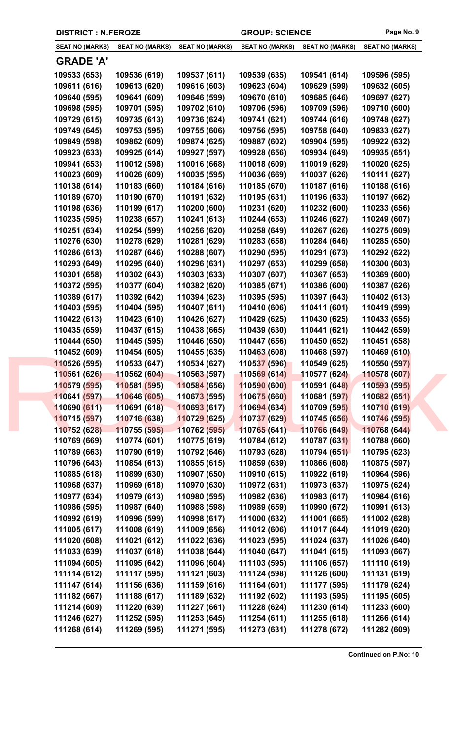**DISTRICT : N.FEROZE** **GROUP: SCIENCE**

| SEAT NO (MARKS) | SEAT NO (MARKS) | SEAT NO (MARKS) | SEAT NO (MARKS) | SEAT NO (MARKS) | SEAT NO (MARKS) |
|---|---|---|---|---|---|

## GRADE 'A'

| | | | | | |
|---|---|---|---|---|---|
| 109533 (653) | 109536 (619) | 109537 (611) | 109539 (635) | 109541 (614) | 109596 (595) |
| 109611 (616) | 109613 (620) | 109616 (603) | 109623 (604) | 109629 (599) | 109632 (605) |
| 109640 (595) | 109641 (609) | 109646 (599) | 109670 (610) | 109685 (646) | 109697 (627) |
| 109698 (595) | 109701 (595) | 109702 (610) | 109706 (596) | 109709 (596) | 109710 (600) |
| 109729 (615) | 109735 (613) | 109736 (624) | 109741 (621) | 109744 (616) | 109748 (627) |
| 109749 (645) | 109753 (595) | 109755 (606) | 109756 (595) | 109758 (640) | 109833 (627) |
| 109849 (598) | 109862 (609) | 109874 (625) | 109887 (602) | 109904 (595) | 109922 (632) |
| 109923 (633) | 109925 (614) | 109927 (597) | 109928 (656) | 109934 (649) | 109935 (651) |
| 109941 (653) | 110012 (598) | 110016 (668) | 110018 (609) | 110019 (629) | 110020 (625) |
| 110023 (609) | 110026 (609) | 110035 (595) | 110036 (669) | 110037 (626) | 110111 (627) |
| 110138 (614) | 110183 (660) | 110184 (616) | 110185 (670) | 110187 (616) | 110188 (616) |
| 110189 (670) | 110190 (670) | 110191 (632) | 110195 (631) | 110196 (633) | 110197 (662) |
| 110198 (636) | 110199 (617) | 110200 (600) | 110231 (620) | 110232 (600) | 110233 (656) |
| 110235 (595) | 110238 (657) | 110241 (613) | 110244 (653) | 110246 (627) | 110249 (607) |
| 110251 (634) | 110254 (599) | 110256 (620) | 110258 (649) | 110267 (626) | 110275 (609) |
| 110276 (630) | 110278 (629) | 110281 (629) | 110283 (658) | 110284 (646) | 110285 (650) |
| 110286 (613) | 110287 (646) | 110288 (607) | 110290 (595) | 110291 (673) | 110292 (622) |
| 110293 (649) | 110295 (640) | 110296 (631) | 110297 (653) | 110299 (658) | 110300 (603) |
| 110301 (658) | 110302 (643) | 110303 (633) | 110307 (607) | 110367 (653) | 110369 (600) |
| 110372 (595) | 110377 (604) | 110382 (620) | 110385 (671) | 110386 (600) | 110387 (626) |
| 110389 (617) | 110392 (642) | 110394 (623) | 110395 (595) | 110397 (643) | 110402 (613) |
| 110403 (595) | 110404 (595) | 110407 (611) | 110410 (606) | 110411 (601) | 110419 (599) |
| 110422 (613) | 110423 (610) | 110426 (627) | 110429 (625) | 110430 (625) | 110433 (655) |
| 110435 (659) | 110437 (615) | 110438 (665) | 110439 (630) | 110441 (621) | 110442 (659) |
| 110444 (650) | 110445 (595) | 110446 (650) | 110447 (656) | 110450 (652) | 110451 (658) |
| 110452 (609) | 110454 (605) | 110455 (635) | 110463 (608) | 110468 (597) | 110469 (610) |
| 110526 (595) | 110533 (647) | 110534 (627) | 110537 (596) | 110549 (625) | 110550 (597) |
| 110561 (626) | 110562 (604) | 110563 (597) | 110569 (614) | 110577 (624) | 110578 (607) |
| 110579 (595) | 110581 (595) | 110584 (656) | 110590 (600) | 110591 (648) | 110593 (595) |
| 110641 (597) | 110646 (605) | 110673 (595) | 110675 (660) | 110681 (597) | 110682 (651) |
| 110690 (611) | 110691 (618) | 110693 (617) | 110694 (634) | 110709 (595) | 110710 (619) |
| 110715 (597) | 110716 (638) | 110729 (625) | 110737 (629) | 110745 (656) | 110746 (595) |
| 110752 (628) | 110755 (595) | 110762 (595) | 110765 (641) | 110766 (649) | 110768 (644) |
| 110769 (669) | 110774 (601) | 110775 (619) | 110784 (612) | 110787 (631) | 110788 (660) |
| 110789 (663) | 110790 (619) | 110792 (646) | 110793 (628) | 110794 (651) | 110795 (623) |
| 110796 (643) | 110854 (613) | 110855 (615) | 110859 (639) | 110866 (608) | 110875 (597) |
| 110885 (618) | 110899 (630) | 110907 (650) | 110910 (615) | 110922 (619) | 110964 (596) |
| 110968 (637) | 110969 (618) | 110970 (630) | 110972 (631) | 110973 (637) | 110975 (624) |
| 110977 (634) | 110979 (613) | 110980 (595) | 110982 (636) | 110983 (617) | 110984 (616) |
| 110986 (595) | 110987 (640) | 110988 (598) | 110989 (659) | 110990 (672) | 110991 (613) |
| 110992 (619) | 110996 (599) | 110998 (617) | 111000 (632) | 111001 (665) | 111002 (628) |
| 111005 (617) | 111008 (619) | 111009 (656) | 111012 (606) | 111017 (644) | 111019 (620) |
| 111020 (608) | 111021 (612) | 111022 (636) | 111023 (595) | 111024 (637) | 111026 (640) |
| 111033 (639) | 111037 (618) | 111038 (644) | 111040 (647) | 111041 (615) | 111093 (667) |
| 111094 (605) | 111095 (642) | 111096 (604) | 111103 (595) | 111106 (657) | 111110 (619) |
| 111114 (612) | 111117 (595) | 111121 (603) | 111124 (598) | 111126 (600) | 111131 (619) |
| 111147 (614) | 111156 (636) | 111159 (616) | 111164 (601) | 111177 (595) | 111179 (624) |
| 111182 (667) | 111188 (617) | 111189 (632) | 111192 (602) | 111193 (595) | 111195 (605) |
| 111214 (609) | 111220 (639) | 111227 (661) | 111228 (624) | 111230 (614) | 111233 (600) |
| 111246 (627) | 111252 (595) | 111253 (645) | 111254 (611) | 111255 (618) | 111266 (614) |
| 111268 (614) | 111269 (595) | 111271 (595) | 111273 (631) | 111278 (672) | 111282 (609) |

**Continued on P.No: 10**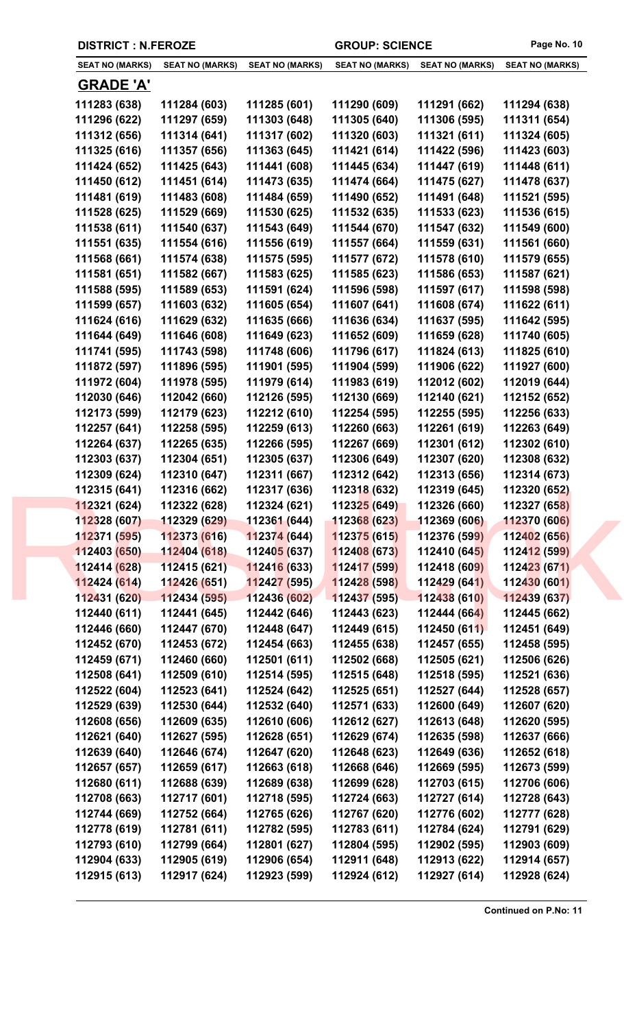DISTRICT : N.FEROZE | GROUP: SCIENCE

| SEAT NO (MARKS) | SEAT NO (MARKS) | SEAT NO (MARKS) | SEAT NO (MARKS) | SEAT NO (MARKS) | SEAT NO (MARKS) |
|---|---|---|---|---|---|

## GRADE 'A'

| | | | | | |
|---|---|---|---|---|---|
| 111283 (638) | 111284 (603) | 111285 (601) | 111290 (609) | 111291 (662) | 111294 (638) |
| 111296 (622) | 111297 (659) | 111303 (648) | 111305 (640) | 111306 (595) | 111311 (654) |
| 111312 (656) | 111314 (641) | 111317 (602) | 111320 (603) | 111321 (611) | 111324 (605) |
| 111325 (616) | 111357 (656) | 111363 (645) | 111421 (614) | 111422 (596) | 111423 (603) |
| 111424 (652) | 111425 (643) | 111441 (608) | 111445 (634) | 111447 (619) | 111448 (611) |
| 111450 (612) | 111451 (614) | 111473 (635) | 111474 (664) | 111475 (627) | 111478 (637) |
| 111481 (619) | 111483 (608) | 111484 (659) | 111490 (652) | 111491 (648) | 111521 (595) |
| 111528 (625) | 111529 (669) | 111530 (625) | 111532 (635) | 111533 (623) | 111536 (615) |
| 111538 (611) | 111540 (637) | 111543 (649) | 111544 (670) | 111547 (632) | 111549 (600) |
| 111551 (635) | 111554 (616) | 111556 (619) | 111557 (664) | 111559 (631) | 111561 (660) |
| 111568 (661) | 111574 (638) | 111575 (595) | 111577 (672) | 111578 (610) | 111579 (655) |
| 111581 (651) | 111582 (667) | 111583 (625) | 111585 (623) | 111586 (653) | 111587 (621) |
| 111588 (595) | 111589 (653) | 111591 (624) | 111596 (598) | 111597 (617) | 111598 (598) |
| 111599 (657) | 111603 (632) | 111605 (654) | 111607 (641) | 111608 (674) | 111622 (611) |
| 111624 (616) | 111629 (632) | 111635 (666) | 111636 (634) | 111637 (595) | 111642 (595) |
| 111644 (649) | 111646 (608) | 111649 (623) | 111652 (609) | 111659 (628) | 111740 (605) |
| 111741 (595) | 111743 (598) | 111748 (606) | 111796 (617) | 111824 (613) | 111825 (610) |
| 111872 (597) | 111896 (595) | 111901 (595) | 111904 (599) | 111906 (622) | 111927 (600) |
| 111972 (604) | 111978 (595) | 111979 (614) | 111983 (619) | 112012 (602) | 112019 (644) |
| 112030 (646) | 112042 (660) | 112126 (595) | 112130 (669) | 112140 (621) | 112152 (652) |
| 112173 (599) | 112179 (623) | 112212 (610) | 112254 (595) | 112255 (595) | 112256 (633) |
| 112257 (641) | 112258 (595) | 112259 (613) | 112260 (663) | 112261 (619) | 112263 (649) |
| 112264 (637) | 112265 (635) | 112266 (595) | 112267 (669) | 112301 (612) | 112302 (610) |
| 112303 (637) | 112304 (651) | 112305 (637) | 112306 (649) | 112307 (620) | 112308 (632) |
| 112309 (624) | 112310 (647) | 112311 (667) | 112312 (642) | 112313 (656) | 112314 (673) |
| 112315 (641) | 112316 (662) | 112317 (636) | 112318 (632) | 112319 (645) | 112320 (652) |
| 112321 (624) | 112322 (628) | 112324 (621) | 112325 (649) | 112326 (660) | 112327 (658) |
| 112328 (607) | 112329 (629) | 112361 (644) | 112368 (623) | 112369 (606) | 112370 (606) |
| 112371 (595) | 112373 (616) | 112374 (644) | 112375 (615) | 112376 (599) | 112402 (656) |
| 112403 (650) | 112404 (618) | 112405 (637) | 112408 (673) | 112410 (645) | 112412 (599) |
| 112414 (628) | 112415 (621) | 112416 (633) | 112417 (599) | 112418 (609) | 112423 (671) |
| 112424 (614) | 112426 (651) | 112427 (595) | 112428 (598) | 112429 (641) | 112430 (601) |
| 112431 (620) | 112434 (595) | 112436 (602) | 112437 (595) | 112438 (610) | 112439 (637) |
| 112440 (611) | 112441 (645) | 112442 (646) | 112443 (623) | 112444 (664) | 112445 (662) |
| 112446 (660) | 112447 (670) | 112448 (647) | 112449 (615) | 112450 (611) | 112451 (649) |
| 112452 (670) | 112453 (672) | 112454 (663) | 112455 (638) | 112457 (655) | 112458 (595) |
| 112459 (671) | 112460 (660) | 112501 (611) | 112502 (668) | 112505 (621) | 112506 (626) |
| 112508 (641) | 112509 (610) | 112514 (595) | 112515 (648) | 112518 (595) | 112521 (636) |
| 112522 (604) | 112523 (641) | 112524 (642) | 112525 (651) | 112527 (644) | 112528 (657) |
| 112529 (639) | 112530 (644) | 112532 (640) | 112571 (633) | 112600 (649) | 112607 (620) |
| 112608 (656) | 112609 (635) | 112610 (606) | 112612 (627) | 112613 (648) | 112620 (595) |
| 112621 (640) | 112627 (595) | 112628 (651) | 112629 (674) | 112635 (598) | 112637 (666) |
| 112639 (640) | 112646 (674) | 112647 (620) | 112648 (623) | 112649 (636) | 112652 (618) |
| 112657 (657) | 112659 (617) | 112663 (618) | 112668 (646) | 112669 (595) | 112673 (599) |
| 112680 (611) | 112688 (639) | 112689 (638) | 112699 (628) | 112703 (615) | 112706 (606) |
| 112708 (663) | 112717 (601) | 112718 (595) | 112724 (663) | 112727 (614) | 112728 (643) |
| 112744 (669) | 112752 (664) | 112765 (626) | 112767 (620) | 112776 (602) | 112777 (628) |
| 112778 (619) | 112781 (611) | 112782 (595) | 112783 (611) | 112784 (624) | 112791 (629) |
| 112793 (610) | 112799 (664) | 112801 (627) | 112804 (595) | 112902 (595) | 112903 (609) |
| 112904 (633) | 112905 (619) | 112906 (654) | 112911 (648) | 112913 (622) | 112914 (657) |
| 112915 (613) | 112917 (624) | 112923 (599) | 112924 (612) | 112927 (614) | 112928 (624) |

**Continued on P.No: 11**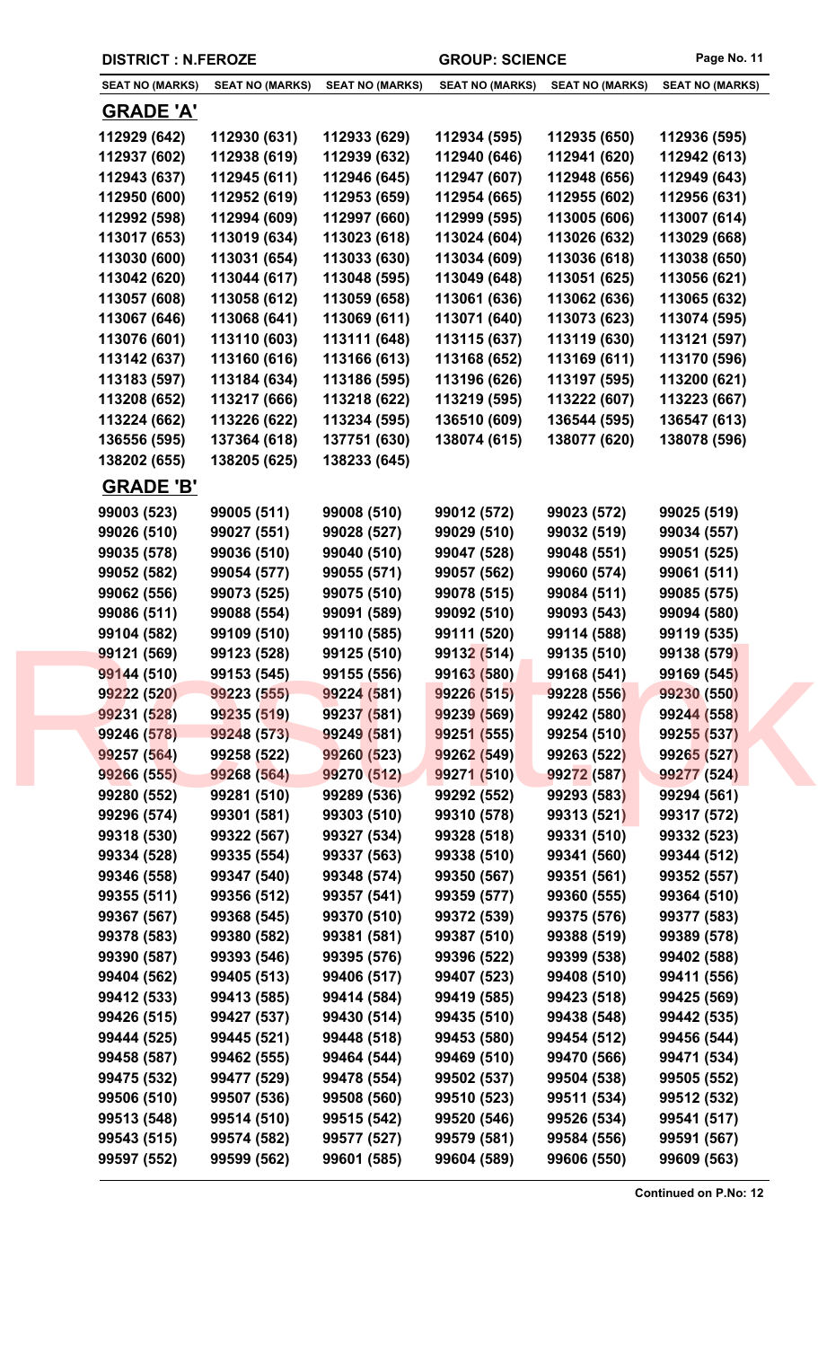DISTRICT : N.FEROZE | GROUP: SCIENCE

| SEAT NO (MARKS) | SEAT NO (MARKS) | SEAT NO (MARKS) | SEAT NO (MARKS) | SEAT NO (MARKS) | SEAT NO (MARKS) |
|---|---|---|---|---|---|

## GRADE 'A'

| | | | | | |
|---|---|---|---|---|---|
| 112929 (642) | 112930 (631) | 112933 (629) | 112934 (595) | 112935 (650) | 112936 (595) |
| 112937 (602) | 112938 (619) | 112939 (632) | 112940 (646) | 112941 (620) | 112942 (613) |
| 112943 (637) | 112945 (611) | 112946 (645) | 112947 (607) | 112948 (656) | 112949 (643) |
| 112950 (600) | 112952 (619) | 112953 (659) | 112954 (665) | 112955 (602) | 112956 (631) |
| 112992 (598) | 112994 (609) | 112997 (660) | 112999 (595) | 113005 (606) | 113007 (614) |
| 113017 (653) | 113019 (634) | 113023 (618) | 113024 (604) | 113026 (632) | 113029 (668) |
| 113030 (600) | 113031 (654) | 113033 (630) | 113034 (609) | 113036 (618) | 113038 (650) |
| 113042 (620) | 113044 (617) | 113048 (595) | 113049 (648) | 113051 (625) | 113056 (621) |
| 113057 (608) | 113058 (612) | 113059 (658) | 113061 (636) | 113062 (636) | 113065 (632) |
| 113067 (646) | 113068 (641) | 113069 (611) | 113071 (640) | 113073 (623) | 113074 (595) |
| 113076 (601) | 113110 (603) | 113111 (648) | 113115 (637) | 113119 (630) | 113121 (597) |
| 113142 (637) | 113160 (616) | 113166 (613) | 113168 (652) | 113169 (611) | 113170 (596) |
| 113183 (597) | 113184 (634) | 113186 (595) | 113196 (626) | 113197 (595) | 113200 (621) |
| 113208 (652) | 113217 (666) | 113218 (622) | 113219 (595) | 113222 (607) | 113223 (667) |
| 113224 (662) | 113226 (622) | 113234 (595) | 136510 (609) | 136544 (595) | 136547 (613) |
| 136556 (595) | 137364 (618) | 137751 (630) | 138074 (615) | 138077 (620) | 138078 (596) |
| 138202 (655) | 138205 (625) | 138233 (645) | | | |

## GRADE 'B'

| | | | | | |
|---|---|---|---|---|---|
| 99003 (523) | 99005 (511) | 99008 (510) | 99012 (572) | 99023 (572) | 99025 (519) |
| 99026 (510) | 99027 (551) | 99028 (527) | 99029 (510) | 99032 (519) | 99034 (557) |
| 99035 (578) | 99036 (510) | 99040 (510) | 99047 (528) | 99048 (551) | 99051 (525) |
| 99052 (582) | 99054 (577) | 99055 (571) | 99057 (562) | 99060 (574) | 99061 (511) |
| 99062 (556) | 99073 (525) | 99075 (510) | 99078 (515) | 99084 (511) | 99085 (575) |
| 99086 (511) | 99088 (554) | 99091 (589) | 99092 (510) | 99093 (543) | 99094 (580) |
| 99104 (582) | 99109 (510) | 99110 (585) | 99111 (520) | 99114 (588) | 99119 (535) |
| 99121 (569) | 99123 (528) | 99125 (510) | 99132 (514) | 99135 (510) | 99138 (579) |
| 99144 (510) | 99153 (545) | 99155 (556) | 99163 (580) | 99168 (541) | 99169 (545) |
| 99222 (520) | 99223 (555) | 99224 (581) | 99226 (515) | 99228 (556) | 99230 (550) |
| 99231 (528) | 99235 (519) | 99237 (581) | 99239 (569) | 99242 (580) | 99244 (558) |
| 99246 (578) | 99248 (573) | 99249 (581) | 99251 (555) | 99254 (510) | 99255 (537) |
| 99257 (564) | 99258 (522) | 99260 (523) | 99262 (549) | 99263 (522) | 99265 (527) |
| 99266 (555) | 99268 (564) | 99270 (512) | 99271 (510) | 99272 (587) | 99277 (524) |
| 99280 (552) | 99281 (510) | 99289 (536) | 99292 (552) | 99293 (583) | 99294 (561) |
| 99296 (574) | 99301 (581) | 99303 (510) | 99310 (578) | 99313 (521) | 99317 (572) |
| 99318 (530) | 99322 (567) | 99327 (534) | 99328 (518) | 99331 (510) | 99332 (523) |
| 99334 (528) | 99335 (554) | 99337 (563) | 99338 (510) | 99341 (560) | 99344 (512) |
| 99346 (558) | 99347 (540) | 99348 (574) | 99350 (567) | 99351 (561) | 99352 (557) |
| 99355 (511) | 99356 (512) | 99357 (541) | 99359 (577) | 99360 (555) | 99364 (510) |
| 99367 (567) | 99368 (545) | 99370 (510) | 99372 (539) | 99375 (576) | 99377 (583) |
| 99378 (583) | 99380 (582) | 99381 (581) | 99387 (510) | 99388 (519) | 99389 (578) |
| 99390 (587) | 99393 (546) | 99395 (576) | 99396 (522) | 99399 (538) | 99402 (588) |
| 99404 (562) | 99405 (513) | 99406 (517) | 99407 (523) | 99408 (510) | 99411 (556) |
| 99412 (533) | 99413 (585) | 99414 (584) | 99419 (585) | 99423 (518) | 99425 (569) |
| 99426 (515) | 99427 (537) | 99430 (514) | 99435 (510) | 99438 (548) | 99442 (535) |
| 99444 (525) | 99445 (521) | 99448 (518) | 99453 (580) | 99454 (512) | 99456 (544) |
| 99458 (587) | 99462 (555) | 99464 (544) | 99469 (510) | 99470 (566) | 99471 (534) |
| 99475 (532) | 99477 (529) | 99478 (554) | 99502 (537) | 99504 (538) | 99505 (552) |
| 99506 (510) | 99507 (536) | 99508 (560) | 99510 (523) | 99511 (534) | 99512 (532) |
| 99513 (548) | 99514 (510) | 99515 (542) | 99520 (546) | 99526 (534) | 99541 (517) |
| 99543 (515) | 99574 (582) | 99577 (527) | 99579 (581) | 99584 (556) | 99591 (567) |
| 99597 (552) | 99599 (562) | 99601 (585) | 99604 (589) | 99606 (550) | 99609 (563) |

Continued on P.No: 12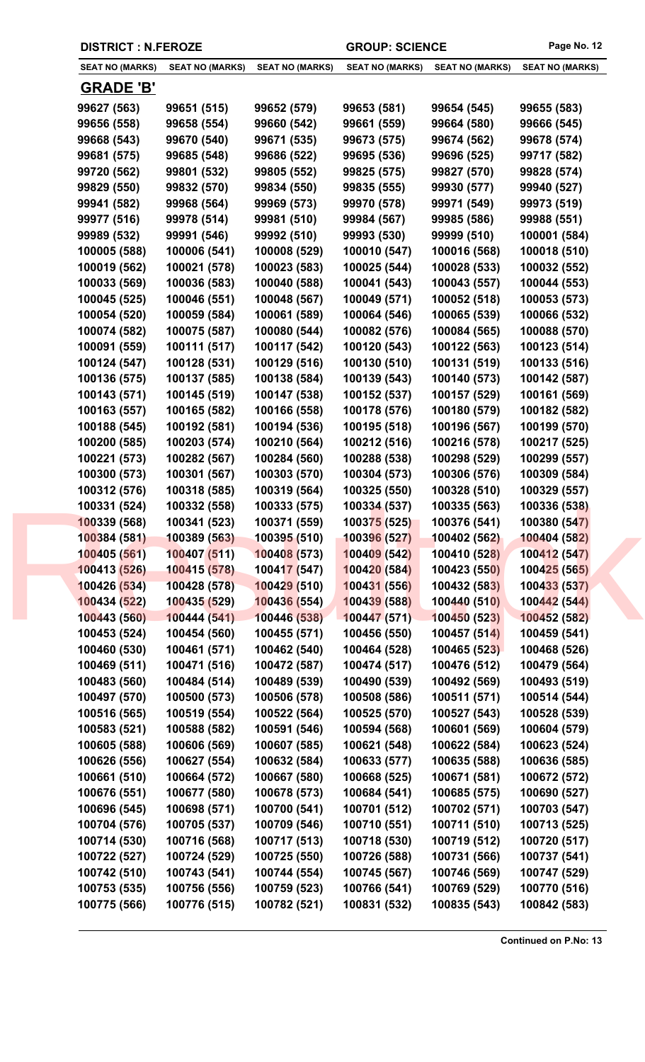DISTRICT : N.FEROZE | GROUP: SCIENCE

| SEAT NO (MARKS) | SEAT NO (MARKS) | SEAT NO (MARKS) | SEAT NO (MARKS) | SEAT NO (MARKS) | SEAT NO (MARKS) |
|---|---|---|---|---|---|

## GRADE 'B'

| | | | | | |
|---|---|---|---|---|---|
| 99627 (563) | 99651 (515) | 99652 (579) | 99653 (581) | 99654 (545) | 99655 (583) |
| 99656 (558) | 99658 (554) | 99660 (542) | 99661 (559) | 99664 (580) | 99666 (545) |
| 99668 (543) | 99670 (540) | 99671 (535) | 99673 (575) | 99674 (562) | 99678 (574) |
| 99681 (575) | 99685 (548) | 99686 (522) | 99695 (536) | 99696 (525) | 99717 (582) |
| 99720 (562) | 99801 (532) | 99805 (552) | 99825 (575) | 99827 (570) | 99828 (574) |
| 99829 (550) | 99832 (570) | 99834 (550) | 99835 (555) | 99930 (577) | 99940 (527) |
| 99941 (582) | 99968 (564) | 99969 (573) | 99970 (578) | 99971 (549) | 99973 (519) |
| 99977 (516) | 99978 (514) | 99981 (510) | 99984 (567) | 99985 (586) | 99988 (551) |
| 99989 (532) | 99991 (546) | 99992 (510) | 99993 (530) | 99999 (510) | 100001 (584) |
| 100005 (588) | 100006 (541) | 100008 (529) | 100010 (547) | 100016 (568) | 100018 (510) |
| 100019 (562) | 100021 (578) | 100023 (583) | 100025 (544) | 100028 (533) | 100032 (552) |
| 100033 (569) | 100036 (583) | 100040 (588) | 100041 (543) | 100043 (557) | 100044 (553) |
| 100045 (525) | 100046 (551) | 100048 (567) | 100049 (571) | 100052 (518) | 100053 (573) |
| 100054 (520) | 100059 (584) | 100061 (589) | 100064 (546) | 100065 (539) | 100066 (532) |
| 100074 (582) | 100075 (587) | 100080 (544) | 100082 (576) | 100084 (565) | 100088 (570) |
| 100091 (559) | 100111 (517) | 100117 (542) | 100120 (543) | 100122 (563) | 100123 (514) |
| 100124 (547) | 100128 (531) | 100129 (516) | 100130 (510) | 100131 (519) | 100133 (516) |
| 100136 (575) | 100137 (585) | 100138 (584) | 100139 (543) | 100140 (573) | 100142 (587) |
| 100143 (571) | 100145 (519) | 100147 (538) | 100152 (537) | 100157 (529) | 100161 (569) |
| 100163 (557) | 100165 (582) | 100166 (558) | 100178 (576) | 100180 (579) | 100182 (582) |
| 100188 (545) | 100192 (581) | 100194 (536) | 100195 (518) | 100196 (567) | 100199 (570) |
| 100200 (585) | 100203 (574) | 100210 (564) | 100212 (516) | 100216 (578) | 100217 (525) |
| 100221 (573) | 100282 (567) | 100284 (560) | 100288 (538) | 100298 (529) | 100299 (557) |
| 100300 (573) | 100301 (567) | 100303 (570) | 100304 (573) | 100306 (576) | 100309 (584) |
| 100312 (576) | 100318 (585) | 100319 (564) | 100325 (550) | 100328 (510) | 100329 (557) |
| 100331 (524) | 100332 (558) | 100333 (575) | 100334 (537) | 100335 (563) | 100336 (538) |
| 100339 (568) | 100341 (523) | 100371 (559) | 100375 (525) | 100376 (541) | 100380 (547) |
| 100384 (581) | 100389 (563) | 100395 (510) | 100396 (527) | 100402 (562) | 100404 (582) |
| 100405 (561) | 100407 (511) | 100408 (573) | 100409 (542) | 100410 (528) | 100412 (547) |
| 100413 (526) | 100415 (578) | 100417 (547) | 100420 (584) | 100423 (550) | 100425 (565) |
| 100426 (534) | 100428 (578) | 100429 (510) | 100431 (556) | 100432 (583) | 100433 (537) |
| 100434 (522) | 100435 (529) | 100436 (554) | 100439 (588) | 100440 (510) | 100442 (544) |
| 100443 (560) | 100444 (541) | 100446 (538) | 100447 (571) | 100450 (523) | 100452 (582) |
| 100453 (524) | 100454 (560) | 100455 (571) | 100456 (550) | 100457 (514) | 100459 (541) |
| 100460 (530) | 100461 (571) | 100462 (540) | 100464 (528) | 100465 (523) | 100468 (526) |
| 100469 (511) | 100471 (516) | 100472 (587) | 100474 (517) | 100476 (512) | 100479 (564) |
| 100483 (560) | 100484 (514) | 100489 (539) | 100490 (539) | 100492 (569) | 100493 (519) |
| 100497 (570) | 100500 (573) | 100506 (578) | 100508 (586) | 100511 (571) | 100514 (544) |
| 100516 (565) | 100519 (554) | 100522 (564) | 100525 (570) | 100527 (543) | 100528 (539) |
| 100583 (521) | 100588 (582) | 100591 (546) | 100594 (568) | 100601 (569) | 100604 (579) |
| 100605 (588) | 100606 (569) | 100607 (585) | 100621 (548) | 100622 (584) | 100623 (524) |
| 100626 (556) | 100627 (554) | 100632 (584) | 100633 (577) | 100635 (588) | 100636 (585) |
| 100661 (510) | 100664 (572) | 100667 (580) | 100668 (525) | 100671 (581) | 100672 (572) |
| 100676 (551) | 100677 (580) | 100678 (573) | 100684 (541) | 100685 (575) | 100690 (527) |
| 100696 (545) | 100698 (571) | 100700 (541) | 100701 (512) | 100702 (571) | 100703 (547) |
| 100704 (576) | 100705 (537) | 100709 (546) | 100710 (551) | 100711 (510) | 100713 (525) |
| 100714 (530) | 100716 (568) | 100717 (513) | 100718 (530) | 100719 (512) | 100720 (517) |
| 100722 (527) | 100724 (529) | 100725 (550) | 100726 (588) | 100731 (566) | 100737 (541) |
| 100742 (510) | 100743 (541) | 100744 (554) | 100745 (567) | 100746 (569) | 100747 (529) |
| 100753 (535) | 100756 (556) | 100759 (523) | 100766 (541) | 100769 (529) | 100770 (516) |
| 100775 (566) | 100776 (515) | 100782 (521) | 100831 (532) | 100835 (543) | 100842 (583) |

**Continued on P.No: 13**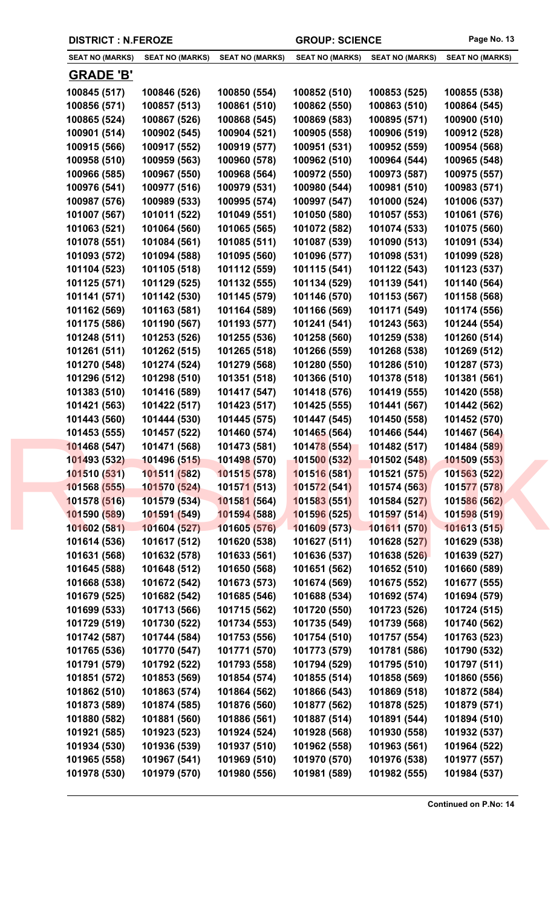DISTRICT : N.FEROZE | GROUP: SCIENCE

| SEAT NO (MARKS) | SEAT NO (MARKS) | SEAT NO (MARKS) | SEAT NO (MARKS) | SEAT NO (MARKS) | SEAT NO (MARKS) |
|---|---|---|---|---|---|

## GRADE 'B'

| | | | | | |
|---|---|---|---|---|---|
| 100845 (517) | 100846 (526) | 100850 (554) | 100852 (510) | 100853 (525) | 100855 (538) |
| 100856 (571) | 100857 (513) | 100861 (510) | 100862 (550) | 100863 (510) | 100864 (545) |
| 100865 (524) | 100867 (526) | 100868 (545) | 100869 (583) | 100895 (571) | 100900 (510) |
| 100901 (514) | 100902 (545) | 100904 (521) | 100905 (558) | 100906 (519) | 100912 (528) |
| 100915 (566) | 100917 (552) | 100919 (577) | 100951 (531) | 100952 (559) | 100954 (568) |
| 100958 (510) | 100959 (563) | 100960 (578) | 100962 (510) | 100964 (544) | 100965 (548) |
| 100966 (585) | 100967 (550) | 100968 (564) | 100972 (550) | 100973 (587) | 100975 (557) |
| 100976 (541) | 100977 (516) | 100979 (531) | 100980 (544) | 100981 (510) | 100983 (571) |
| 100987 (576) | 100989 (533) | 100995 (574) | 100997 (547) | 101000 (524) | 101006 (537) |
| 101007 (567) | 101011 (522) | 101049 (551) | 101050 (580) | 101057 (553) | 101061 (576) |
| 101063 (521) | 101064 (560) | 101065 (565) | 101072 (582) | 101074 (533) | 101075 (560) |
| 101078 (551) | 101084 (561) | 101085 (511) | 101087 (539) | 101090 (513) | 101091 (534) |
| 101093 (572) | 101094 (588) | 101095 (560) | 101096 (577) | 101098 (531) | 101099 (528) |
| 101104 (523) | 101105 (518) | 101112 (559) | 101115 (541) | 101122 (543) | 101123 (537) |
| 101125 (571) | 101129 (525) | 101132 (555) | 101134 (529) | 101139 (541) | 101140 (564) |
| 101141 (571) | 101142 (530) | 101145 (579) | 101146 (570) | 101153 (567) | 101158 (568) |
| 101162 (569) | 101163 (581) | 101164 (589) | 101166 (569) | 101171 (549) | 101174 (556) |
| 101175 (586) | 101190 (567) | 101193 (577) | 101241 (541) | 101243 (563) | 101244 (554) |
| 101248 (511) | 101253 (526) | 101255 (536) | 101258 (560) | 101259 (538) | 101260 (514) |
| 101261 (511) | 101262 (515) | 101265 (518) | 101266 (559) | 101268 (538) | 101269 (512) |
| 101270 (548) | 101274 (524) | 101279 (568) | 101280 (550) | 101286 (510) | 101287 (573) |
| 101296 (512) | 101298 (510) | 101351 (518) | 101366 (510) | 101378 (518) | 101381 (561) |
| 101383 (510) | 101416 (589) | 101417 (547) | 101418 (576) | 101419 (555) | 101420 (558) |
| 101421 (563) | 101422 (517) | 101423 (517) | 101425 (555) | 101441 (567) | 101442 (562) |
| 101443 (560) | 101444 (530) | 101445 (575) | 101447 (545) | 101450 (558) | 101452 (570) |
| 101453 (555) | 101457 (522) | 101460 (574) | 101465 (564) | 101466 (544) | 101467 (564) |
| 101468 (547) | 101471 (568) | 101473 (581) | 101478 (554) | 101482 (517) | 101484 (589) |
| 101493 (532) | 101496 (515) | 101498 (570) | 101500 (532) | 101502 (548) | 101509 (553) |
| 101510 (531) | 101511 (582) | 101515 (578) | 101516 (581) | 101521 (575) | 101563 (522) |
| 101568 (555) | 101570 (524) | 101571 (513) | 101572 (541) | 101574 (563) | 101577 (578) |
| 101578 (516) | 101579 (534) | 101581 (564) | 101583 (551) | 101584 (527) | 101586 (562) |
| 101590 (589) | 101591 (549) | 101594 (588) | 101596 (525) | 101597 (514) | 101598 (519) |
| 101602 (581) | 101604 (527) | 101605 (576) | 101609 (573) | 101611 (570) | 101613 (515) |
| 101614 (536) | 101617 (512) | 101620 (538) | 101627 (511) | 101628 (527) | 101629 (538) |
| 101631 (568) | 101632 (578) | 101633 (561) | 101636 (537) | 101638 (526) | 101639 (527) |
| 101645 (588) | 101648 (512) | 101650 (568) | 101651 (562) | 101652 (510) | 101660 (589) |
| 101668 (538) | 101672 (542) | 101673 (573) | 101674 (569) | 101675 (552) | 101677 (555) |
| 101679 (525) | 101682 (542) | 101685 (546) | 101688 (534) | 101692 (574) | 101694 (579) |
| 101699 (533) | 101713 (566) | 101715 (562) | 101720 (550) | 101723 (526) | 101724 (515) |
| 101729 (519) | 101730 (522) | 101734 (553) | 101735 (549) | 101739 (568) | 101740 (562) |
| 101742 (587) | 101744 (584) | 101753 (556) | 101754 (510) | 101757 (554) | 101763 (523) |
| 101765 (536) | 101770 (547) | 101771 (570) | 101773 (579) | 101781 (586) | 101790 (532) |
| 101791 (579) | 101792 (522) | 101793 (558) | 101794 (529) | 101795 (510) | 101797 (511) |
| 101851 (572) | 101853 (569) | 101854 (574) | 101855 (514) | 101858 (569) | 101860 (556) |
| 101862 (510) | 101863 (574) | 101864 (562) | 101866 (543) | 101869 (518) | 101872 (584) |
| 101873 (589) | 101874 (585) | 101876 (560) | 101877 (562) | 101878 (525) | 101879 (571) |
| 101880 (582) | 101881 (560) | 101886 (561) | 101887 (514) | 101891 (544) | 101894 (510) |
| 101921 (585) | 101923 (523) | 101924 (524) | 101928 (568) | 101930 (558) | 101932 (537) |
| 101934 (530) | 101936 (539) | 101937 (510) | 101962 (558) | 101963 (561) | 101964 (522) |
| 101965 (558) | 101967 (541) | 101969 (510) | 101970 (570) | 101976 (538) | 101977 (557) |
| 101978 (530) | 101979 (570) | 101980 (556) | 101981 (589) | 101982 (555) | 101984 (537) |

**Continued on P.No: 14**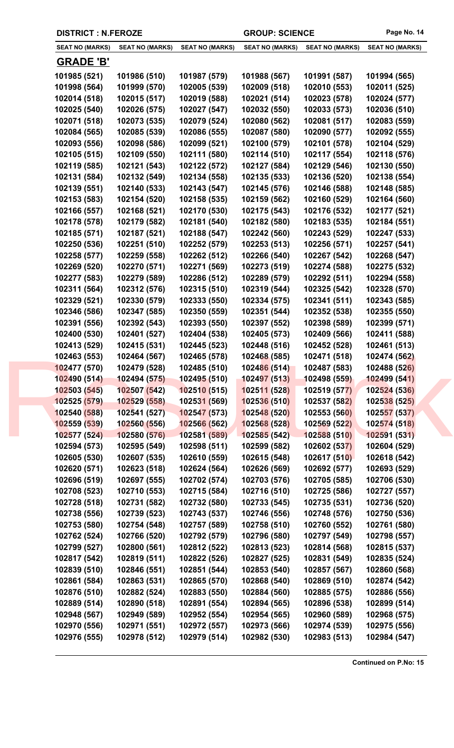**DISTRICT : N.FEROZE** | **GROUP: SCIENCE**

| SEAT NO (MARKS) | SEAT NO (MARKS) | SEAT NO (MARKS) | SEAT NO (MARKS) | SEAT NO (MARKS) | SEAT NO (MARKS) |
|---|---|---|---|---|---|

## GRADE 'B'

| | | | | | |
|---|---|---|---|---|---|
| 101985 (521) | 101986 (510) | 101987 (579) | 101988 (567) | 101991 (587) | 101994 (565) |
| 101998 (564) | 101999 (570) | 102005 (539) | 102009 (518) | 102010 (553) | 102011 (525) |
| 102014 (518) | 102015 (517) | 102019 (588) | 102021 (514) | 102023 (578) | 102024 (577) |
| 102025 (540) | 102026 (575) | 102027 (547) | 102032 (550) | 102033 (573) | 102036 (510) |
| 102071 (518) | 102073 (535) | 102079 (524) | 102080 (562) | 102081 (517) | 102083 (559) |
| 102084 (565) | 102085 (539) | 102086 (555) | 102087 (580) | 102090 (577) | 102092 (555) |
| 102093 (556) | 102098 (586) | 102099 (521) | 102100 (579) | 102101 (578) | 102104 (529) |
| 102105 (515) | 102109 (550) | 102111 (580) | 102114 (510) | 102117 (554) | 102118 (576) |
| 102119 (585) | 102121 (543) | 102122 (572) | 102127 (584) | 102129 (546) | 102130 (550) |
| 102131 (584) | 102132 (549) | 102134 (558) | 102135 (533) | 102136 (520) | 102138 (554) |
| 102139 (551) | 102140 (533) | 102143 (547) | 102145 (576) | 102146 (588) | 102148 (585) |
| 102153 (583) | 102154 (520) | 102158 (535) | 102159 (562) | 102160 (529) | 102164 (560) |
| 102166 (557) | 102168 (521) | 102170 (530) | 102175 (543) | 102176 (532) | 102177 (521) |
| 102178 (578) | 102179 (582) | 102181 (540) | 102182 (580) | 102183 (535) | 102184 (551) |
| 102185 (571) | 102187 (521) | 102188 (547) | 102242 (560) | 102243 (529) | 102247 (533) |
| 102250 (536) | 102251 (510) | 102252 (579) | 102253 (513) | 102256 (571) | 102257 (541) |
| 102258 (577) | 102259 (558) | 102262 (512) | 102266 (540) | 102267 (542) | 102268 (547) |
| 102269 (520) | 102270 (571) | 102271 (569) | 102273 (519) | 102274 (588) | 102275 (532) |
| 102277 (583) | 102279 (589) | 102286 (512) | 102289 (579) | 102292 (511) | 102294 (558) |
| 102311 (564) | 102312 (576) | 102315 (510) | 102319 (544) | 102325 (542) | 102328 (570) |
| 102329 (521) | 102330 (579) | 102333 (550) | 102334 (575) | 102341 (511) | 102343 (585) |
| 102346 (586) | 102347 (585) | 102350 (559) | 102351 (544) | 102352 (538) | 102355 (550) |
| 102391 (556) | 102392 (543) | 102393 (550) | 102397 (552) | 102398 (589) | 102399 (571) |
| 102400 (530) | 102401 (527) | 102404 (538) | 102405 (573) | 102409 (566) | 102411 (588) |
| 102413 (529) | 102415 (531) | 102445 (523) | 102448 (516) | 102452 (528) | 102461 (513) |
| 102463 (553) | 102464 (567) | 102465 (578) | 102468 (585) | 102471 (518) | 102474 (562) |
| 102477 (570) | 102479 (528) | 102485 (510) | 102486 (514) | 102487 (583) | 102488 (526) |
| 102490 (514) | 102494 (575) | 102495 (510) | 102497 (513) | 102498 (559) | 102499 (541) |
| 102503 (545) | 102507 (542) | 102510 (515) | 102511 (528) | 102519 (577) | 102524 (536) |
| 102525 (579) | 102529 (558) | 102531 (569) | 102536 (510) | 102537 (582) | 102538 (525) |
| 102540 (588) | 102541 (527) | 102547 (573) | 102548 (520) | 102553 (560) | 102557 (537) |
| 102559 (539) | 102560 (556) | 102566 (562) | 102568 (528) | 102569 (522) | 102574 (518) |
| 102577 (524) | 102580 (576) | 102581 (589) | 102585 (542) | 102588 (510) | 102591 (531) |
| 102594 (573) | 102595 (549) | 102598 (511) | 102599 (582) | 102602 (537) | 102604 (529) |
| 102605 (530) | 102607 (535) | 102610 (559) | 102615 (548) | 102617 (510) | 102618 (542) |
| 102620 (571) | 102623 (518) | 102624 (564) | 102626 (569) | 102692 (577) | 102693 (529) |
| 102696 (519) | 102697 (555) | 102702 (574) | 102703 (576) | 102705 (585) | 102706 (530) |
| 102708 (523) | 102710 (553) | 102715 (584) | 102716 (510) | 102725 (586) | 102727 (557) |
| 102728 (518) | 102731 (582) | 102732 (580) | 102733 (545) | 102735 (531) | 102736 (520) |
| 102738 (556) | 102739 (523) | 102743 (537) | 102746 (556) | 102748 (576) | 102750 (536) |
| 102753 (580) | 102754 (548) | 102757 (589) | 102758 (510) | 102760 (552) | 102761 (580) |
| 102762 (524) | 102766 (520) | 102792 (579) | 102796 (580) | 102797 (549) | 102798 (557) |
| 102799 (527) | 102800 (561) | 102812 (522) | 102813 (523) | 102814 (568) | 102815 (537) |
| 102817 (542) | 102819 (511) | 102822 (526) | 102827 (525) | 102831 (549) | 102835 (524) |
| 102839 (510) | 102846 (551) | 102851 (544) | 102853 (540) | 102857 (567) | 102860 (568) |
| 102861 (584) | 102863 (531) | 102865 (570) | 102868 (540) | 102869 (510) | 102874 (542) |
| 102876 (510) | 102882 (524) | 102883 (550) | 102884 (560) | 102885 (575) | 102886 (556) |
| 102889 (514) | 102890 (518) | 102891 (554) | 102894 (565) | 102896 (538) | 102899 (514) |
| 102948 (567) | 102949 (589) | 102952 (554) | 102954 (565) | 102960 (589) | 102968 (575) |
| 102970 (556) | 102971 (551) | 102972 (557) | 102973 (566) | 102974 (539) | 102975 (556) |
| 102976 (555) | 102978 (512) | 102979 (514) | 102982 (530) | 102983 (513) | 102984 (547) |

**Continued on P.No: 15**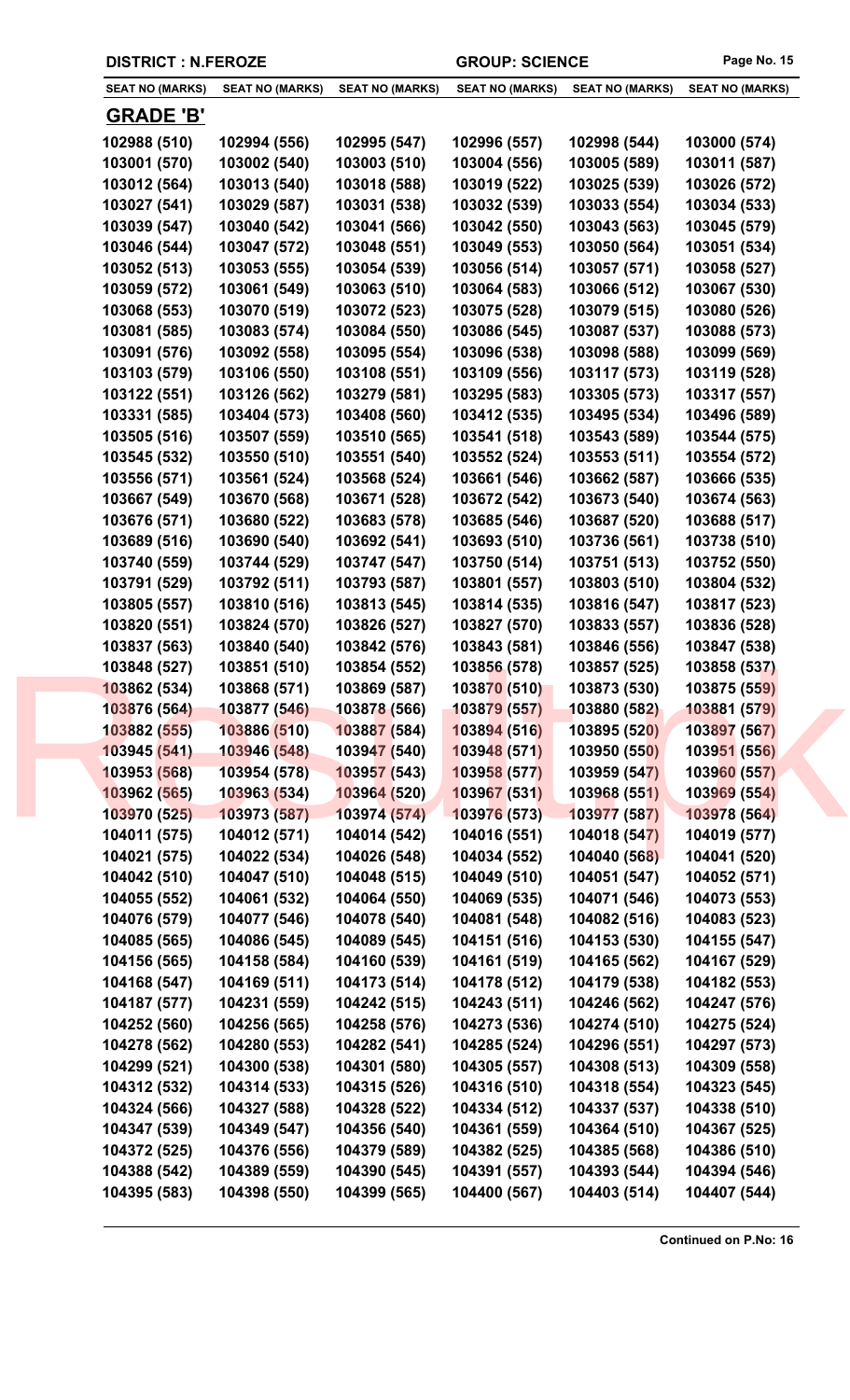DISTRICT : N.FEROZE | GROUP: SCIENCE

| SEAT NO (MARKS) | SEAT NO (MARKS) | SEAT NO (MARKS) | SEAT NO (MARKS) | SEAT NO (MARKS) | SEAT NO (MARKS) |
|---|---|---|---|---|---|

## GRADE 'B'

| SEAT NO (MARKS) | SEAT NO (MARKS) | SEAT NO (MARKS) | SEAT NO (MARKS) | SEAT NO (MARKS) | SEAT NO (MARKS) |
|---|---|---|---|---|---|
| 102988 (510) | 102994 (556) | 102995 (547) | 102996 (557) | 102998 (544) | 103000 (574) |
| 103001 (570) | 103002 (540) | 103003 (510) | 103004 (556) | 103005 (589) | 103011 (587) |
| 103012 (564) | 103013 (540) | 103018 (588) | 103019 (522) | 103025 (539) | 103026 (572) |
| 103027 (541) | 103029 (587) | 103031 (538) | 103032 (539) | 103033 (554) | 103034 (533) |
| 103039 (547) | 103040 (542) | 103041 (566) | 103042 (550) | 103043 (563) | 103045 (579) |
| 103046 (544) | 103047 (572) | 103048 (551) | 103049 (553) | 103050 (564) | 103051 (534) |
| 103052 (513) | 103053 (555) | 103054 (539) | 103056 (514) | 103057 (571) | 103058 (527) |
| 103059 (572) | 103061 (549) | 103063 (510) | 103064 (583) | 103066 (512) | 103067 (530) |
| 103068 (553) | 103070 (519) | 103072 (523) | 103075 (528) | 103079 (515) | 103080 (526) |
| 103081 (585) | 103083 (574) | 103084 (550) | 103086 (545) | 103087 (537) | 103088 (573) |
| 103091 (576) | 103092 (558) | 103095 (554) | 103096 (538) | 103098 (588) | 103099 (569) |
| 103103 (579) | 103106 (550) | 103108 (551) | 103109 (556) | 103117 (573) | 103119 (528) |
| 103122 (551) | 103126 (562) | 103279 (581) | 103295 (583) | 103305 (573) | 103317 (557) |
| 103331 (585) | 103404 (573) | 103408 (560) | 103412 (535) | 103495 (534) | 103496 (589) |
| 103505 (516) | 103507 (559) | 103510 (565) | 103541 (518) | 103543 (589) | 103544 (575) |
| 103545 (532) | 103550 (510) | 103551 (540) | 103552 (524) | 103553 (511) | 103554 (572) |
| 103556 (571) | 103561 (524) | 103568 (524) | 103661 (546) | 103662 (587) | 103666 (535) |
| 103667 (549) | 103670 (568) | 103671 (528) | 103672 (542) | 103673 (540) | 103674 (563) |
| 103676 (571) | 103680 (522) | 103683 (578) | 103685 (546) | 103687 (520) | 103688 (517) |
| 103689 (516) | 103690 (540) | 103692 (541) | 103693 (510) | 103736 (561) | 103738 (510) |
| 103740 (559) | 103744 (529) | 103747 (547) | 103750 (514) | 103751 (513) | 103752 (550) |
| 103791 (529) | 103792 (511) | 103793 (587) | 103801 (557) | 103803 (510) | 103804 (532) |
| 103805 (557) | 103810 (516) | 103813 (545) | 103814 (535) | 103816 (547) | 103817 (523) |
| 103820 (551) | 103824 (570) | 103826 (527) | 103827 (570) | 103833 (557) | 103836 (528) |
| 103837 (563) | 103840 (540) | 103842 (576) | 103843 (581) | 103846 (556) | 103847 (538) |
| 103848 (527) | 103851 (510) | 103854 (552) | 103856 (578) | 103857 (525) | 103858 (537) |
| 103862 (534) | 103868 (571) | 103869 (587) | 103870 (510) | 103873 (530) | 103875 (559) |
| 103876 (564) | 103877 (546) | 103878 (566) | 103879 (557) | 103880 (582) | 103881 (579) |
| 103882 (555) | 103886 (510) | 103887 (584) | 103894 (516) | 103895 (520) | 103897 (567) |
| 103945 (541) | 103946 (548) | 103947 (540) | 103948 (571) | 103950 (550) | 103951 (556) |
| 103953 (568) | 103954 (578) | 103957 (543) | 103958 (577) | 103959 (547) | 103960 (557) |
| 103962 (565) | 103963 (534) | 103964 (520) | 103967 (531) | 103968 (551) | 103969 (554) |
| 103970 (525) | 103973 (587) | 103974 (574) | 103976 (573) | 103977 (587) | 103978 (564) |
| 104011 (575) | 104012 (571) | 104014 (542) | 104016 (551) | 104018 (547) | 104019 (577) |
| 104021 (575) | 104022 (534) | 104026 (548) | 104034 (552) | 104040 (568) | 104041 (520) |
| 104042 (510) | 104047 (510) | 104048 (515) | 104049 (510) | 104051 (547) | 104052 (571) |
| 104055 (552) | 104061 (532) | 104064 (550) | 104069 (535) | 104071 (546) | 104073 (553) |
| 104076 (579) | 104077 (546) | 104078 (540) | 104081 (548) | 104082 (516) | 104083 (523) |
| 104085 (565) | 104086 (545) | 104089 (545) | 104151 (516) | 104153 (530) | 104155 (547) |
| 104156 (565) | 104158 (584) | 104160 (539) | 104161 (519) | 104165 (562) | 104167 (529) |
| 104168 (547) | 104169 (511) | 104173 (514) | 104178 (512) | 104179 (538) | 104182 (553) |
| 104187 (577) | 104231 (559) | 104242 (515) | 104243 (511) | 104246 (562) | 104247 (576) |
| 104252 (560) | 104256 (565) | 104258 (576) | 104273 (536) | 104274 (510) | 104275 (524) |
| 104278 (562) | 104280 (553) | 104282 (541) | 104285 (524) | 104296 (551) | 104297 (573) |
| 104299 (521) | 104300 (538) | 104301 (580) | 104305 (557) | 104308 (513) | 104309 (558) |
| 104312 (532) | 104314 (533) | 104315 (526) | 104316 (510) | 104318 (554) | 104323 (545) |
| 104324 (566) | 104327 (588) | 104328 (522) | 104334 (512) | 104337 (537) | 104338 (510) |
| 104347 (539) | 104349 (547) | 104356 (540) | 104361 (559) | 104364 (510) | 104367 (525) |
| 104372 (525) | 104376 (556) | 104379 (589) | 104382 (525) | 104385 (568) | 104386 (510) |
| 104388 (542) | 104389 (559) | 104390 (545) | 104391 (557) | 104393 (544) | 104394 (546) |
| 104395 (583) | 104398 (550) | 104399 (565) | 104400 (567) | 104403 (514) | 104407 (544) |

**Continued on P.No: 16**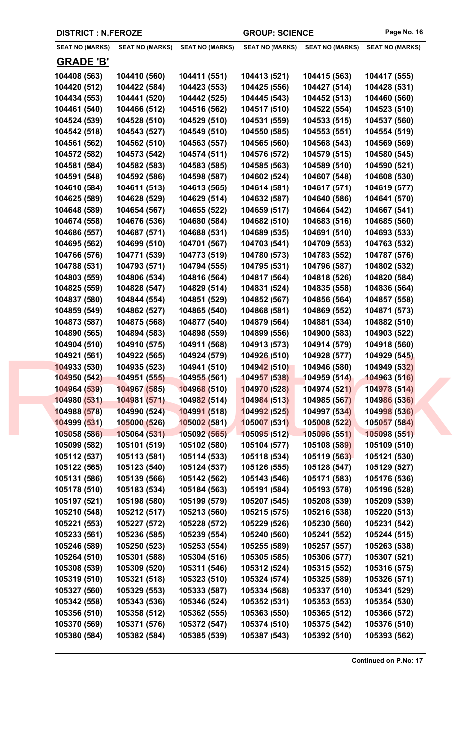DISTRICT : N.FEROZE | GROUP: SCIENCE

| SEAT NO (MARKS) | SEAT NO (MARKS) | SEAT NO (MARKS) | SEAT NO (MARKS) | SEAT NO (MARKS) | SEAT NO (MARKS) |
|---|---|---|---|---|---|
| **GRADE 'B'** | | | | | |
| 104408 (563) | 104410 (560) | 104411 (551) | 104413 (521) | 104415 (563) | 104417 (555) |
| 104420 (512) | 104422 (584) | 104423 (553) | 104425 (556) | 104427 (514) | 104428 (531) |
| 104434 (553) | 104441 (520) | 104442 (525) | 104445 (543) | 104452 (513) | 104460 (560) |
| 104461 (540) | 104466 (512) | 104516 (562) | 104517 (510) | 104522 (554) | 104523 (510) |
| 104524 (539) | 104528 (510) | 104529 (510) | 104531 (559) | 104533 (515) | 104537 (560) |
| 104542 (518) | 104543 (527) | 104549 (510) | 104550 (585) | 104553 (551) | 104554 (519) |
| 104561 (562) | 104562 (510) | 104563 (557) | 104565 (560) | 104568 (543) | 104569 (569) |
| 104572 (582) | 104573 (542) | 104574 (511) | 104576 (572) | 104579 (515) | 104580 (545) |
| 104581 (584) | 104582 (583) | 104583 (585) | 104585 (563) | 104589 (510) | 104590 (521) |
| 104591 (548) | 104592 (586) | 104598 (587) | 104602 (524) | 104607 (548) | 104608 (530) |
| 104610 (584) | 104611 (513) | 104613 (565) | 104614 (581) | 104617 (571) | 104619 (577) |
| 104625 (589) | 104628 (529) | 104629 (514) | 104632 (587) | 104640 (586) | 104641 (570) |
| 104648 (589) | 104654 (567) | 104655 (522) | 104659 (517) | 104664 (542) | 104667 (541) |
| 104674 (558) | 104676 (536) | 104680 (584) | 104682 (510) | 104683 (516) | 104685 (560) |
| 104686 (557) | 104687 (571) | 104688 (531) | 104689 (535) | 104691 (510) | 104693 (533) |
| 104695 (562) | 104699 (510) | 104701 (567) | 104703 (541) | 104709 (553) | 104763 (532) |
| 104766 (576) | 104771 (539) | 104773 (519) | 104780 (573) | 104783 (552) | 104787 (576) |
| 104788 (531) | 104793 (571) | 104794 (555) | 104795 (531) | 104796 (587) | 104802 (532) |
| 104803 (559) | 104806 (534) | 104816 (564) | 104817 (564) | 104818 (526) | 104820 (584) |
| 104825 (559) | 104828 (547) | 104829 (514) | 104831 (524) | 104835 (558) | 104836 (564) |
| 104837 (580) | 104844 (554) | 104851 (529) | 104852 (567) | 104856 (564) | 104857 (558) |
| 104859 (549) | 104862 (527) | 104865 (540) | 104868 (581) | 104869 (552) | 104871 (573) |
| 104873 (587) | 104875 (568) | 104877 (540) | 104879 (564) | 104881 (534) | 104882 (510) |
| 104890 (565) | 104894 (583) | 104898 (559) | 104899 (556) | 104900 (583) | 104903 (522) |
| 104904 (510) | 104910 (575) | 104911 (568) | 104913 (573) | 104914 (579) | 104918 (560) |
| 104921 (561) | 104922 (565) | 104924 (579) | 104926 (510) | 104928 (577) | 104929 (545) |
| 104933 (530) | 104935 (523) | 104941 (510) | 104942 (510) | 104946 (580) | 104949 (532) |
| 104950 (542) | 104951 (555) | 104955 (561) | 104957 (538) | 104959 (514) | 104963 (516) |
| 104964 (539) | 104967 (585) | 104968 (510) | 104970 (528) | 104974 (521) | 104978 (514) |
| 104980 (531) | 104981 (571) | 104982 (514) | 104984 (513) | 104985 (567) | 104986 (536) |
| 104988 (578) | 104990 (524) | 104991 (518) | 104992 (525) | 104997 (534) | 104998 (536) |
| 104999 (531) | 105000 (526) | 105002 (581) | 105007 (531) | 105008 (522) | 105057 (584) |
| 105058 (586) | 105064 (531) | 105092 (565) | 105095 (512) | 105096 (551) | 105098 (551) |
| 105099 (582) | 105101 (519) | 105102 (580) | 105104 (577) | 105108 (589) | 105109 (510) |
| 105112 (537) | 105113 (581) | 105114 (533) | 105118 (534) | 105119 (563) | 105121 (530) |
| 105122 (565) | 105123 (540) | 105124 (537) | 105126 (555) | 105128 (547) | 105129 (527) |
| 105131 (586) | 105139 (566) | 105142 (562) | 105143 (546) | 105171 (583) | 105176 (536) |
| 105178 (510) | 105183 (534) | 105184 (563) | 105191 (584) | 105193 (578) | 105196 (528) |
| 105197 (521) | 105198 (580) | 105199 (579) | 105207 (545) | 105208 (539) | 105209 (539) |
| 105210 (548) | 105212 (517) | 105213 (560) | 105215 (575) | 105216 (538) | 105220 (513) |
| 105221 (553) | 105227 (572) | 105228 (572) | 105229 (526) | 105230 (560) | 105231 (542) |
| 105233 (561) | 105236 (585) | 105239 (554) | 105240 (560) | 105241 (552) | 105244 (515) |
| 105246 (589) | 105250 (523) | 105253 (554) | 105255 (589) | 105257 (557) | 105263 (538) |
| 105264 (510) | 105301 (588) | 105304 (516) | 105305 (585) | 105306 (577) | 105307 (521) |
| 105308 (539) | 105309 (520) | 105311 (546) | 105312 (524) | 105315 (552) | 105316 (575) |
| 105319 (510) | 105321 (518) | 105323 (510) | 105324 (574) | 105325 (589) | 105326 (571) |
| 105327 (560) | 105329 (553) | 105333 (587) | 105334 (568) | 105337 (510) | 105341 (529) |
| 105342 (558) | 105343 (536) | 105346 (524) | 105352 (531) | 105353 (553) | 105354 (530) |
| 105356 (510) | 105358 (512) | 105362 (555) | 105363 (550) | 105365 (512) | 105366 (572) |
| 105370 (569) | 105371 (576) | 105372 (547) | 105374 (510) | 105375 (542) | 105376 (510) |
| 105380 (584) | 105382 (584) | 105385 (539) | 105387 (543) | 105392 (510) | 105393 (562) |

**Continued on P.No: 17**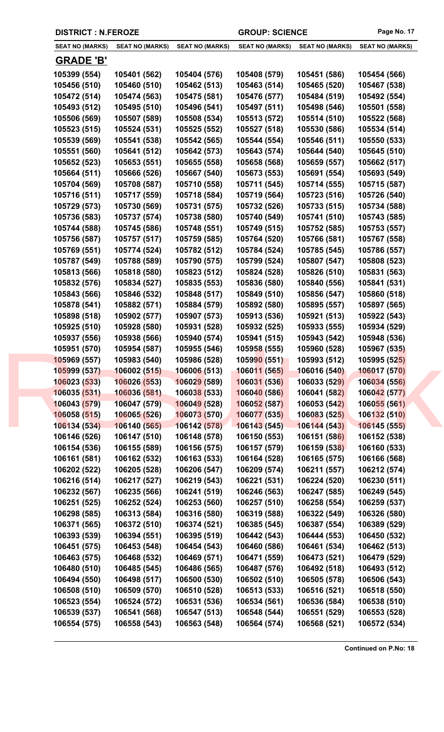**DISTRICT : N.FEROZE** | **GROUP: SCIENCE**

| SEAT NO (MARKS) | SEAT NO (MARKS) | SEAT NO (MARKS) | SEAT NO (MARKS) | SEAT NO (MARKS) | SEAT NO (MARKS) |
|---|---|---|---|---|---|

## GRADE 'B'

| | | | | | |
|---|---|---|---|---|---|
| 105399 (554) | 105401 (562) | 105404 (576) | 105408 (579) | 105451 (586) | 105454 (566) |
| 105456 (510) | 105460 (510) | 105462 (513) | 105463 (514) | 105465 (520) | 105467 (538) |
| 105472 (514) | 105474 (563) | 105475 (581) | 105476 (577) | 105484 (519) | 105492 (554) |
| 105493 (512) | 105495 (510) | 105496 (541) | 105497 (511) | 105498 (546) | 105501 (558) |
| 105506 (569) | 105507 (589) | 105508 (534) | 105513 (572) | 105514 (510) | 105522 (568) |
| 105523 (515) | 105524 (531) | 105525 (552) | 105527 (518) | 105530 (586) | 105534 (514) |
| 105539 (569) | 105541 (538) | 105542 (565) | 105544 (554) | 105546 (511) | 105550 (533) |
| 105551 (560) | 105641 (512) | 105642 (573) | 105643 (574) | 105644 (540) | 105645 (510) |
| 105652 (523) | 105653 (551) | 105655 (558) | 105658 (568) | 105659 (557) | 105662 (517) |
| 105664 (511) | 105666 (526) | 105667 (540) | 105673 (553) | 105691 (554) | 105693 (549) |
| 105704 (569) | 105708 (587) | 105710 (558) | 105711 (545) | 105714 (555) | 105715 (587) |
| 105716 (511) | 105717 (559) | 105718 (584) | 105719 (564) | 105723 (516) | 105726 (540) |
| 105729 (573) | 105730 (569) | 105731 (575) | 105732 (526) | 105733 (515) | 105734 (588) |
| 105736 (583) | 105737 (574) | 105738 (580) | 105740 (549) | 105741 (510) | 105743 (585) |
| 105744 (588) | 105745 (586) | 105748 (551) | 105749 (515) | 105752 (585) | 105753 (557) |
| 105756 (587) | 105757 (517) | 105759 (585) | 105764 (520) | 105766 (581) | 105767 (558) |
| 105769 (551) | 105774 (524) | 105782 (512) | 105784 (524) | 105785 (545) | 105786 (557) |
| 105787 (549) | 105788 (589) | 105790 (575) | 105799 (524) | 105807 (547) | 105808 (523) |
| 105813 (566) | 105818 (580) | 105823 (512) | 105824 (528) | 105826 (510) | 105831 (563) |
| 105832 (576) | 105834 (527) | 105835 (553) | 105836 (580) | 105840 (556) | 105841 (531) |
| 105843 (566) | 105846 (532) | 105848 (517) | 105849 (510) | 105856 (547) | 105860 (518) |
| 105878 (541) | 105882 (571) | 105884 (579) | 105892 (580) | 105895 (557) | 105897 (565) |
| 105898 (518) | 105902 (577) | 105907 (573) | 105913 (536) | 105921 (513) | 105922 (543) |
| 105925 (510) | 105928 (580) | 105931 (528) | 105932 (525) | 105933 (555) | 105934 (529) |
| 105937 (556) | 105938 (566) | 105940 (574) | 105941 (515) | 105943 (542) | 105948 (536) |
| 105951 (570) | 105954 (587) | 105955 (546) | 105958 (555) | 105960 (528) | 105967 (535) |
| 105969 (557) | 105983 (540) | 105986 (528) | 105990 (551) | 105993 (512) | 105995 (525) |
| 105999 (537) | 106002 (515) | 106006 (513) | 106011 (565) | 106016 (540) | 106017 (570) |
| 106023 (533) | 106026 (553) | 106029 (589) | 106031 (536) | 106033 (529) | 106034 (556) |
| 106035 (531) | 106036 (581) | 106038 (533) | 106040 (586) | 106041 (582) | 106042 (577) |
| 106043 (579) | 106047 (579) | 106049 (528) | 106052 (587) | 106053 (542) | 106055 (561) |
| 106058 (515) | 106065 (526) | 106073 (570) | 106077 (535) | 106083 (525) | 106132 (510) |
| 106134 (534) | 106140 (565) | 106142 (578) | 106143 (545) | 106144 (543) | 106145 (555) |
| 106146 (526) | 106147 (510) | 106148 (578) | 106150 (553) | 106151 (586) | 106152 (538) |
| 106154 (536) | 106155 (589) | 106156 (575) | 106157 (579) | 106159 (538) | 106160 (533) |
| 106161 (581) | 106162 (532) | 106163 (533) | 106164 (528) | 106165 (575) | 106166 (568) |
| 106202 (522) | 106205 (528) | 106206 (547) | 106209 (574) | 106211 (557) | 106212 (574) |
| 106216 (514) | 106217 (527) | 106219 (543) | 106221 (531) | 106224 (520) | 106230 (511) |
| 106232 (567) | 106235 (566) | 106241 (519) | 106246 (563) | 106247 (585) | 106249 (545) |
| 106251 (525) | 106252 (524) | 106253 (560) | 106257 (510) | 106258 (554) | 106259 (537) |
| 106298 (585) | 106313 (584) | 106316 (580) | 106319 (588) | 106322 (549) | 106326 (580) |
| 106371 (565) | 106372 (510) | 106374 (521) | 106385 (545) | 106387 (554) | 106389 (529) |
| 106393 (539) | 106394 (551) | 106395 (519) | 106442 (543) | 106444 (553) | 106450 (532) |
| 106451 (575) | 106453 (548) | 106454 (543) | 106460 (586) | 106461 (534) | 106462 (513) |
| 106463 (575) | 106468 (532) | 106469 (571) | 106471 (559) | 106473 (521) | 106479 (529) |
| 106480 (510) | 106485 (545) | 106486 (565) | 106487 (576) | 106492 (518) | 106493 (512) |
| 106494 (550) | 106498 (517) | 106500 (530) | 106502 (510) | 106505 (578) | 106506 (543) |
| 106508 (510) | 106509 (570) | 106510 (528) | 106513 (533) | 106516 (521) | 106518 (550) |
| 106523 (554) | 106524 (572) | 106531 (536) | 106534 (561) | 106536 (584) | 106538 (510) |
| 106539 (537) | 106541 (568) | 106547 (513) | 106548 (544) | 106551 (529) | 106553 (528) |
| 106554 (575) | 106558 (543) | 106563 (548) | 106564 (574) | 106568 (521) | 106572 (534) |

**Continued on P.No: 18**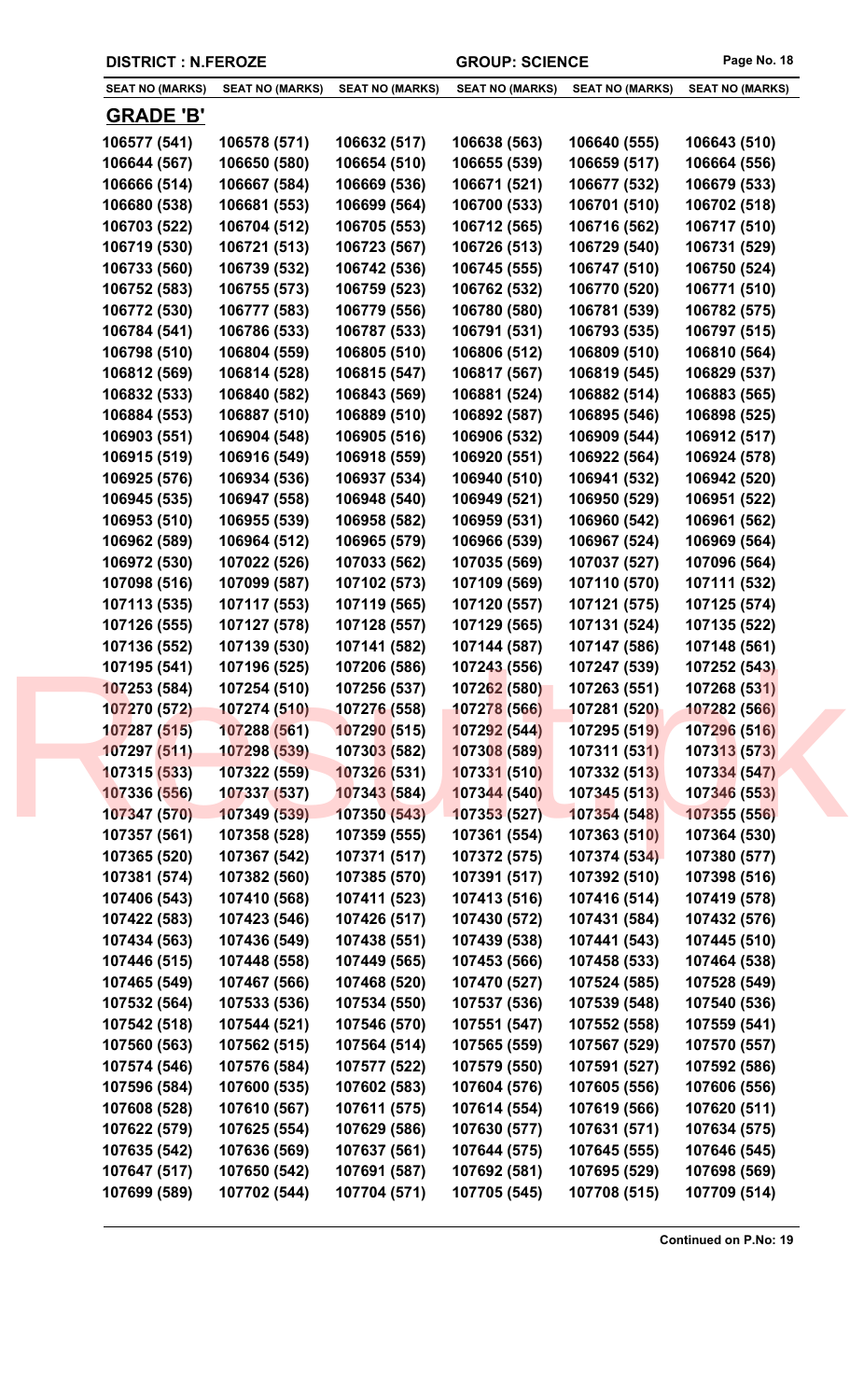DISTRICT : N.FEROZE — GROUP: SCIENCE

| SEAT NO (MARKS) | SEAT NO (MARKS) | SEAT NO (MARKS) | SEAT NO (MARKS) | SEAT NO (MARKS) | SEAT NO (MARKS) |
|---|---|---|---|---|---|
| **GRADE 'B'** | | | | | |
| 106577 (541) | 106578 (571) | 106632 (517) | 106638 (563) | 106640 (555) | 106643 (510) |
| 106644 (567) | 106650 (580) | 106654 (510) | 106655 (539) | 106659 (517) | 106664 (556) |
| 106666 (514) | 106667 (584) | 106669 (536) | 106671 (521) | 106677 (532) | 106679 (533) |
| 106680 (538) | 106681 (553) | 106699 (564) | 106700 (533) | 106701 (510) | 106702 (518) |
| 106703 (522) | 106704 (512) | 106705 (553) | 106712 (565) | 106716 (562) | 106717 (510) |
| 106719 (530) | 106721 (513) | 106723 (567) | 106726 (513) | 106729 (540) | 106731 (529) |
| 106733 (560) | 106739 (532) | 106742 (536) | 106745 (555) | 106747 (510) | 106750 (524) |
| 106752 (583) | 106755 (573) | 106759 (523) | 106762 (532) | 106770 (520) | 106771 (510) |
| 106772 (530) | 106777 (583) | 106779 (556) | 106780 (580) | 106781 (539) | 106782 (575) |
| 106784 (541) | 106786 (533) | 106787 (533) | 106791 (531) | 106793 (535) | 106797 (515) |
| 106798 (510) | 106804 (559) | 106805 (510) | 106806 (512) | 106809 (510) | 106810 (564) |
| 106812 (569) | 106814 (528) | 106815 (547) | 106817 (567) | 106819 (545) | 106829 (537) |
| 106832 (533) | 106840 (582) | 106843 (569) | 106881 (524) | 106882 (514) | 106883 (565) |
| 106884 (553) | 106887 (510) | 106889 (510) | 106892 (587) | 106895 (546) | 106898 (525) |
| 106903 (551) | 106904 (548) | 106905 (516) | 106906 (532) | 106909 (544) | 106912 (517) |
| 106915 (519) | 106916 (549) | 106918 (559) | 106920 (551) | 106922 (564) | 106924 (578) |
| 106925 (576) | 106934 (536) | 106937 (534) | 106940 (510) | 106941 (532) | 106942 (520) |
| 106945 (535) | 106947 (558) | 106948 (540) | 106949 (521) | 106950 (529) | 106951 (522) |
| 106953 (510) | 106955 (539) | 106958 (582) | 106959 (531) | 106960 (542) | 106961 (562) |
| 106962 (589) | 106964 (512) | 106965 (579) | 106966 (539) | 106967 (524) | 106969 (564) |
| 106972 (530) | 107022 (526) | 107033 (562) | 107035 (569) | 107037 (527) | 107096 (564) |
| 107098 (516) | 107099 (587) | 107102 (573) | 107109 (569) | 107110 (570) | 107111 (532) |
| 107113 (535) | 107117 (553) | 107119 (565) | 107120 (557) | 107121 (575) | 107125 (574) |
| 107126 (555) | 107127 (578) | 107128 (557) | 107129 (565) | 107131 (524) | 107135 (522) |
| 107136 (552) | 107139 (530) | 107141 (582) | 107144 (587) | 107147 (586) | 107148 (561) |
| 107195 (541) | 107196 (525) | 107206 (586) | 107243 (556) | 107247 (539) | 107252 (543) |
| 107253 (584) | 107254 (510) | 107256 (537) | 107262 (580) | 107263 (551) | 107268 (531) |
| 107270 (572) | 107274 (510) | 107276 (558) | 107278 (566) | 107281 (520) | 107282 (566) |
| 107287 (515) | 107288 (561) | 107290 (515) | 107292 (544) | 107295 (519) | 107296 (516) |
| 107297 (511) | 107298 (539) | 107303 (582) | 107308 (589) | 107311 (531) | 107313 (573) |
| 107315 (533) | 107322 (559) | 107326 (531) | 107331 (510) | 107332 (513) | 107334 (547) |
| 107336 (556) | 107337 (537) | 107343 (584) | 107344 (540) | 107345 (513) | 107346 (553) |
| 107347 (570) | 107349 (539) | 107350 (543) | 107353 (527) | 107354 (548) | 107355 (556) |
| 107357 (561) | 107358 (528) | 107359 (555) | 107361 (554) | 107363 (510) | 107364 (530) |
| 107365 (520) | 107367 (542) | 107371 (517) | 107372 (575) | 107374 (534) | 107380 (577) |
| 107381 (574) | 107382 (560) | 107385 (570) | 107391 (517) | 107392 (510) | 107398 (516) |
| 107406 (543) | 107410 (568) | 107411 (523) | 107413 (516) | 107416 (514) | 107419 (578) |
| 107422 (583) | 107423 (546) | 107426 (517) | 107430 (572) | 107431 (584) | 107432 (576) |
| 107434 (563) | 107436 (549) | 107438 (551) | 107439 (538) | 107441 (543) | 107445 (510) |
| 107446 (515) | 107448 (558) | 107449 (565) | 107453 (566) | 107458 (533) | 107464 (538) |
| 107465 (549) | 107467 (566) | 107468 (520) | 107470 (527) | 107524 (585) | 107528 (549) |
| 107532 (564) | 107533 (536) | 107534 (550) | 107537 (536) | 107539 (548) | 107540 (536) |
| 107542 (518) | 107544 (521) | 107546 (570) | 107551 (547) | 107552 (558) | 107559 (541) |
| 107560 (563) | 107562 (515) | 107564 (514) | 107565 (559) | 107567 (529) | 107570 (557) |
| 107574 (546) | 107576 (584) | 107577 (522) | 107579 (550) | 107591 (527) | 107592 (586) |
| 107596 (584) | 107600 (535) | 107602 (583) | 107604 (576) | 107605 (556) | 107606 (556) |
| 107608 (528) | 107610 (567) | 107611 (575) | 107614 (554) | 107619 (566) | 107620 (511) |
| 107622 (579) | 107625 (554) | 107629 (586) | 107630 (577) | 107631 (571) | 107634 (575) |
| 107635 (542) | 107636 (569) | 107637 (561) | 107644 (575) | 107645 (555) | 107646 (545) |
| 107647 (517) | 107650 (542) | 107691 (587) | 107692 (581) | 107695 (529) | 107698 (569) |
| 107699 (589) | 107702 (544) | 107704 (571) | 107705 (545) | 107708 (515) | 107709 (514) |

**Continued on P.No: 19**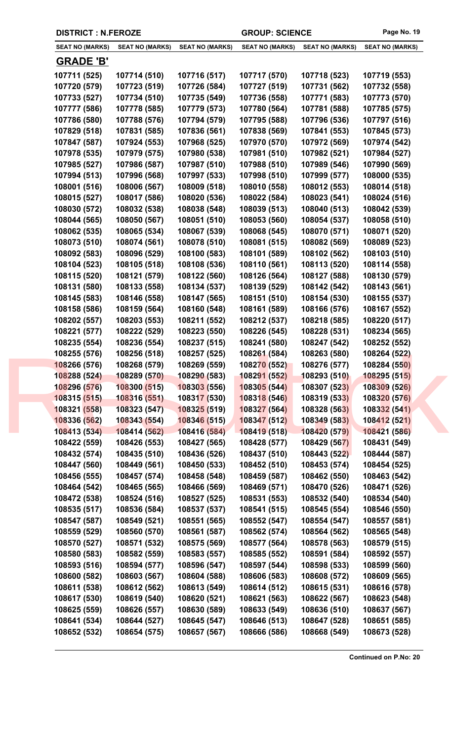| DISTRICT : N.FEROZE | | | GROUP: SCIENCE | | |
|---|---|---|---|---|---|
| SEAT NO (MARKS) | SEAT NO (MARKS) | SEAT NO (MARKS) | SEAT NO (MARKS) | SEAT NO (MARKS) | SEAT NO (MARKS) |

## GRADE 'B'

| | | | | | |
|---|---|---|---|---|---|
| 107711 (525) | 107714 (510) | 107716 (517) | 107717 (570) | 107718 (523) | 107719 (553) |
| 107720 (579) | 107723 (519) | 107726 (584) | 107727 (519) | 107731 (562) | 107732 (558) |
| 107733 (527) | 107734 (510) | 107735 (549) | 107736 (558) | 107771 (583) | 107773 (570) |
| 107777 (586) | 107778 (585) | 107779 (573) | 107780 (564) | 107781 (588) | 107785 (575) |
| 107786 (580) | 107788 (576) | 107794 (579) | 107795 (588) | 107796 (536) | 107797 (516) |
| 107829 (518) | 107831 (585) | 107836 (561) | 107838 (569) | 107841 (553) | 107845 (573) |
| 107847 (587) | 107924 (553) | 107968 (525) | 107970 (570) | 107972 (569) | 107974 (542) |
| 107978 (535) | 107979 (575) | 107980 (538) | 107981 (510) | 107982 (521) | 107984 (527) |
| 107985 (527) | 107986 (587) | 107987 (510) | 107988 (510) | 107989 (546) | 107990 (569) |
| 107994 (513) | 107996 (568) | 107997 (533) | 107998 (510) | 107999 (577) | 108000 (535) |
| 108001 (516) | 108006 (567) | 108009 (518) | 108010 (558) | 108012 (553) | 108014 (518) |
| 108015 (527) | 108017 (586) | 108020 (536) | 108022 (584) | 108023 (541) | 108024 (516) |
| 108030 (572) | 108032 (538) | 108038 (548) | 108039 (513) | 108040 (513) | 108042 (539) |
| 108044 (565) | 108050 (567) | 108051 (510) | 108053 (560) | 108054 (537) | 108058 (510) |
| 108062 (535) | 108065 (534) | 108067 (539) | 108068 (545) | 108070 (571) | 108071 (520) |
| 108073 (510) | 108074 (561) | 108078 (510) | 108081 (515) | 108082 (569) | 108089 (523) |
| 108092 (583) | 108096 (529) | 108100 (583) | 108101 (589) | 108102 (562) | 108103 (510) |
| 108104 (523) | 108105 (518) | 108108 (536) | 108110 (561) | 108113 (520) | 108114 (558) |
| 108115 (520) | 108121 (579) | 108122 (560) | 108126 (564) | 108127 (588) | 108130 (579) |
| 108131 (580) | 108133 (558) | 108134 (537) | 108139 (529) | 108142 (542) | 108143 (561) |
| 108145 (583) | 108146 (558) | 108147 (565) | 108151 (510) | 108154 (530) | 108155 (537) |
| 108158 (586) | 108159 (564) | 108160 (548) | 108161 (589) | 108166 (576) | 108167 (552) |
| 108202 (557) | 108203 (553) | 108211 (552) | 108212 (537) | 108218 (585) | 108220 (517) |
| 108221 (577) | 108222 (529) | 108223 (550) | 108226 (545) | 108228 (531) | 108234 (565) |
| 108235 (554) | 108236 (554) | 108237 (515) | 108241 (580) | 108247 (542) | 108252 (552) |
| 108255 (576) | 108256 (518) | 108257 (525) | 108261 (584) | 108263 (580) | 108264 (522) |
| 108266 (576) | 108268 (579) | 108269 (559) | 108270 (552) | 108276 (577) | 108284 (550) |
| 108288 (524) | 108289 (570) | 108290 (583) | 108291 (552) | 108293 (510) | 108295 (515) |
| 108296 (576) | 108300 (515) | 108303 (556) | 108305 (544) | 108307 (523) | 108309 (526) |
| 108315 (515) | 108316 (551) | 108317 (530) | 108318 (546) | 108319 (533) | 108320 (576) |
| 108321 (558) | 108323 (547) | 108325 (519) | 108327 (564) | 108328 (563) | 108332 (541) |
| 108336 (562) | 108343 (554) | 108346 (515) | 108347 (512) | 108349 (583) | 108412 (521) |
| 108413 (534) | 108414 (562) | 108416 (584) | 108419 (518) | 108420 (579) | 108421 (586) |
| 108422 (559) | 108426 (553) | 108427 (565) | 108428 (577) | 108429 (567) | 108431 (549) |
| 108432 (574) | 108435 (510) | 108436 (526) | 108437 (510) | 108443 (522) | 108444 (587) |
| 108447 (560) | 108449 (561) | 108450 (533) | 108452 (510) | 108453 (574) | 108454 (525) |
| 108456 (555) | 108457 (574) | 108458 (548) | 108459 (587) | 108462 (550) | 108463 (542) |
| 108464 (542) | 108465 (565) | 108466 (569) | 108469 (571) | 108470 (526) | 108471 (526) |
| 108472 (538) | 108524 (516) | 108527 (525) | 108531 (553) | 108532 (540) | 108534 (540) |
| 108535 (517) | 108536 (584) | 108537 (537) | 108541 (515) | 108545 (554) | 108546 (550) |
| 108547 (587) | 108549 (521) | 108551 (565) | 108552 (547) | 108554 (547) | 108557 (581) |
| 108559 (529) | 108560 (570) | 108561 (587) | 108562 (574) | 108564 (562) | 108565 (548) |
| 108570 (527) | 108571 (532) | 108575 (569) | 108577 (564) | 108578 (563) | 108579 (515) |
| 108580 (583) | 108582 (559) | 108583 (557) | 108585 (552) | 108591 (584) | 108592 (557) |
| 108593 (516) | 108594 (577) | 108596 (547) | 108597 (544) | 108598 (533) | 108599 (560) |
| 108600 (582) | 108603 (567) | 108604 (588) | 108606 (583) | 108608 (572) | 108609 (565) |
| 108611 (538) | 108612 (562) | 108613 (549) | 108614 (512) | 108615 (531) | 108616 (578) |
| 108617 (530) | 108619 (540) | 108620 (521) | 108621 (563) | 108622 (567) | 108623 (548) |
| 108625 (559) | 108626 (557) | 108630 (589) | 108633 (549) | 108636 (510) | 108637 (567) |
| 108641 (534) | 108644 (527) | 108645 (547) | 108646 (513) | 108647 (528) | 108651 (585) |
| 108652 (532) | 108654 (575) | 108657 (567) | 108666 (586) | 108668 (549) | 108673 (528) |

**Continued on P.No: 20**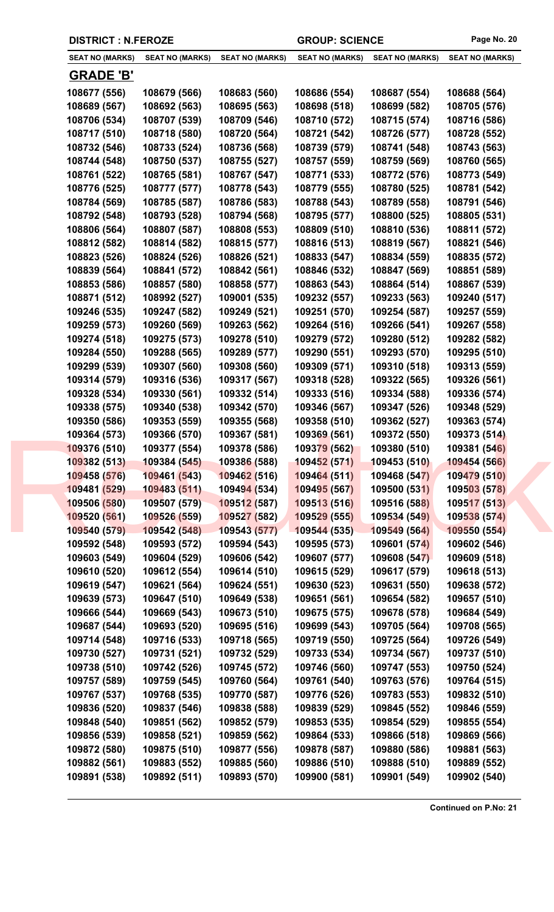**DISTRICT : N.FEROZE** | **GROUP: SCIENCE**

| SEAT NO (MARKS) | SEAT NO (MARKS) | SEAT NO (MARKS) | SEAT NO (MARKS) | SEAT NO (MARKS) | SEAT NO (MARKS) |
|---|---|---|---|---|---|

## GRADE 'B'

| SEAT NO (MARKS) | SEAT NO (MARKS) | SEAT NO (MARKS) | SEAT NO (MARKS) | SEAT NO (MARKS) | SEAT NO (MARKS) |
|---|---|---|---|---|---|
| 108677 (556) | 108679 (566) | 108683 (560) | 108686 (554) | 108687 (554) | 108688 (564) |
| 108689 (567) | 108692 (563) | 108695 (563) | 108698 (518) | 108699 (582) | 108705 (576) |
| 108706 (534) | 108707 (539) | 108709 (546) | 108710 (572) | 108715 (574) | 108716 (586) |
| 108717 (510) | 108718 (580) | 108720 (564) | 108721 (542) | 108726 (577) | 108728 (552) |
| 108732 (546) | 108733 (524) | 108736 (568) | 108739 (579) | 108741 (548) | 108743 (563) |
| 108744 (548) | 108750 (537) | 108755 (527) | 108757 (559) | 108759 (569) | 108760 (565) |
| 108761 (522) | 108765 (581) | 108767 (547) | 108771 (533) | 108772 (576) | 108773 (549) |
| 108776 (525) | 108777 (577) | 108778 (543) | 108779 (555) | 108780 (525) | 108781 (542) |
| 108784 (569) | 108785 (587) | 108786 (583) | 108788 (543) | 108789 (558) | 108791 (546) |
| 108792 (548) | 108793 (528) | 108794 (568) | 108795 (577) | 108800 (525) | 108805 (531) |
| 108806 (564) | 108807 (587) | 108808 (553) | 108809 (510) | 108810 (536) | 108811 (572) |
| 108812 (582) | 108814 (582) | 108815 (577) | 108816 (513) | 108819 (567) | 108821 (546) |
| 108823 (526) | 108824 (526) | 108826 (521) | 108833 (547) | 108834 (559) | 108835 (572) |
| 108839 (564) | 108841 (572) | 108842 (561) | 108846 (532) | 108847 (569) | 108851 (589) |
| 108853 (586) | 108857 (580) | 108858 (577) | 108863 (543) | 108864 (514) | 108867 (539) |
| 108871 (512) | 108992 (527) | 109001 (535) | 109232 (557) | 109233 (563) | 109240 (517) |
| 109246 (535) | 109247 (582) | 109249 (521) | 109251 (570) | 109254 (587) | 109257 (559) |
| 109259 (573) | 109260 (569) | 109263 (562) | 109264 (516) | 109266 (541) | 109267 (558) |
| 109274 (518) | 109275 (573) | 109278 (510) | 109279 (572) | 109280 (512) | 109282 (582) |
| 109284 (550) | 109288 (565) | 109289 (577) | 109290 (551) | 109293 (570) | 109295 (510) |
| 109299 (539) | 109307 (560) | 109308 (560) | 109309 (571) | 109310 (518) | 109313 (559) |
| 109314 (579) | 109316 (536) | 109317 (567) | 109318 (528) | 109322 (565) | 109326 (561) |
| 109328 (534) | 109330 (561) | 109332 (514) | 109333 (516) | 109334 (588) | 109336 (574) |
| 109338 (575) | 109340 (538) | 109342 (570) | 109346 (567) | 109347 (526) | 109348 (529) |
| 109350 (586) | 109353 (559) | 109355 (568) | 109358 (510) | 109362 (527) | 109363 (574) |
| 109364 (573) | 109366 (570) | 109367 (581) | 109369 (561) | 109372 (550) | 109373 (514) |
| 109376 (510) | 109377 (554) | 109378 (586) | 109379 (562) | 109380 (510) | 109381 (546) |
| 109382 (513) | 109384 (545) | 109386 (588) | 109452 (571) | 109453 (510) | 109454 (566) |
| 109458 (576) | 109461 (543) | 109462 (516) | 109464 (511) | 109468 (547) | 109479 (510) |
| 109481 (529) | 109483 (511) | 109494 (534) | 109495 (567) | 109500 (531) | 109503 (578) |
| 109506 (580) | 109507 (579) | 109512 (587) | 109513 (516) | 109516 (588) | 109517 (513) |
| 109520 (561) | 109526 (559) | 109527 (582) | 109529 (555) | 109534 (549) | 109538 (574) |
| 109540 (579) | 109542 (548) | 109543 (577) | 109544 (535) | 109549 (564) | 109550 (554) |
| 109592 (548) | 109593 (572) | 109594 (543) | 109595 (573) | 109601 (574) | 109602 (546) |
| 109603 (549) | 109604 (529) | 109606 (542) | 109607 (577) | 109608 (547) | 109609 (518) |
| 109610 (520) | 109612 (554) | 109614 (510) | 109615 (529) | 109617 (579) | 109618 (513) |
| 109619 (547) | 109621 (564) | 109624 (551) | 109630 (523) | 109631 (550) | 109638 (572) |
| 109639 (573) | 109647 (510) | 109649 (538) | 109651 (561) | 109654 (582) | 109657 (510) |
| 109666 (544) | 109669 (543) | 109673 (510) | 109675 (575) | 109678 (578) | 109684 (549) |
| 109687 (544) | 109693 (520) | 109695 (516) | 109699 (543) | 109705 (564) | 109708 (565) |
| 109714 (548) | 109716 (533) | 109718 (565) | 109719 (550) | 109725 (564) | 109726 (549) |
| 109730 (527) | 109731 (521) | 109732 (529) | 109733 (534) | 109734 (567) | 109737 (510) |
| 109738 (510) | 109742 (526) | 109745 (572) | 109746 (560) | 109747 (553) | 109750 (524) |
| 109757 (589) | 109759 (545) | 109760 (564) | 109761 (540) | 109763 (576) | 109764 (515) |
| 109767 (537) | 109768 (535) | 109770 (587) | 109776 (526) | 109783 (553) | 109832 (510) |
| 109836 (520) | 109837 (546) | 109838 (588) | 109839 (529) | 109845 (552) | 109846 (559) |
| 109848 (540) | 109851 (562) | 109852 (579) | 109853 (535) | 109854 (529) | 109855 (554) |
| 109856 (539) | 109858 (521) | 109859 (562) | 109864 (533) | 109866 (518) | 109869 (566) |
| 109872 (580) | 109875 (510) | 109877 (556) | 109878 (587) | 109880 (586) | 109881 (563) |
| 109882 (561) | 109883 (552) | 109885 (560) | 109886 (510) | 109888 (510) | 109889 (552) |
| 109891 (538) | 109892 (511) | 109893 (570) | 109900 (581) | 109901 (549) | 109902 (540) |

**Continued on P.No: 21**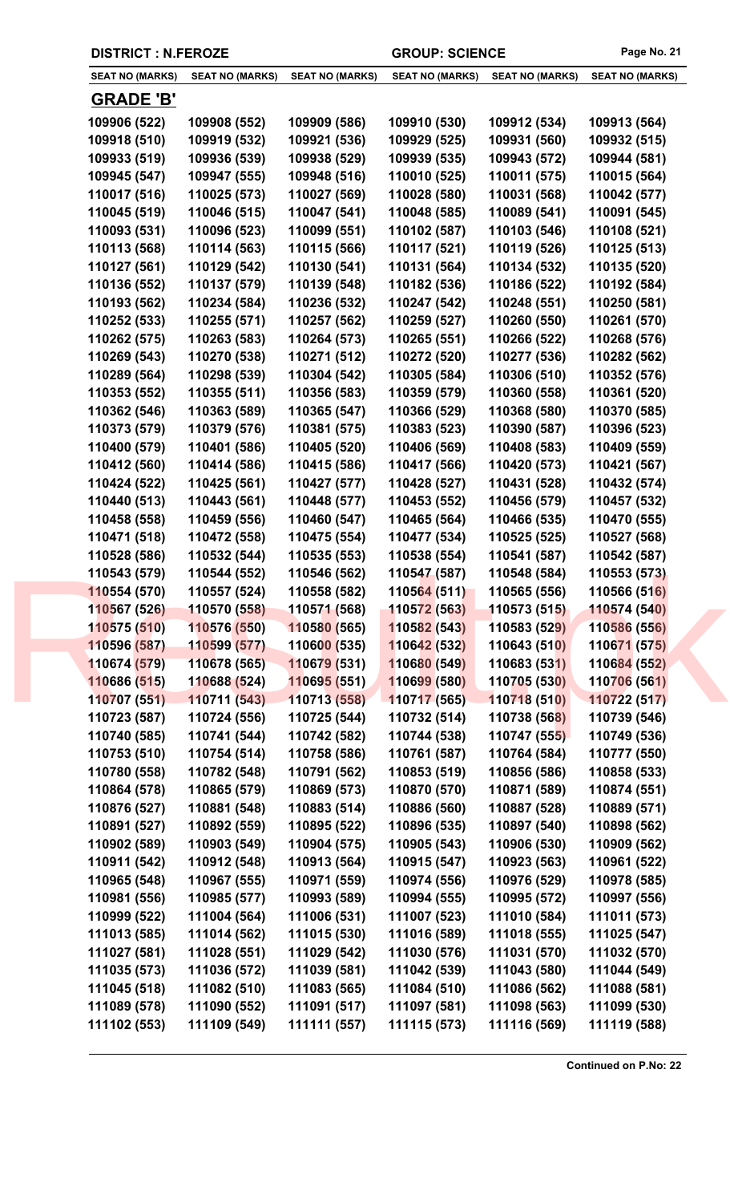**DISTRICT : N.FEROZE** | **GROUP: SCIENCE**

| SEAT NO (MARKS) | SEAT NO (MARKS) | SEAT NO (MARKS) | SEAT NO (MARKS) | SEAT NO (MARKS) | SEAT NO (MARKS) |
|---|---|---|---|---|---|

## GRADE 'B'

| | | | | | |
|---|---|---|---|---|---|
| 109906 (522) | 109908 (552) | 109909 (586) | 109910 (530) | 109912 (534) | 109913 (564) |
| 109918 (510) | 109919 (532) | 109921 (536) | 109929 (525) | 109931 (560) | 109932 (515) |
| 109933 (519) | 109936 (539) | 109938 (529) | 109939 (535) | 109943 (572) | 109944 (581) |
| 109945 (547) | 109947 (555) | 109948 (516) | 110010 (525) | 110011 (575) | 110015 (564) |
| 110017 (516) | 110025 (573) | 110027 (569) | 110028 (580) | 110031 (568) | 110042 (577) |
| 110045 (519) | 110046 (515) | 110047 (541) | 110048 (585) | 110089 (541) | 110091 (545) |
| 110093 (531) | 110096 (523) | 110099 (551) | 110102 (587) | 110103 (546) | 110108 (521) |
| 110113 (568) | 110114 (563) | 110115 (566) | 110117 (521) | 110119 (526) | 110125 (513) |
| 110127 (561) | 110129 (542) | 110130 (541) | 110131 (564) | 110134 (532) | 110135 (520) |
| 110136 (552) | 110137 (579) | 110139 (548) | 110182 (536) | 110186 (522) | 110192 (584) |
| 110193 (562) | 110234 (584) | 110236 (532) | 110247 (542) | 110248 (551) | 110250 (581) |
| 110252 (533) | 110255 (571) | 110257 (562) | 110259 (527) | 110260 (550) | 110261 (570) |
| 110262 (575) | 110263 (583) | 110264 (573) | 110265 (551) | 110266 (522) | 110268 (576) |
| 110269 (543) | 110270 (538) | 110271 (512) | 110272 (520) | 110277 (536) | 110282 (562) |
| 110289 (564) | 110298 (539) | 110304 (542) | 110305 (584) | 110306 (510) | 110352 (576) |
| 110353 (552) | 110355 (511) | 110356 (583) | 110359 (579) | 110360 (558) | 110361 (520) |
| 110362 (546) | 110363 (589) | 110365 (547) | 110366 (529) | 110368 (580) | 110370 (585) |
| 110373 (579) | 110379 (576) | 110381 (575) | 110383 (523) | 110390 (587) | 110396 (523) |
| 110400 (579) | 110401 (586) | 110405 (520) | 110406 (569) | 110408 (583) | 110409 (559) |
| 110412 (560) | 110414 (586) | 110415 (586) | 110417 (566) | 110420 (573) | 110421 (567) |
| 110424 (522) | 110425 (561) | 110427 (577) | 110428 (527) | 110431 (528) | 110432 (574) |
| 110440 (513) | 110443 (561) | 110448 (577) | 110453 (552) | 110456 (579) | 110457 (532) |
| 110458 (558) | 110459 (556) | 110460 (547) | 110465 (564) | 110466 (535) | 110470 (555) |
| 110471 (518) | 110472 (558) | 110475 (554) | 110477 (534) | 110525 (525) | 110527 (568) |
| 110528 (586) | 110532 (544) | 110535 (553) | 110538 (554) | 110541 (587) | 110542 (587) |
| 110543 (579) | 110544 (552) | 110546 (562) | 110547 (587) | 110548 (584) | 110553 (573) |
| 110554 (570) | 110557 (524) | 110558 (582) | 110564 (511) | 110565 (556) | 110566 (516) |
| 110567 (526) | 110570 (558) | 110571 (568) | 110572 (563) | 110573 (515) | 110574 (540) |
| 110575 (510) | 110576 (550) | 110580 (565) | 110582 (543) | 110583 (529) | 110586 (556) |
| 110596 (587) | 110599 (577) | 110600 (535) | 110642 (532) | 110643 (510) | 110671 (575) |
| 110674 (579) | 110678 (565) | 110679 (531) | 110680 (549) | 110683 (531) | 110684 (552) |
| 110686 (515) | 110688 (524) | 110695 (551) | 110699 (580) | 110705 (530) | 110706 (561) |
| 110707 (551) | 110711 (543) | 110713 (558) | 110717 (565) | 110718 (510) | 110722 (517) |
| 110723 (587) | 110724 (556) | 110725 (544) | 110732 (514) | 110738 (568) | 110739 (546) |
| 110740 (585) | 110741 (544) | 110742 (582) | 110744 (538) | 110747 (555) | 110749 (536) |
| 110753 (510) | 110754 (514) | 110758 (586) | 110761 (587) | 110764 (584) | 110777 (550) |
| 110780 (558) | 110782 (548) | 110791 (562) | 110853 (519) | 110856 (586) | 110858 (533) |
| 110864 (578) | 110865 (579) | 110869 (573) | 110870 (570) | 110871 (589) | 110874 (551) |
| 110876 (527) | 110881 (548) | 110883 (514) | 110886 (560) | 110887 (528) | 110889 (571) |
| 110891 (527) | 110892 (559) | 110895 (522) | 110896 (535) | 110897 (540) | 110898 (562) |
| 110902 (589) | 110903 (549) | 110904 (575) | 110905 (543) | 110906 (530) | 110909 (562) |
| 110911 (542) | 110912 (548) | 110913 (564) | 110915 (547) | 110923 (563) | 110961 (522) |
| 110965 (548) | 110967 (555) | 110971 (559) | 110974 (556) | 110976 (529) | 110978 (585) |
| 110981 (556) | 110985 (577) | 110993 (589) | 110994 (555) | 110995 (572) | 110997 (556) |
| 110999 (522) | 111004 (564) | 111006 (531) | 111007 (523) | 111010 (584) | 111011 (573) |
| 111013 (585) | 111014 (562) | 111015 (530) | 111016 (589) | 111018 (555) | 111025 (547) |
| 111027 (581) | 111028 (551) | 111029 (542) | 111030 (576) | 111031 (570) | 111032 (570) |
| 111035 (573) | 111036 (572) | 111039 (581) | 111042 (539) | 111043 (580) | 111044 (549) |
| 111045 (518) | 111082 (510) | 111083 (565) | 111084 (510) | 111086 (562) | 111088 (581) |
| 111089 (578) | 111090 (552) | 111091 (517) | 111097 (581) | 111098 (563) | 111099 (530) |
| 111102 (553) | 111109 (549) | 111111 (557) | 111115 (573) | 111116 (569) | 111119 (588) |

**Continued on P.No: 22**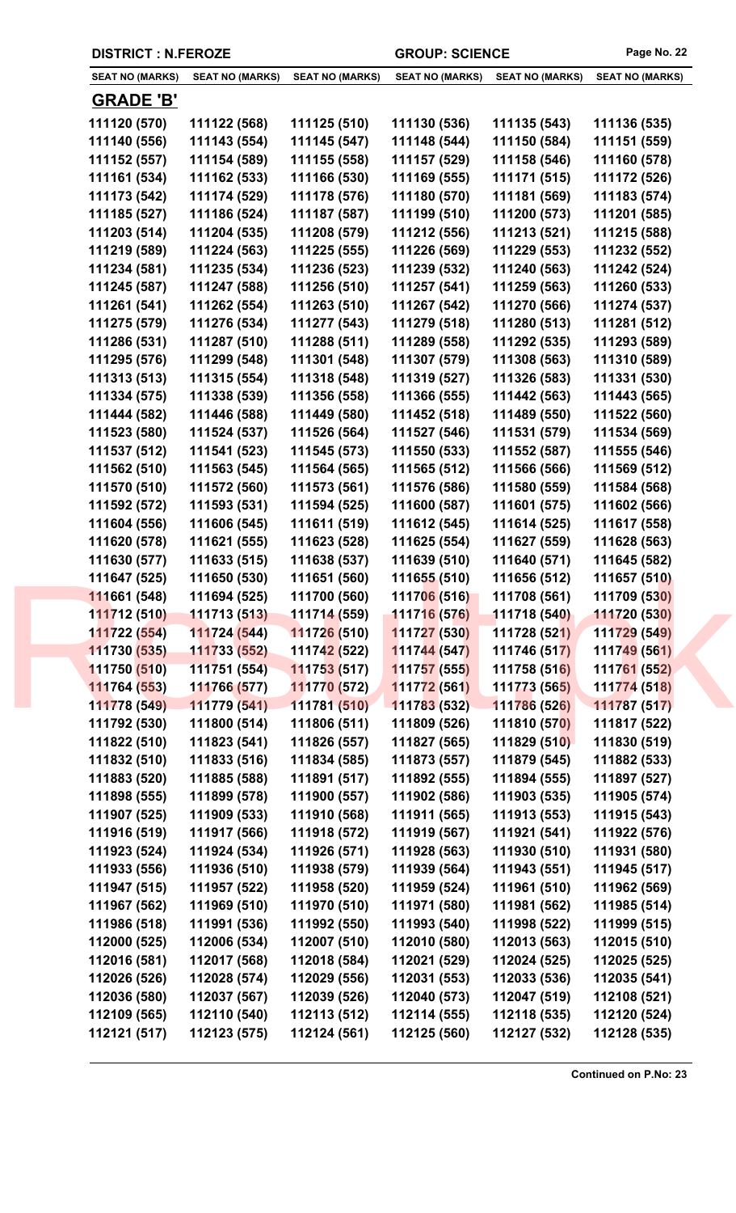**DISTRICT : N.FEROZE** **GROUP: SCIENCE**

| SEAT NO (MARKS) | SEAT NO (MARKS) | SEAT NO (MARKS) | SEAT NO (MARKS) | SEAT NO (MARKS) | SEAT NO (MARKS) |
|---|---|---|---|---|---|

## GRADE 'B'

| | | | | | |
|---|---|---|---|---|---|
| 111120 (570) | 111122 (568) | 111125 (510) | 111130 (536) | 111135 (543) | 111136 (535) |
| 111140 (556) | 111143 (554) | 111145 (547) | 111148 (544) | 111150 (584) | 111151 (559) |
| 111152 (557) | 111154 (589) | 111155 (558) | 111157 (529) | 111158 (546) | 111160 (578) |
| 111161 (534) | 111162 (533) | 111166 (530) | 111169 (555) | 111171 (515) | 111172 (526) |
| 111173 (542) | 111174 (529) | 111178 (576) | 111180 (570) | 111181 (569) | 111183 (574) |
| 111185 (527) | 111186 (524) | 111187 (587) | 111199 (510) | 111200 (573) | 111201 (585) |
| 111203 (514) | 111204 (535) | 111208 (579) | 111212 (556) | 111213 (521) | 111215 (588) |
| 111219 (589) | 111224 (563) | 111225 (555) | 111226 (569) | 111229 (553) | 111232 (552) |
| 111234 (581) | 111235 (534) | 111236 (523) | 111239 (532) | 111240 (563) | 111242 (524) |
| 111245 (587) | 111247 (588) | 111256 (510) | 111257 (541) | 111259 (563) | 111260 (533) |
| 111261 (541) | 111262 (554) | 111263 (510) | 111267 (542) | 111270 (566) | 111274 (537) |
| 111275 (579) | 111276 (534) | 111277 (543) | 111279 (518) | 111280 (513) | 111281 (512) |
| 111286 (531) | 111287 (510) | 111288 (511) | 111289 (558) | 111292 (535) | 111293 (589) |
| 111295 (576) | 111299 (548) | 111301 (548) | 111307 (579) | 111308 (563) | 111310 (589) |
| 111313 (513) | 111315 (554) | 111318 (548) | 111319 (527) | 111326 (583) | 111331 (530) |
| 111334 (575) | 111338 (539) | 111356 (558) | 111366 (555) | 111442 (563) | 111443 (565) |
| 111444 (582) | 111446 (588) | 111449 (580) | 111452 (518) | 111489 (550) | 111522 (560) |
| 111523 (580) | 111524 (537) | 111526 (564) | 111527 (546) | 111531 (579) | 111534 (569) |
| 111537 (512) | 111541 (523) | 111545 (573) | 111550 (533) | 111552 (587) | 111555 (546) |
| 111562 (510) | 111563 (545) | 111564 (565) | 111565 (512) | 111566 (566) | 111569 (512) |
| 111570 (510) | 111572 (560) | 111573 (561) | 111576 (586) | 111580 (559) | 111584 (568) |
| 111592 (572) | 111593 (531) | 111594 (525) | 111600 (587) | 111601 (575) | 111602 (566) |
| 111604 (556) | 111606 (545) | 111611 (519) | 111612 (545) | 111614 (525) | 111617 (558) |
| 111620 (578) | 111621 (555) | 111623 (528) | 111625 (554) | 111627 (559) | 111628 (563) |
| 111630 (577) | 111633 (515) | 111638 (537) | 111639 (510) | 111640 (571) | 111645 (582) |
| 111647 (525) | 111650 (530) | 111651 (560) | 111655 (510) | 111656 (512) | 111657 (510) |
| 111661 (548) | 111694 (525) | 111700 (560) | 111706 (516) | 111708 (561) | 111709 (530) |
| 111712 (510) | 111713 (513) | 111714 (559) | 111716 (576) | 111718 (540) | 111720 (530) |
| 111722 (554) | 111724 (544) | 111726 (510) | 111727 (530) | 111728 (521) | 111729 (549) |
| 111730 (535) | 111733 (552) | 111742 (522) | 111744 (547) | 111746 (517) | 111749 (561) |
| 111750 (510) | 111751 (554) | 111753 (517) | 111757 (555) | 111758 (516) | 111761 (552) |
| 111764 (553) | 111766 (577) | 111770 (572) | 111772 (561) | 111773 (565) | 111774 (518) |
| 111778 (549) | 111779 (541) | 111781 (510) | 111783 (532) | 111786 (526) | 111787 (517) |
| 111792 (530) | 111800 (514) | 111806 (511) | 111809 (526) | 111810 (570) | 111817 (522) |
| 111822 (510) | 111823 (541) | 111826 (557) | 111827 (565) | 111829 (510) | 111830 (519) |
| 111832 (510) | 111833 (516) | 111834 (585) | 111873 (557) | 111879 (545) | 111882 (533) |
| 111883 (520) | 111885 (588) | 111891 (517) | 111892 (555) | 111894 (555) | 111897 (527) |
| 111898 (555) | 111899 (578) | 111900 (557) | 111902 (586) | 111903 (535) | 111905 (574) |
| 111907 (525) | 111909 (533) | 111910 (568) | 111911 (565) | 111913 (553) | 111915 (543) |
| 111916 (519) | 111917 (566) | 111918 (572) | 111919 (567) | 111921 (541) | 111922 (576) |
| 111923 (524) | 111924 (534) | 111926 (571) | 111928 (563) | 111930 (510) | 111931 (580) |
| 111933 (556) | 111936 (510) | 111938 (579) | 111939 (564) | 111943 (551) | 111945 (517) |
| 111947 (515) | 111957 (522) | 111958 (520) | 111959 (524) | 111961 (510) | 111962 (569) |
| 111967 (562) | 111969 (510) | 111970 (510) | 111971 (580) | 111981 (562) | 111985 (514) |
| 111986 (518) | 111991 (536) | 111992 (550) | 111993 (540) | 111998 (522) | 111999 (515) |
| 112000 (525) | 112006 (534) | 112007 (510) | 112010 (580) | 112013 (563) | 112015 (510) |
| 112016 (581) | 112017 (568) | 112018 (584) | 112021 (529) | 112024 (525) | 112025 (525) |
| 112026 (526) | 112028 (574) | 112029 (556) | 112031 (553) | 112033 (536) | 112035 (541) |
| 112036 (580) | 112037 (567) | 112039 (526) | 112040 (573) | 112047 (519) | 112108 (521) |
| 112109 (565) | 112110 (540) | 112113 (512) | 112114 (555) | 112118 (535) | 112120 (524) |
| 112121 (517) | 112123 (575) | 112124 (561) | 112125 (560) | 112127 (532) | 112128 (535) |

**Continued on P.No: 23**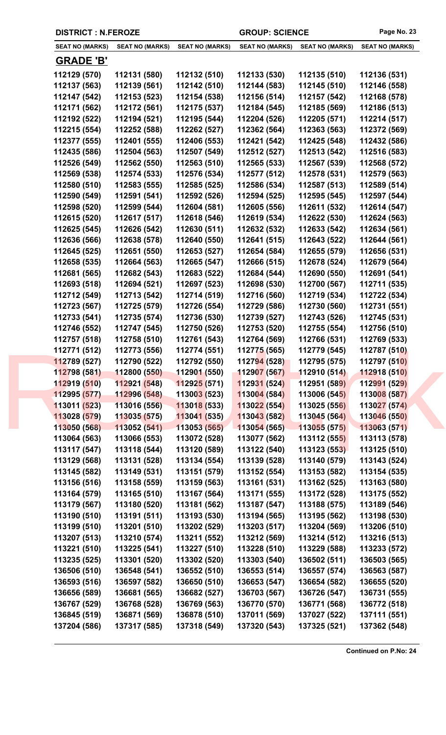**DISTRICT : N.FEROZE** | **GROUP: SCIENCE**

| SEAT NO (MARKS) | SEAT NO (MARKS) | SEAT NO (MARKS) | SEAT NO (MARKS) | SEAT NO (MARKS) | SEAT NO (MARKS) |
|---|---|---|---|---|---|

## GRADE 'B'

| | | | | | |
|---|---|---|---|---|---|
| 112129 (570) | 112131 (580) | 112132 (510) | 112133 (530) | 112135 (510) | 112136 (531) |
| 112137 (563) | 112139 (561) | 112142 (510) | 112144 (583) | 112145 (510) | 112146 (558) |
| 112147 (542) | 112153 (523) | 112154 (538) | 112156 (514) | 112157 (542) | 112168 (578) |
| 112171 (562) | 112172 (561) | 112175 (537) | 112184 (545) | 112185 (569) | 112186 (513) |
| 112192 (522) | 112194 (521) | 112195 (544) | 112204 (526) | 112205 (571) | 112214 (517) |
| 112215 (554) | 112252 (588) | 112262 (527) | 112362 (564) | 112363 (563) | 112372 (569) |
| 112377 (555) | 112401 (555) | 112406 (553) | 112421 (542) | 112425 (548) | 112432 (586) |
| 112435 (586) | 112504 (563) | 112507 (549) | 112512 (527) | 112513 (542) | 112516 (583) |
| 112526 (549) | 112562 (550) | 112563 (510) | 112565 (533) | 112567 (539) | 112568 (572) |
| 112569 (538) | 112574 (533) | 112576 (534) | 112577 (512) | 112578 (531) | 112579 (563) |
| 112580 (510) | 112583 (555) | 112585 (525) | 112586 (534) | 112587 (513) | 112589 (514) |
| 112590 (549) | 112591 (541) | 112592 (526) | 112594 (525) | 112595 (545) | 112597 (544) |
| 112598 (520) | 112599 (544) | 112604 (581) | 112605 (556) | 112611 (532) | 112614 (547) |
| 112615 (520) | 112617 (517) | 112618 (546) | 112619 (534) | 112622 (530) | 112624 (563) |
| 112625 (545) | 112626 (542) | 112630 (511) | 112632 (532) | 112633 (542) | 112634 (561) |
| 112636 (566) | 112638 (578) | 112640 (550) | 112641 (515) | 112643 (522) | 112644 (561) |
| 112645 (525) | 112651 (550) | 112653 (527) | 112654 (584) | 112655 (579) | 112656 (531) |
| 112658 (535) | 112664 (563) | 112665 (547) | 112666 (515) | 112678 (524) | 112679 (564) |
| 112681 (565) | 112682 (543) | 112683 (522) | 112684 (544) | 112690 (550) | 112691 (541) |
| 112693 (518) | 112694 (521) | 112697 (523) | 112698 (530) | 112700 (567) | 112711 (535) |
| 112712 (549) | 112713 (542) | 112714 (519) | 112716 (560) | 112719 (534) | 112722 (534) |
| 112723 (567) | 112725 (579) | 112726 (554) | 112729 (586) | 112730 (560) | 112731 (551) |
| 112733 (541) | 112735 (574) | 112736 (530) | 112739 (527) | 112743 (526) | 112745 (531) |
| 112746 (552) | 112747 (545) | 112750 (526) | 112753 (520) | 112755 (554) | 112756 (510) |
| 112757 (518) | 112758 (510) | 112761 (543) | 112764 (569) | 112766 (531) | 112769 (533) |
| 112771 (512) | 112773 (556) | 112774 (551) | 112775 (565) | 112779 (545) | 112787 (510) |
| 112789 (527) | 112790 (522) | 112792 (550) | 112794 (528) | 112795 (575) | 112797 (510) |
| 112798 (581) | 112800 (550) | 112901 (550) | 112907 (567) | 112910 (514) | 112918 (510) |
| 112919 (510) | 112921 (548) | 112925 (571) | 112931 (524) | 112951 (589) | 112991 (529) |
| 112995 (577) | 112996 (548) | 113003 (523) | 113004 (584) | 113006 (545) | 113008 (587) |
| 113011 (523) | 113016 (556) | 113018 (533) | 113022 (554) | 113025 (556) | 113027 (574) |
| 113028 (579) | 113035 (575) | 113041 (535) | 113043 (582) | 113045 (564) | 113046 (550) |
| 113050 (568) | 113052 (541) | 113053 (565) | 113054 (565) | 113055 (575) | 113063 (571) |
| 113064 (563) | 113066 (553) | 113072 (528) | 113077 (562) | 113112 (555) | 113113 (578) |
| 113117 (547) | 113118 (544) | 113120 (589) | 113122 (540) | 113123 (553) | 113125 (510) |
| 113129 (568) | 113131 (528) | 113134 (554) | 113139 (528) | 113140 (579) | 113143 (524) |
| 113145 (582) | 113149 (531) | 113151 (579) | 113152 (554) | 113153 (582) | 113154 (535) |
| 113156 (516) | 113158 (559) | 113159 (563) | 113161 (531) | 113162 (525) | 113163 (580) |
| 113164 (579) | 113165 (510) | 113167 (564) | 113171 (555) | 113172 (528) | 113175 (552) |
| 113179 (567) | 113180 (520) | 113181 (562) | 113187 (547) | 113188 (575) | 113189 (546) |
| 113190 (510) | 113191 (511) | 113193 (530) | 113194 (565) | 113195 (562) | 113198 (530) |
| 113199 (510) | 113201 (510) | 113202 (529) | 113203 (517) | 113204 (569) | 113206 (510) |
| 113207 (513) | 113210 (574) | 113211 (552) | 113212 (569) | 113214 (512) | 113216 (513) |
| 113221 (510) | 113225 (541) | 113227 (510) | 113228 (510) | 113229 (588) | 113233 (572) |
| 113235 (525) | 113301 (520) | 113302 (520) | 113303 (540) | 136502 (511) | 136503 (565) |
| 136506 (510) | 136548 (541) | 136552 (510) | 136553 (514) | 136557 (574) | 136563 (587) |
| 136593 (516) | 136597 (582) | 136650 (510) | 136653 (547) | 136654 (582) | 136655 (520) |
| 136656 (589) | 136681 (565) | 136682 (527) | 136703 (567) | 136726 (547) | 136731 (555) |
| 136767 (529) | 136768 (528) | 136769 (563) | 136770 (570) | 136771 (568) | 136772 (518) |
| 136845 (519) | 136871 (569) | 136878 (510) | 137011 (569) | 137027 (522) | 137111 (551) |
| 137204 (586) | 137317 (585) | 137318 (549) | 137320 (543) | 137325 (521) | 137362 (548) |

**Continued on P.No: 24**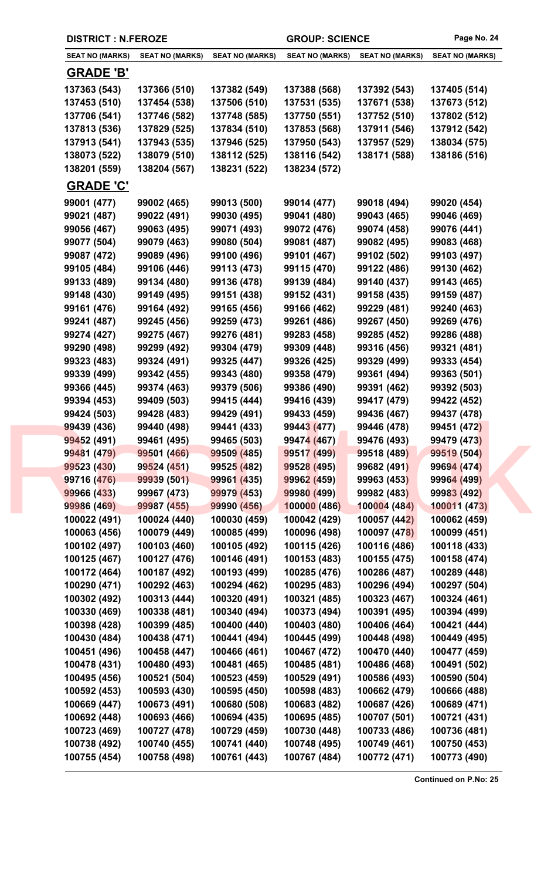**DISTRICT : N.FEROZE** | **GROUP: SCIENCE**

| SEAT NO (MARKS) | SEAT NO (MARKS) | SEAT NO (MARKS) | SEAT NO (MARKS) | SEAT NO (MARKS) | SEAT NO (MARKS) |
|---|---|---|---|---|---|

## GRADE 'B'

| | | | | | |
|---|---|---|---|---|---|
| 137363 (543) | 137366 (510) | 137382 (549) | 137388 (568) | 137392 (543) | 137405 (514) |
| 137453 (510) | 137454 (538) | 137506 (510) | 137531 (535) | 137671 (538) | 137673 (512) |
| 137706 (541) | 137746 (582) | 137748 (585) | 137750 (551) | 137752 (510) | 137802 (512) |
| 137813 (536) | 137829 (525) | 137834 (510) | 137853 (568) | 137911 (546) | 137912 (542) |
| 137913 (541) | 137943 (535) | 137946 (525) | 137950 (543) | 137957 (529) | 138034 (575) |
| 138073 (522) | 138079 (510) | 138112 (525) | 138116 (542) | 138171 (588) | 138186 (516) |
| 138201 (559) | 138204 (567) | 138231 (522) | 138234 (572) | | |

## GRADE 'C'

| | | | | | |
|---|---|---|---|---|---|
| 99001 (477) | 99002 (465) | 99013 (500) | 99014 (477) | 99018 (494) | 99020 (454) |
| 99021 (487) | 99022 (491) | 99030 (495) | 99041 (480) | 99043 (465) | 99046 (469) |
| 99056 (467) | 99063 (495) | 99071 (493) | 99072 (476) | 99074 (458) | 99076 (441) |
| 99077 (504) | 99079 (463) | 99080 (504) | 99081 (487) | 99082 (495) | 99083 (468) |
| 99087 (472) | 99089 (496) | 99100 (496) | 99101 (467) | 99102 (502) | 99103 (497) |
| 99105 (484) | 99106 (446) | 99113 (473) | 99115 (470) | 99122 (486) | 99130 (462) |
| 99133 (489) | 99134 (480) | 99136 (478) | 99139 (484) | 99140 (437) | 99143 (465) |
| 99148 (430) | 99149 (495) | 99151 (438) | 99152 (431) | 99158 (435) | 99159 (487) |
| 99161 (476) | 99164 (492) | 99165 (456) | 99166 (462) | 99229 (481) | 99240 (463) |
| 99241 (487) | 99245 (456) | 99259 (473) | 99261 (486) | 99267 (450) | 99269 (476) |
| 99274 (427) | 99275 (467) | 99276 (481) | 99283 (458) | 99285 (452) | 99286 (488) |
| 99290 (498) | 99299 (492) | 99304 (479) | 99309 (448) | 99316 (456) | 99321 (481) |
| 99323 (483) | 99324 (491) | 99325 (447) | 99326 (425) | 99329 (499) | 99333 (454) |
| 99339 (499) | 99342 (455) | 99343 (480) | 99358 (479) | 99361 (494) | 99363 (501) |
| 99366 (445) | 99374 (463) | 99379 (506) | 99386 (490) | 99391 (462) | 99392 (503) |
| 99394 (453) | 99409 (503) | 99415 (444) | 99416 (439) | 99417 (479) | 99422 (452) |
| 99424 (503) | 99428 (483) | 99429 (491) | 99433 (459) | 99436 (467) | 99437 (478) |
| 99439 (436) | 99440 (498) | 99441 (433) | 99443 (477) | 99446 (478) | 99451 (472) |
| 99452 (491) | 99461 (495) | 99465 (503) | 99474 (467) | 99476 (493) | 99479 (473) |
| 99481 (479) | 99501 (466) | 99509 (485) | 99517 (499) | 99518 (489) | 99519 (504) |
| 99523 (430) | 99524 (451) | 99525 (482) | 99528 (495) | 99682 (491) | 99694 (474) |
| 99716 (476) | 99939 (501) | 99961 (435) | 99962 (459) | 99963 (453) | 99964 (499) |
| 99966 (433) | 99967 (473) | 99979 (453) | 99980 (499) | 99982 (483) | 99983 (492) |
| 99986 (469) | 99987 (455) | 99990 (456) | 100000 (486) | 100004 (484) | 100011 (473) |
| 100022 (491) | 100024 (440) | 100030 (459) | 100042 (429) | 100057 (442) | 100062 (459) |
| 100063 (456) | 100079 (449) | 100085 (499) | 100096 (498) | 100097 (478) | 100099 (451) |
| 100102 (497) | 100103 (460) | 100105 (492) | 100115 (426) | 100116 (486) | 100118 (433) |
| 100125 (467) | 100127 (476) | 100146 (491) | 100153 (483) | 100155 (475) | 100158 (474) |
| 100172 (464) | 100187 (492) | 100193 (499) | 100285 (476) | 100286 (487) | 100289 (448) |
| 100290 (471) | 100292 (463) | 100294 (462) | 100295 (483) | 100296 (494) | 100297 (504) |
| 100302 (492) | 100313 (444) | 100320 (491) | 100321 (485) | 100323 (467) | 100324 (461) |
| 100330 (469) | 100338 (481) | 100340 (494) | 100373 (494) | 100391 (495) | 100394 (499) |
| 100398 (428) | 100399 (485) | 100400 (440) | 100403 (480) | 100406 (464) | 100421 (444) |
| 100430 (484) | 100438 (471) | 100441 (494) | 100445 (499) | 100448 (498) | 100449 (495) |
| 100451 (496) | 100458 (447) | 100466 (461) | 100467 (472) | 100470 (440) | 100477 (459) |
| 100478 (431) | 100480 (493) | 100481 (465) | 100485 (481) | 100486 (468) | 100491 (502) |
| 100495 (456) | 100521 (504) | 100523 (459) | 100529 (491) | 100586 (493) | 100590 (504) |
| 100592 (453) | 100593 (430) | 100595 (450) | 100598 (483) | 100662 (479) | 100666 (488) |
| 100669 (447) | 100673 (491) | 100680 (508) | 100683 (482) | 100687 (426) | 100689 (471) |
| 100692 (448) | 100693 (466) | 100694 (435) | 100695 (485) | 100707 (501) | 100721 (431) |
| 100723 (469) | 100727 (478) | 100729 (459) | 100730 (448) | 100733 (486) | 100736 (481) |
| 100738 (492) | 100740 (455) | 100741 (440) | 100748 (495) | 100749 (461) | 100750 (453) |
| 100755 (454) | 100758 (498) | 100761 (443) | 100767 (484) | 100772 (471) | 100773 (490) |

**Continued on P.No: 25**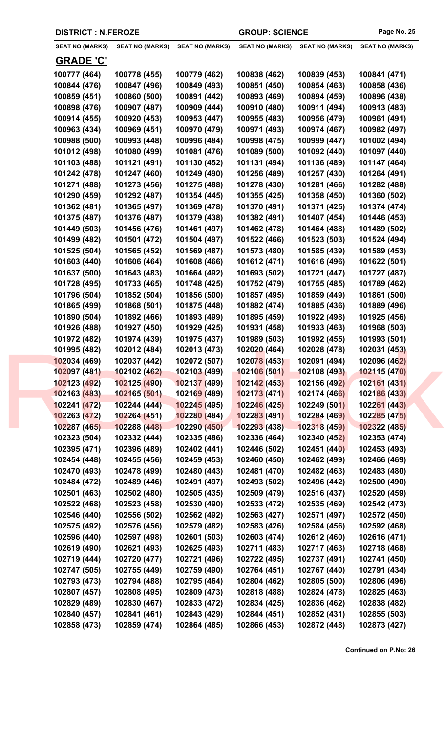DISTRICT : N.FEROZE | GROUP: SCIENCE

| SEAT NO (MARKS) | SEAT NO (MARKS) | SEAT NO (MARKS) | SEAT NO (MARKS) | SEAT NO (MARKS) | SEAT NO (MARKS) |
|---|---|---|---|---|---|

## GRADE 'C'

| | | | | | |
|---|---|---|---|---|---|
| 100777 (464) | 100778 (455) | 100779 (462) | 100838 (462) | 100839 (453) | 100841 (471) |
| 100844 (476) | 100847 (496) | 100849 (493) | 100851 (450) | 100854 (463) | 100858 (436) |
| 100859 (451) | 100860 (500) | 100891 (442) | 100893 (469) | 100894 (459) | 100896 (438) |
| 100898 (476) | 100907 (487) | 100909 (444) | 100910 (480) | 100911 (494) | 100913 (483) |
| 100914 (455) | 100920 (453) | 100953 (447) | 100955 (483) | 100956 (479) | 100961 (491) |
| 100963 (434) | 100969 (451) | 100970 (479) | 100971 (493) | 100974 (467) | 100982 (497) |
| 100988 (500) | 100993 (448) | 100996 (484) | 100998 (475) | 100999 (447) | 101002 (494) |
| 101012 (498) | 101080 (499) | 101081 (476) | 101089 (500) | 101092 (440) | 101097 (440) |
| 101103 (488) | 101121 (491) | 101130 (452) | 101131 (494) | 101136 (489) | 101147 (464) |
| 101242 (478) | 101247 (460) | 101249 (490) | 101256 (489) | 101257 (430) | 101264 (491) |
| 101271 (488) | 101273 (456) | 101275 (488) | 101278 (430) | 101281 (466) | 101282 (488) |
| 101290 (459) | 101292 (487) | 101354 (445) | 101355 (425) | 101358 (450) | 101360 (502) |
| 101362 (481) | 101365 (497) | 101369 (478) | 101370 (491) | 101371 (425) | 101374 (474) |
| 101375 (487) | 101376 (487) | 101379 (438) | 101382 (491) | 101407 (454) | 101446 (453) |
| 101449 (503) | 101456 (476) | 101461 (497) | 101462 (478) | 101464 (488) | 101489 (502) |
| 101499 (482) | 101501 (472) | 101504 (497) | 101522 (466) | 101523 (503) | 101524 (494) |
| 101525 (504) | 101565 (452) | 101569 (487) | 101573 (480) | 101585 (439) | 101589 (453) |
| 101603 (440) | 101606 (464) | 101608 (466) | 101612 (471) | 101616 (496) | 101622 (501) |
| 101637 (500) | 101643 (483) | 101664 (492) | 101693 (502) | 101721 (447) | 101727 (487) |
| 101728 (495) | 101733 (465) | 101748 (425) | 101752 (479) | 101755 (485) | 101789 (462) |
| 101796 (504) | 101852 (504) | 101856 (500) | 101857 (495) | 101859 (449) | 101861 (500) |
| 101865 (499) | 101868 (501) | 101875 (448) | 101882 (474) | 101885 (436) | 101889 (496) |
| 101890 (504) | 101892 (466) | 101893 (499) | 101895 (459) | 101922 (498) | 101925 (456) |
| 101926 (488) | 101927 (450) | 101929 (425) | 101931 (458) | 101933 (463) | 101968 (503) |
| 101972 (482) | 101974 (439) | 101975 (437) | 101989 (503) | 101992 (455) | 101993 (501) |
| 101995 (482) | 102012 (484) | 102013 (473) | 102020 (464) | 102028 (478) | 102031 (453) |
| 102034 (469) | 102037 (442) | 102072 (507) | 102078 (453) | 102091 (494) | 102096 (462) |
| 102097 (481) | 102102 (462) | 102103 (499) | 102106 (501) | 102108 (493) | 102115 (470) |
| 102123 (492) | 102125 (490) | 102137 (499) | 102142 (453) | 102156 (492) | 102161 (431) |
| 102163 (483) | 102165 (501) | 102169 (489) | 102173 (471) | 102174 (466) | 102186 (433) |
| 102241 (472) | 102244 (444) | 102245 (495) | 102246 (425) | 102249 (501) | 102261 (443) |
| 102263 (472) | 102264 (451) | 102280 (484) | 102283 (491) | 102284 (469) | 102285 (475) |
| 102287 (465) | 102288 (448) | 102290 (450) | 102293 (438) | 102318 (459) | 102322 (485) |
| 102323 (504) | 102332 (444) | 102335 (486) | 102336 (464) | 102340 (452) | 102353 (474) |
| 102395 (471) | 102396 (489) | 102402 (441) | 102446 (502) | 102451 (440) | 102453 (493) |
| 102454 (448) | 102455 (456) | 102459 (453) | 102460 (450) | 102462 (499) | 102466 (469) |
| 102470 (493) | 102478 (499) | 102480 (443) | 102481 (470) | 102482 (463) | 102483 (480) |
| 102484 (472) | 102489 (446) | 102491 (497) | 102493 (502) | 102496 (442) | 102500 (490) |
| 102501 (463) | 102502 (480) | 102505 (435) | 102509 (479) | 102516 (437) | 102520 (459) |
| 102522 (468) | 102523 (458) | 102530 (490) | 102533 (472) | 102535 (469) | 102542 (473) |
| 102546 (440) | 102556 (502) | 102562 (492) | 102563 (427) | 102571 (497) | 102572 (450) |
| 102575 (492) | 102576 (456) | 102579 (482) | 102583 (426) | 102584 (456) | 102592 (468) |
| 102596 (440) | 102597 (498) | 102601 (503) | 102603 (474) | 102612 (460) | 102616 (471) |
| 102619 (490) | 102621 (493) | 102625 (493) | 102711 (483) | 102717 (463) | 102718 (468) |
| 102719 (444) | 102720 (477) | 102721 (496) | 102722 (495) | 102737 (491) | 102741 (450) |
| 102747 (505) | 102755 (449) | 102759 (490) | 102764 (451) | 102767 (440) | 102791 (434) |
| 102793 (473) | 102794 (488) | 102795 (464) | 102804 (462) | 102805 (500) | 102806 (496) |
| 102807 (457) | 102808 (495) | 102809 (473) | 102818 (488) | 102824 (478) | 102825 (463) |
| 102829 (489) | 102830 (467) | 102833 (472) | 102834 (425) | 102836 (462) | 102838 (482) |
| 102840 (457) | 102841 (461) | 102843 (429) | 102844 (451) | 102852 (431) | 102855 (503) |
| 102858 (473) | 102859 (474) | 102864 (485) | 102866 (453) | 102872 (448) | 102873 (427) |

**Continued on P.No: 26**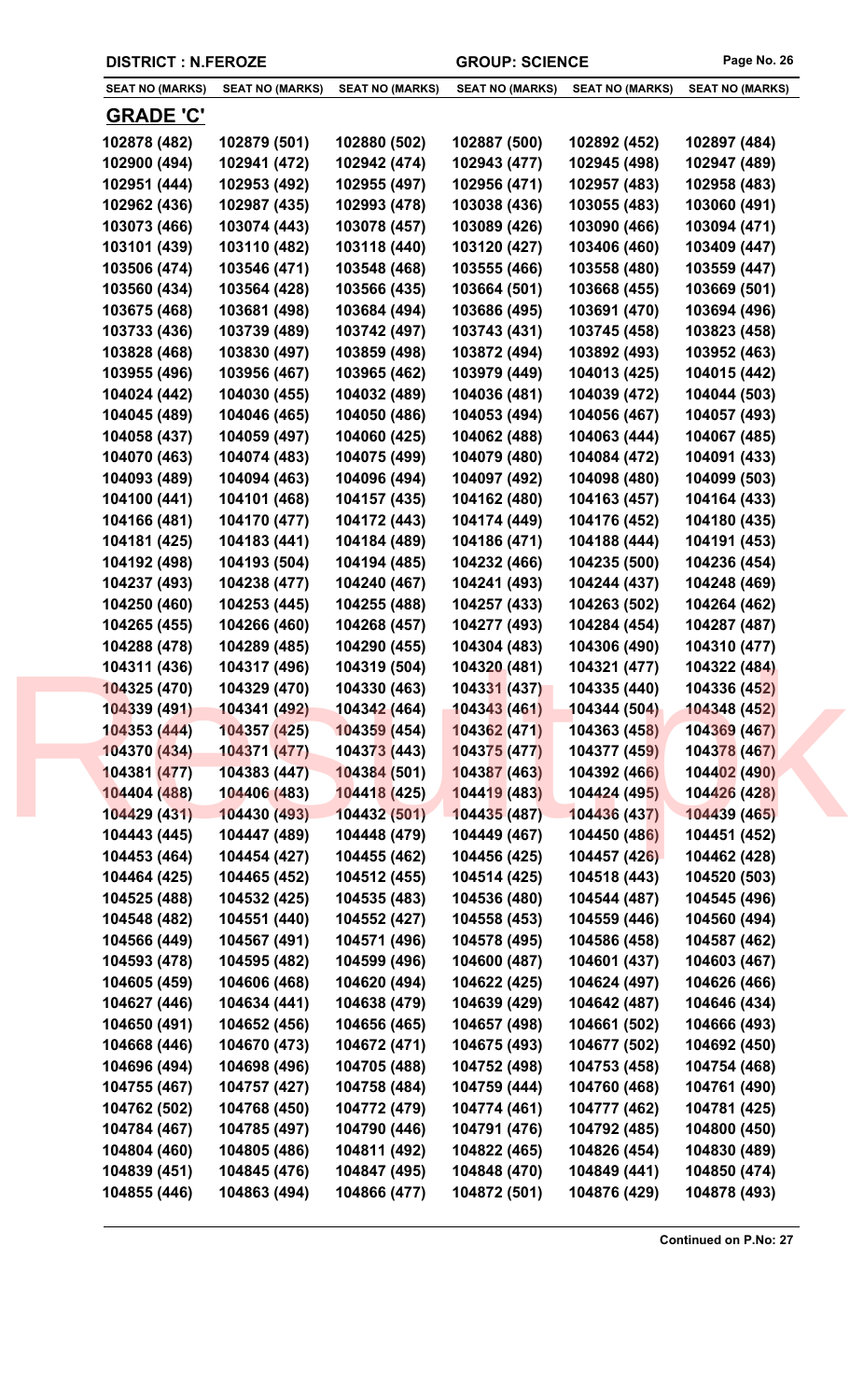**DISTRICT : N.FEROZE** **GROUP: SCIENCE**

| SEAT NO (MARKS) | SEAT NO (MARKS) | SEAT NO (MARKS) | SEAT NO (MARKS) | SEAT NO (MARKS) | SEAT NO (MARKS) |
|---|---|---|---|---|---|

## GRADE 'C'

| SEAT NO (MARKS) | SEAT NO (MARKS) | SEAT NO (MARKS) | SEAT NO (MARKS) | SEAT NO (MARKS) | SEAT NO (MARKS) |
|---|---|---|---|---|---|
| 102878 (482) | 102879 (501) | 102880 (502) | 102887 (500) | 102892 (452) | 102897 (484) |
| 102900 (494) | 102941 (472) | 102942 (474) | 102943 (477) | 102945 (498) | 102947 (489) |
| 102951 (444) | 102953 (492) | 102955 (497) | 102956 (471) | 102957 (483) | 102958 (483) |
| 102962 (436) | 102987 (435) | 102993 (478) | 103038 (436) | 103055 (483) | 103060 (491) |
| 103073 (466) | 103074 (443) | 103078 (457) | 103089 (426) | 103090 (466) | 103094 (471) |
| 103101 (439) | 103110 (482) | 103118 (440) | 103120 (427) | 103406 (460) | 103409 (447) |
| 103506 (474) | 103546 (471) | 103548 (468) | 103555 (466) | 103558 (480) | 103559 (447) |
| 103560 (434) | 103564 (428) | 103566 (435) | 103664 (501) | 103668 (455) | 103669 (501) |
| 103675 (468) | 103681 (498) | 103684 (494) | 103686 (495) | 103691 (470) | 103694 (496) |
| 103733 (436) | 103739 (489) | 103742 (497) | 103743 (431) | 103745 (458) | 103823 (458) |
| 103828 (468) | 103830 (497) | 103859 (498) | 103872 (494) | 103892 (493) | 103952 (463) |
| 103955 (496) | 103956 (467) | 103965 (462) | 103979 (449) | 104013 (425) | 104015 (442) |
| 104024 (442) | 104030 (455) | 104032 (489) | 104036 (481) | 104039 (472) | 104044 (503) |
| 104045 (489) | 104046 (465) | 104050 (486) | 104053 (494) | 104056 (467) | 104057 (493) |
| 104058 (437) | 104059 (497) | 104060 (425) | 104062 (488) | 104063 (444) | 104067 (485) |
| 104070 (463) | 104074 (483) | 104075 (499) | 104079 (480) | 104084 (472) | 104091 (433) |
| 104093 (489) | 104094 (463) | 104096 (494) | 104097 (492) | 104098 (480) | 104099 (503) |
| 104100 (441) | 104101 (468) | 104157 (435) | 104162 (480) | 104163 (457) | 104164 (433) |
| 104166 (481) | 104170 (477) | 104172 (443) | 104174 (449) | 104176 (452) | 104180 (435) |
| 104181 (425) | 104183 (441) | 104184 (489) | 104186 (471) | 104188 (444) | 104191 (453) |
| 104192 (498) | 104193 (504) | 104194 (485) | 104232 (466) | 104235 (500) | 104236 (454) |
| 104237 (493) | 104238 (477) | 104240 (467) | 104241 (493) | 104244 (437) | 104248 (469) |
| 104250 (460) | 104253 (445) | 104255 (488) | 104257 (433) | 104263 (502) | 104264 (462) |
| 104265 (455) | 104266 (460) | 104268 (457) | 104277 (493) | 104284 (454) | 104287 (487) |
| 104288 (478) | 104289 (485) | 104290 (455) | 104304 (483) | 104306 (490) | 104310 (477) |
| 104311 (436) | 104317 (496) | 104319 (504) | 104320 (481) | 104321 (477) | 104322 (484) |
| 104325 (470) | 104329 (470) | 104330 (463) | 104331 (437) | 104335 (440) | 104336 (452) |
| 104339 (491) | 104341 (492) | 104342 (464) | 104343 (461) | 104344 (504) | 104348 (452) |
| 104353 (444) | 104357 (425) | 104359 (454) | 104362 (471) | 104363 (458) | 104369 (467) |
| 104370 (434) | 104371 (477) | 104373 (443) | 104375 (477) | 104377 (459) | 104378 (467) |
| 104381 (477) | 104383 (447) | 104384 (501) | 104387 (463) | 104392 (466) | 104402 (490) |
| 104404 (488) | 104406 (483) | 104418 (425) | 104419 (483) | 104424 (495) | 104426 (428) |
| 104429 (431) | 104430 (493) | 104432 (501) | 104435 (487) | 104436 (437) | 104439 (465) |
| 104443 (445) | 104447 (489) | 104448 (479) | 104449 (467) | 104450 (486) | 104451 (452) |
| 104453 (464) | 104454 (427) | 104455 (462) | 104456 (425) | 104457 (426) | 104462 (428) |
| 104464 (425) | 104465 (452) | 104512 (455) | 104514 (425) | 104518 (443) | 104520 (503) |
| 104525 (488) | 104532 (425) | 104535 (483) | 104536 (480) | 104544 (487) | 104545 (496) |
| 104548 (482) | 104551 (440) | 104552 (427) | 104558 (453) | 104559 (446) | 104560 (494) |
| 104566 (449) | 104567 (491) | 104571 (496) | 104578 (495) | 104586 (458) | 104587 (462) |
| 104593 (478) | 104595 (482) | 104599 (496) | 104600 (487) | 104601 (437) | 104603 (467) |
| 104605 (459) | 104606 (468) | 104620 (494) | 104622 (425) | 104624 (497) | 104626 (466) |
| 104627 (446) | 104634 (441) | 104638 (479) | 104639 (429) | 104642 (487) | 104646 (434) |
| 104650 (491) | 104652 (456) | 104656 (465) | 104657 (498) | 104661 (502) | 104666 (493) |
| 104668 (446) | 104670 (473) | 104672 (471) | 104675 (493) | 104677 (502) | 104692 (450) |
| 104696 (494) | 104698 (496) | 104705 (488) | 104752 (498) | 104753 (458) | 104754 (468) |
| 104755 (467) | 104757 (427) | 104758 (484) | 104759 (444) | 104760 (468) | 104761 (490) |
| 104762 (502) | 104768 (450) | 104772 (479) | 104774 (461) | 104777 (462) | 104781 (425) |
| 104784 (467) | 104785 (497) | 104790 (446) | 104791 (476) | 104792 (485) | 104800 (450) |
| 104804 (460) | 104805 (486) | 104811 (492) | 104822 (465) | 104826 (454) | 104830 (489) |
| 104839 (451) | 104845 (476) | 104847 (495) | 104848 (470) | 104849 (441) | 104850 (474) |
| 104855 (446) | 104863 (494) | 104866 (477) | 104872 (501) | 104876 (429) | 104878 (493) |

**Continued on P.No: 27**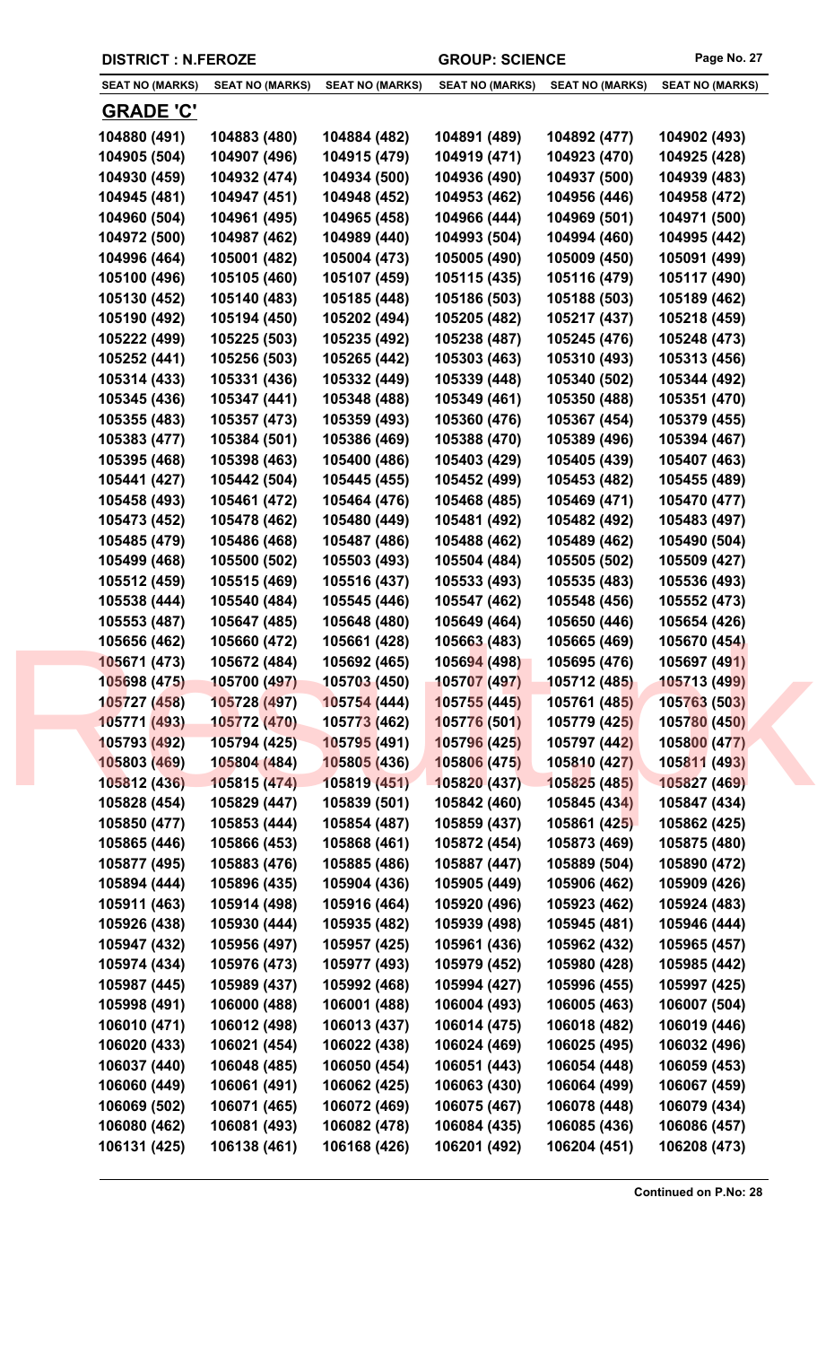**DISTRICT : N.FEROZE** **GROUP: SCIENCE**

| SEAT NO (MARKS) | SEAT NO (MARKS) | SEAT NO (MARKS) | SEAT NO (MARKS) | SEAT NO (MARKS) | SEAT NO (MARKS) |
|---|---|---|---|---|---|
| **GRADE 'C'** | | | | | |
| 104880 (491) | 104883 (480) | 104884 (482) | 104891 (489) | 104892 (477) | 104902 (493) |
| 104905 (504) | 104907 (496) | 104915 (479) | 104919 (471) | 104923 (470) | 104925 (428) |
| 104930 (459) | 104932 (474) | 104934 (500) | 104936 (490) | 104937 (500) | 104939 (483) |
| 104945 (481) | 104947 (451) | 104948 (452) | 104953 (462) | 104956 (446) | 104958 (472) |
| 104960 (504) | 104961 (495) | 104965 (458) | 104966 (444) | 104969 (501) | 104971 (500) |
| 104972 (500) | 104987 (462) | 104989 (440) | 104993 (504) | 104994 (460) | 104995 (442) |
| 104996 (464) | 105001 (482) | 105004 (473) | 105005 (490) | 105009 (450) | 105091 (499) |
| 105100 (496) | 105105 (460) | 105107 (459) | 105115 (435) | 105116 (479) | 105117 (490) |
| 105130 (452) | 105140 (483) | 105185 (448) | 105186 (503) | 105188 (503) | 105189 (462) |
| 105190 (492) | 105194 (450) | 105202 (494) | 105205 (482) | 105217 (437) | 105218 (459) |
| 105222 (499) | 105225 (503) | 105235 (492) | 105238 (487) | 105245 (476) | 105248 (473) |
| 105252 (441) | 105256 (503) | 105265 (442) | 105303 (463) | 105310 (493) | 105313 (456) |
| 105314 (433) | 105331 (436) | 105332 (449) | 105339 (448) | 105340 (502) | 105344 (492) |
| 105345 (436) | 105347 (441) | 105348 (488) | 105349 (461) | 105350 (488) | 105351 (470) |
| 105355 (483) | 105357 (473) | 105359 (493) | 105360 (476) | 105367 (454) | 105379 (455) |
| 105383 (477) | 105384 (501) | 105386 (469) | 105388 (470) | 105389 (496) | 105394 (467) |
| 105395 (468) | 105398 (463) | 105400 (486) | 105403 (429) | 105405 (439) | 105407 (463) |
| 105441 (427) | 105442 (504) | 105445 (455) | 105452 (499) | 105453 (482) | 105455 (489) |
| 105458 (493) | 105461 (472) | 105464 (476) | 105468 (485) | 105469 (471) | 105470 (477) |
| 105473 (452) | 105478 (462) | 105480 (449) | 105481 (492) | 105482 (492) | 105483 (497) |
| 105485 (479) | 105486 (468) | 105487 (486) | 105488 (462) | 105489 (462) | 105490 (504) |
| 105499 (468) | 105500 (502) | 105503 (493) | 105504 (484) | 105505 (502) | 105509 (427) |
| 105512 (459) | 105515 (469) | 105516 (437) | 105533 (493) | 105535 (483) | 105536 (493) |
| 105538 (444) | 105540 (484) | 105545 (446) | 105547 (462) | 105548 (456) | 105552 (473) |
| 105553 (487) | 105647 (485) | 105648 (480) | 105649 (464) | 105650 (446) | 105654 (426) |
| 105656 (462) | 105660 (472) | 105661 (428) | 105663 (483) | 105665 (469) | 105670 (454) |
| 105671 (473) | 105672 (484) | 105692 (465) | 105694 (498) | 105695 (476) | 105697 (491) |
| 105698 (475) | 105700 (497) | 105703 (450) | 105707 (497) | 105712 (485) | 105713 (499) |
| 105727 (458) | 105728 (497) | 105754 (444) | 105755 (445) | 105761 (485) | 105763 (503) |
| 105771 (493) | 105772 (470) | 105773 (462) | 105776 (501) | 105779 (425) | 105780 (450) |
| 105793 (492) | 105794 (425) | 105795 (491) | 105796 (425) | 105797 (442) | 105800 (477) |
| 105803 (469) | 105804 (484) | 105805 (436) | 105806 (475) | 105810 (427) | 105811 (493) |
| 105812 (436) | 105815 (474) | 105819 (451) | 105820 (437) | 105825 (485) | 105827 (469) |
| 105828 (454) | 105829 (447) | 105839 (501) | 105842 (460) | 105845 (434) | 105847 (434) |
| 105850 (477) | 105853 (444) | 105854 (487) | 105859 (437) | 105861 (425) | 105862 (425) |
| 105865 (446) | 105866 (453) | 105868 (461) | 105872 (454) | 105873 (469) | 105875 (480) |
| 105877 (495) | 105883 (476) | 105885 (486) | 105887 (447) | 105889 (504) | 105890 (472) |
| 105894 (444) | 105896 (435) | 105904 (436) | 105905 (449) | 105906 (462) | 105909 (426) |
| 105911 (463) | 105914 (498) | 105916 (464) | 105920 (496) | 105923 (462) | 105924 (483) |
| 105926 (438) | 105930 (444) | 105935 (482) | 105939 (498) | 105945 (481) | 105946 (444) |
| 105947 (432) | 105956 (497) | 105957 (425) | 105961 (436) | 105962 (432) | 105965 (457) |
| 105974 (434) | 105976 (473) | 105977 (493) | 105979 (452) | 105980 (428) | 105985 (442) |
| 105987 (445) | 105989 (437) | 105992 (468) | 105994 (427) | 105996 (455) | 105997 (425) |
| 105998 (491) | 106000 (488) | 106001 (488) | 106004 (493) | 106005 (463) | 106007 (504) |
| 106010 (471) | 106012 (498) | 106013 (437) | 106014 (475) | 106018 (482) | 106019 (446) |
| 106020 (433) | 106021 (454) | 106022 (438) | 106024 (469) | 106025 (495) | 106032 (496) |
| 106037 (440) | 106048 (485) | 106050 (454) | 106051 (443) | 106054 (448) | 106059 (453) |
| 106060 (449) | 106061 (491) | 106062 (425) | 106063 (430) | 106064 (499) | 106067 (459) |
| 106069 (502) | 106071 (465) | 106072 (469) | 106075 (467) | 106078 (448) | 106079 (434) |
| 106080 (462) | 106081 (493) | 106082 (478) | 106084 (435) | 106085 (436) | 106086 (457) |
| 106131 (425) | 106138 (461) | 106168 (426) | 106201 (492) | 106204 (451) | 106208 (473) |

**Continued on P.No: 28**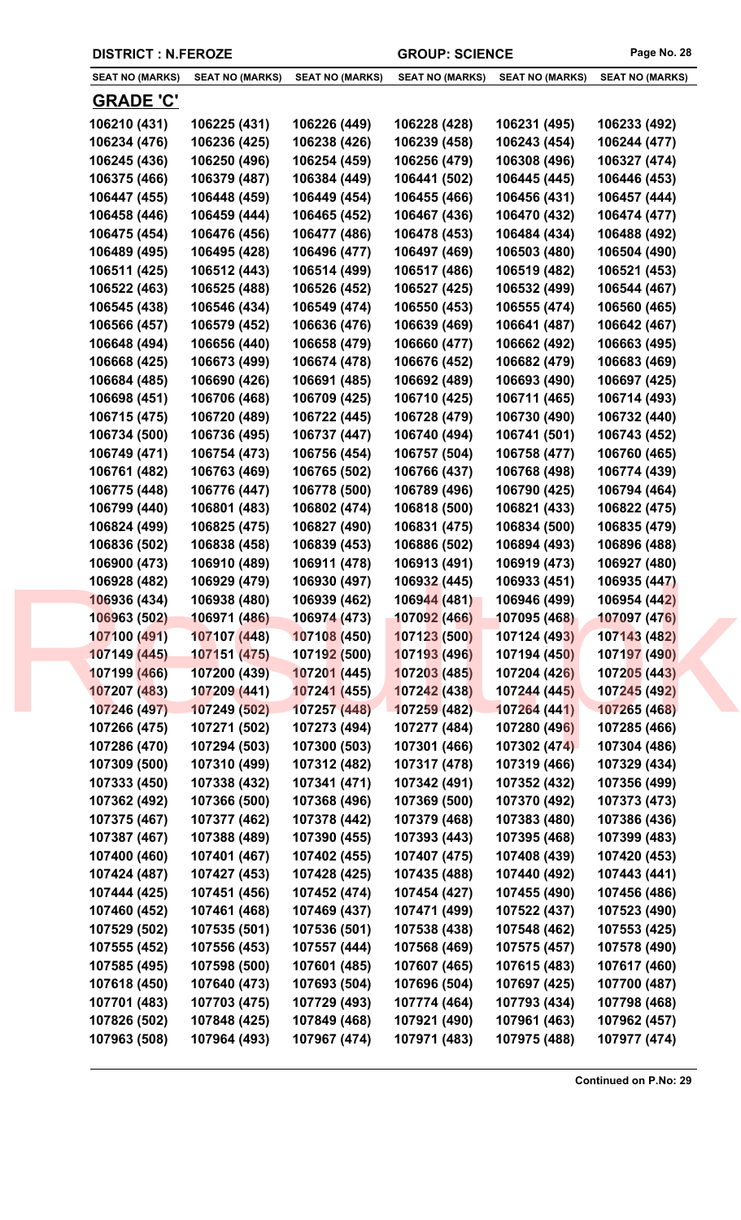DISTRICT : N.FEROZE | GROUP: SCIENCE

| SEAT NO (MARKS) | SEAT NO (MARKS) | SEAT NO (MARKS) | SEAT NO (MARKS) | SEAT NO (MARKS) | SEAT NO (MARKS) |
|---|---|---|---|---|---|

## GRADE 'C'

| | | | | | |
|---|---|---|---|---|---|
| 106210 (431) | 106225 (431) | 106226 (449) | 106228 (428) | 106231 (495) | 106233 (492) |
| 106234 (476) | 106236 (425) | 106238 (426) | 106239 (458) | 106243 (454) | 106244 (477) |
| 106245 (436) | 106250 (496) | 106254 (459) | 106256 (479) | 106308 (496) | 106327 (474) |
| 106375 (466) | 106379 (487) | 106384 (449) | 106441 (502) | 106445 (445) | 106446 (453) |
| 106447 (455) | 106448 (459) | 106449 (454) | 106455 (466) | 106456 (431) | 106457 (444) |
| 106458 (446) | 106459 (444) | 106465 (452) | 106467 (436) | 106470 (432) | 106474 (477) |
| 106475 (454) | 106476 (456) | 106477 (486) | 106478 (453) | 106484 (434) | 106488 (492) |
| 106489 (495) | 106495 (428) | 106496 (477) | 106497 (469) | 106503 (480) | 106504 (490) |
| 106511 (425) | 106512 (443) | 106514 (499) | 106517 (486) | 106519 (482) | 106521 (453) |
| 106522 (463) | 106525 (488) | 106526 (452) | 106527 (425) | 106532 (499) | 106544 (467) |
| 106545 (438) | 106546 (434) | 106549 (474) | 106550 (453) | 106555 (474) | 106560 (465) |
| 106566 (457) | 106579 (452) | 106636 (476) | 106639 (469) | 106641 (487) | 106642 (467) |
| 106648 (494) | 106656 (440) | 106658 (479) | 106660 (477) | 106662 (492) | 106663 (495) |
| 106668 (425) | 106673 (499) | 106674 (478) | 106676 (452) | 106682 (479) | 106683 (469) |
| 106684 (485) | 106690 (426) | 106691 (485) | 106692 (489) | 106693 (490) | 106697 (425) |
| 106698 (451) | 106706 (468) | 106709 (425) | 106710 (425) | 106711 (465) | 106714 (493) |
| 106715 (475) | 106720 (489) | 106722 (445) | 106728 (479) | 106730 (490) | 106732 (440) |
| 106734 (500) | 106736 (495) | 106737 (447) | 106740 (494) | 106741 (501) | 106743 (452) |
| 106749 (471) | 106754 (473) | 106756 (454) | 106757 (504) | 106758 (477) | 106760 (465) |
| 106761 (482) | 106763 (469) | 106765 (502) | 106766 (437) | 106768 (498) | 106774 (439) |
| 106775 (448) | 106776 (447) | 106778 (500) | 106789 (496) | 106790 (425) | 106794 (464) |
| 106799 (440) | 106801 (483) | 106802 (474) | 106818 (500) | 106821 (433) | 106822 (475) |
| 106824 (499) | 106825 (475) | 106827 (490) | 106831 (475) | 106834 (500) | 106835 (479) |
| 106836 (502) | 106838 (458) | 106839 (453) | 106886 (502) | 106894 (493) | 106896 (488) |
| 106900 (473) | 106910 (489) | 106911 (478) | 106913 (491) | 106919 (473) | 106927 (480) |
| 106928 (482) | 106929 (479) | 106930 (497) | 106932 (445) | 106933 (451) | 106935 (447) |
| 106936 (434) | 106938 (480) | 106939 (462) | 106944 (481) | 106946 (499) | 106954 (442) |
| 106963 (502) | 106971 (486) | 106974 (473) | 107092 (466) | 107095 (468) | 107097 (476) |
| 107100 (491) | 107107 (448) | 107108 (450) | 107123 (500) | 107124 (493) | 107143 (482) |
| 107149 (445) | 107151 (475) | 107192 (500) | 107193 (496) | 107194 (450) | 107197 (490) |
| 107199 (466) | 107200 (439) | 107201 (445) | 107203 (485) | 107204 (426) | 107205 (443) |
| 107207 (483) | 107209 (441) | 107241 (455) | 107242 (438) | 107244 (445) | 107245 (492) |
| 107246 (497) | 107249 (502) | 107257 (448) | 107259 (482) | 107264 (441) | 107265 (468) |
| 107266 (475) | 107271 (502) | 107273 (494) | 107277 (484) | 107280 (496) | 107285 (466) |
| 107286 (470) | 107294 (503) | 107300 (503) | 107301 (466) | 107302 (474) | 107304 (486) |
| 107309 (500) | 107310 (499) | 107312 (482) | 107317 (478) | 107319 (466) | 107329 (434) |
| 107333 (450) | 107338 (432) | 107341 (471) | 107342 (491) | 107352 (432) | 107356 (499) |
| 107362 (492) | 107366 (500) | 107368 (496) | 107369 (500) | 107370 (492) | 107373 (473) |
| 107375 (467) | 107377 (462) | 107378 (442) | 107379 (468) | 107383 (480) | 107386 (436) |
| 107387 (467) | 107388 (489) | 107390 (455) | 107393 (443) | 107395 (468) | 107399 (483) |
| 107400 (460) | 107401 (467) | 107402 (455) | 107407 (475) | 107408 (439) | 107420 (453) |
| 107424 (487) | 107427 (453) | 107428 (425) | 107435 (488) | 107440 (492) | 107443 (441) |
| 107444 (425) | 107451 (456) | 107452 (474) | 107454 (427) | 107455 (490) | 107456 (486) |
| 107460 (452) | 107461 (468) | 107469 (437) | 107471 (499) | 107522 (437) | 107523 (490) |
| 107529 (502) | 107535 (501) | 107536 (501) | 107538 (438) | 107548 (462) | 107553 (425) |
| 107555 (452) | 107556 (453) | 107557 (444) | 107568 (469) | 107575 (457) | 107578 (490) |
| 107585 (495) | 107598 (500) | 107601 (485) | 107607 (465) | 107615 (483) | 107617 (460) |
| 107618 (450) | 107640 (473) | 107693 (504) | 107696 (504) | 107697 (425) | 107700 (487) |
| 107701 (483) | 107703 (475) | 107729 (493) | 107774 (464) | 107793 (434) | 107798 (468) |
| 107826 (502) | 107848 (425) | 107849 (468) | 107921 (490) | 107961 (463) | 107962 (457) |
| 107963 (508) | 107964 (493) | 107967 (474) | 107971 (483) | 107975 (488) | 107977 (474) |

**Continued on P.No: 29**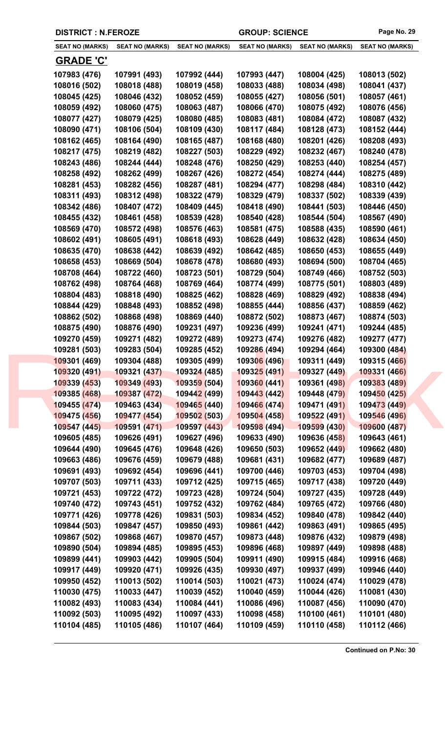**DISTRICT : N.FEROZE** | **GROUP: SCIENCE**

| SEAT NO (MARKS) | SEAT NO (MARKS) | SEAT NO (MARKS) | SEAT NO (MARKS) | SEAT NO (MARKS) | SEAT NO (MARKS) |
|---|---|---|---|---|---|

## GRADE 'C'

| | | | | | |
|---|---|---|---|---|---|
| 107983 (476) | 107991 (493) | 107992 (444) | 107993 (447) | 108004 (425) | 108013 (502) |
| 108016 (502) | 108018 (488) | 108019 (458) | 108033 (488) | 108034 (498) | 108041 (437) |
| 108045 (425) | 108046 (432) | 108052 (459) | 108055 (427) | 108056 (501) | 108057 (461) |
| 108059 (492) | 108060 (475) | 108063 (487) | 108066 (470) | 108075 (492) | 108076 (456) |
| 108077 (427) | 108079 (425) | 108080 (485) | 108083 (481) | 108084 (472) | 108087 (432) |
| 108090 (471) | 108106 (504) | 108109 (430) | 108117 (484) | 108128 (473) | 108152 (444) |
| 108162 (465) | 108164 (490) | 108165 (487) | 108168 (480) | 108201 (426) | 108208 (493) |
| 108217 (475) | 108219 (482) | 108227 (503) | 108229 (492) | 108232 (467) | 108240 (478) |
| 108243 (486) | 108244 (444) | 108248 (476) | 108250 (429) | 108253 (440) | 108254 (457) |
| 108258 (492) | 108262 (499) | 108267 (426) | 108272 (454) | 108274 (444) | 108275 (489) |
| 108281 (453) | 108282 (456) | 108287 (481) | 108294 (477) | 108298 (484) | 108310 (442) |
| 108311 (493) | 108312 (498) | 108322 (479) | 108329 (479) | 108337 (502) | 108339 (439) |
| 108342 (486) | 108407 (472) | 108409 (445) | 108418 (490) | 108441 (503) | 108446 (450) |
| 108455 (432) | 108461 (458) | 108539 (428) | 108540 (428) | 108544 (504) | 108567 (490) |
| 108569 (470) | 108572 (498) | 108576 (463) | 108581 (475) | 108588 (435) | 108590 (461) |
| 108602 (491) | 108605 (491) | 108618 (493) | 108628 (449) | 108632 (428) | 108634 (450) |
| 108635 (470) | 108638 (442) | 108639 (492) | 108642 (485) | 108650 (453) | 108655 (449) |
| 108658 (453) | 108669 (504) | 108678 (478) | 108680 (493) | 108694 (500) | 108704 (465) |
| 108708 (464) | 108722 (460) | 108723 (501) | 108729 (504) | 108749 (466) | 108752 (503) |
| 108762 (498) | 108764 (468) | 108769 (464) | 108774 (499) | 108775 (501) | 108803 (489) |
| 108804 (483) | 108818 (490) | 108825 (462) | 108828 (469) | 108829 (492) | 108838 (494) |
| 108844 (429) | 108848 (493) | 108852 (498) | 108855 (444) | 108856 (437) | 108859 (462) |
| 108862 (502) | 108868 (498) | 108869 (440) | 108872 (502) | 108873 (467) | 108874 (503) |
| 108875 (490) | 108876 (490) | 109231 (497) | 109236 (499) | 109241 (471) | 109244 (485) |
| 109270 (459) | 109271 (482) | 109272 (489) | 109273 (474) | 109276 (482) | 109277 (477) |
| 109281 (503) | 109283 (504) | 109285 (452) | 109286 (494) | 109294 (464) | 109300 (484) |
| 109301 (469) | 109304 (488) | 109305 (499) | 109306 (496) | 109311 (449) | 109315 (466) |
| 109320 (491) | 109321 (437) | 109324 (485) | 109325 (491) | 109327 (449) | 109331 (466) |
| 109339 (453) | 109349 (493) | 109359 (504) | 109360 (441) | 109361 (498) | 109383 (489) |
| 109385 (468) | 109387 (472) | 109442 (499) | 109443 (442) | 109448 (479) | 109450 (425) |
| 109455 (474) | 109463 (434) | 109465 (440) | 109466 (474) | 109471 (491) | 109473 (449) |
| 109475 (456) | 109477 (454) | 109502 (503) | 109504 (458) | 109522 (491) | 109546 (496) |
| 109547 (445) | 109591 (471) | 109597 (443) | 109598 (494) | 109599 (430) | 109600 (487) |
| 109605 (485) | 109626 (491) | 109627 (496) | 109633 (490) | 109636 (458) | 109643 (461) |
| 109644 (490) | 109645 (476) | 109648 (426) | 109650 (503) | 109652 (449) | 109662 (480) |
| 109663 (486) | 109676 (459) | 109679 (488) | 109681 (431) | 109682 (477) | 109689 (487) |
| 109691 (493) | 109692 (454) | 109696 (441) | 109700 (446) | 109703 (453) | 109704 (498) |
| 109707 (503) | 109711 (433) | 109712 (425) | 109715 (465) | 109717 (438) | 109720 (449) |
| 109721 (453) | 109722 (472) | 109723 (428) | 109724 (504) | 109727 (435) | 109728 (449) |
| 109740 (472) | 109743 (451) | 109752 (432) | 109762 (484) | 109765 (472) | 109766 (480) |
| 109771 (426) | 109778 (426) | 109831 (503) | 109834 (452) | 109840 (478) | 109842 (440) |
| 109844 (503) | 109847 (457) | 109850 (493) | 109861 (442) | 109863 (491) | 109865 (495) |
| 109867 (502) | 109868 (467) | 109870 (457) | 109873 (448) | 109876 (432) | 109879 (498) |
| 109890 (504) | 109894 (485) | 109895 (453) | 109896 (468) | 109897 (449) | 109898 (488) |
| 109899 (441) | 109903 (442) | 109905 (504) | 109911 (490) | 109915 (484) | 109916 (468) |
| 109917 (449) | 109920 (471) | 109926 (435) | 109930 (497) | 109937 (499) | 109946 (440) |
| 109950 (452) | 110013 (502) | 110014 (503) | 110021 (473) | 110024 (474) | 110029 (478) |
| 110030 (475) | 110033 (447) | 110039 (452) | 110040 (459) | 110044 (426) | 110081 (430) |
| 110082 (493) | 110083 (434) | 110084 (441) | 110086 (496) | 110087 (456) | 110090 (470) |
| 110092 (503) | 110095 (492) | 110097 (433) | 110098 (458) | 110100 (461) | 110101 (480) |
| 110104 (485) | 110105 (486) | 110107 (464) | 110109 (459) | 110110 (458) | 110112 (466) |

**Continued on P.No: 30**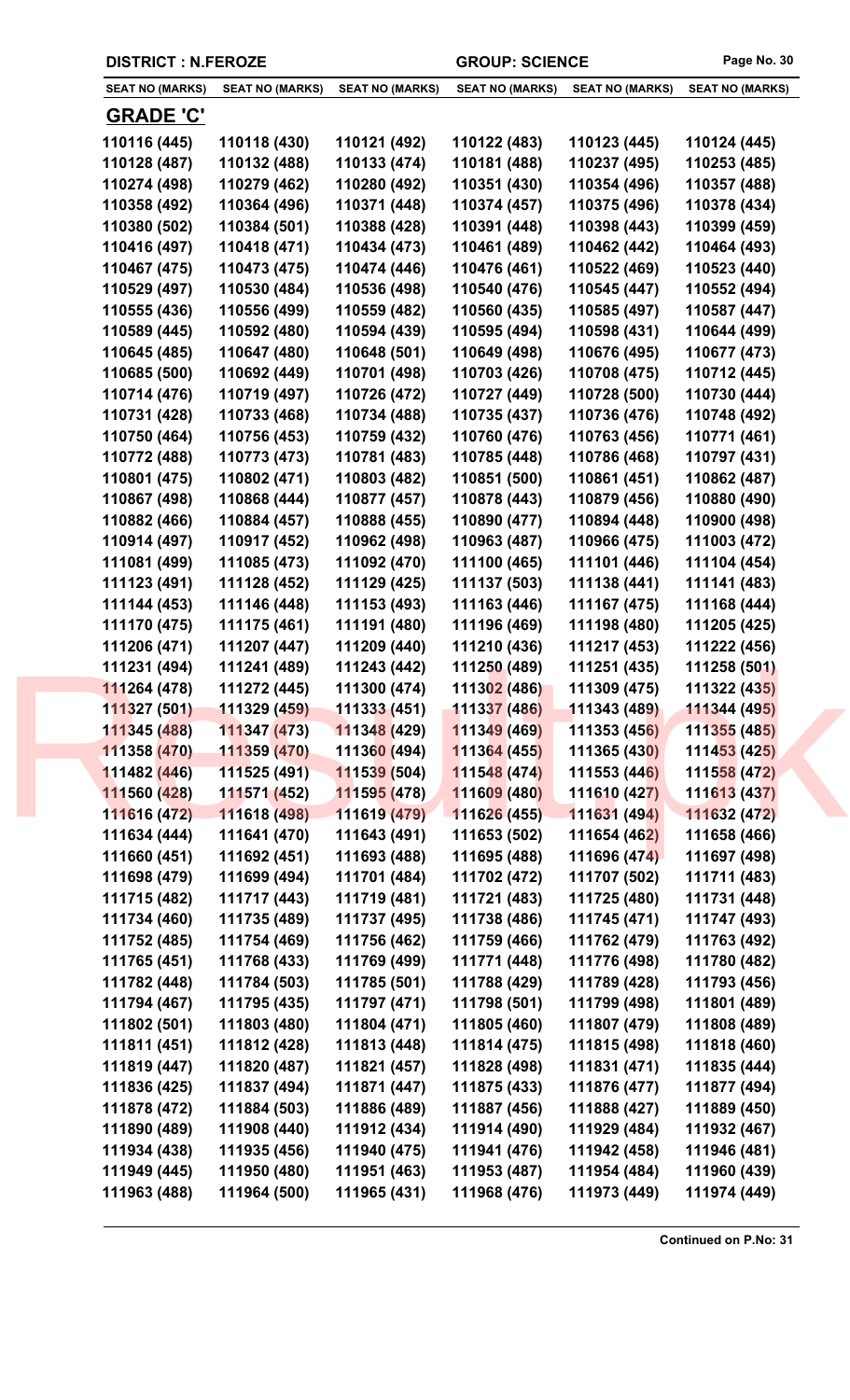**DISTRICT : N.FEROZE** **GROUP: SCIENCE**

| SEAT NO (MARKS) | SEAT NO (MARKS) | SEAT NO (MARKS) | SEAT NO (MARKS) | SEAT NO (MARKS) | SEAT NO (MARKS) |
|---|---|---|---|---|---|

## GRADE 'C'

| | | | | | |
|---|---|---|---|---|---|
| 110116 (445) | 110118 (430) | 110121 (492) | 110122 (483) | 110123 (445) | 110124 (445) |
| 110128 (487) | 110132 (488) | 110133 (474) | 110181 (488) | 110237 (495) | 110253 (485) |
| 110274 (498) | 110279 (462) | 110280 (492) | 110351 (430) | 110354 (496) | 110357 (488) |
| 110358 (492) | 110364 (496) | 110371 (448) | 110374 (457) | 110375 (496) | 110378 (434) |
| 110380 (502) | 110384 (501) | 110388 (428) | 110391 (448) | 110398 (443) | 110399 (459) |
| 110416 (497) | 110418 (471) | 110434 (473) | 110461 (489) | 110462 (442) | 110464 (493) |
| 110467 (475) | 110473 (475) | 110474 (446) | 110476 (461) | 110522 (469) | 110523 (440) |
| 110529 (497) | 110530 (484) | 110536 (498) | 110540 (476) | 110545 (447) | 110552 (494) |
| 110555 (436) | 110556 (499) | 110559 (482) | 110560 (435) | 110585 (497) | 110587 (447) |
| 110589 (445) | 110592 (480) | 110594 (439) | 110595 (494) | 110598 (431) | 110644 (499) |
| 110645 (485) | 110647 (480) | 110648 (501) | 110649 (498) | 110676 (495) | 110677 (473) |
| 110685 (500) | 110692 (449) | 110701 (498) | 110703 (426) | 110708 (475) | 110712 (445) |
| 110714 (476) | 110719 (497) | 110726 (472) | 110727 (449) | 110728 (500) | 110730 (444) |
| 110731 (428) | 110733 (468) | 110734 (488) | 110735 (437) | 110736 (476) | 110748 (492) |
| 110750 (464) | 110756 (453) | 110759 (432) | 110760 (476) | 110763 (456) | 110771 (461) |
| 110772 (488) | 110773 (473) | 110781 (483) | 110785 (448) | 110786 (468) | 110797 (431) |
| 110801 (475) | 110802 (471) | 110803 (482) | 110851 (500) | 110861 (451) | 110862 (487) |
| 110867 (498) | 110868 (444) | 110877 (457) | 110878 (443) | 110879 (456) | 110880 (490) |
| 110882 (466) | 110884 (457) | 110888 (455) | 110890 (477) | 110894 (448) | 110900 (498) |
| 110914 (497) | 110917 (452) | 110962 (498) | 110963 (487) | 110966 (475) | 111003 (472) |
| 111081 (499) | 111085 (473) | 111092 (470) | 111100 (465) | 111101 (446) | 111104 (454) |
| 111123 (491) | 111128 (452) | 111129 (425) | 111137 (503) | 111138 (441) | 111141 (483) |
| 111144 (453) | 111146 (448) | 111153 (493) | 111163 (446) | 111167 (475) | 111168 (444) |
| 111170 (475) | 111175 (461) | 111191 (480) | 111196 (469) | 111198 (480) | 111205 (425) |
| 111206 (471) | 111207 (447) | 111209 (440) | 111210 (436) | 111217 (453) | 111222 (456) |
| 111231 (494) | 111241 (489) | 111243 (442) | 111250 (489) | 111251 (435) | 111258 (501) |
| 111264 (478) | 111272 (445) | 111300 (474) | 111302 (486) | 111309 (475) | 111322 (435) |
| 111327 (501) | 111329 (459) | 111333 (451) | 111337 (486) | 111343 (489) | 111344 (495) |
| 111345 (488) | 111347 (473) | 111348 (429) | 111349 (469) | 111353 (456) | 111355 (485) |
| 111358 (470) | 111359 (470) | 111360 (494) | 111364 (455) | 111365 (430) | 111453 (425) |
| 111482 (446) | 111525 (491) | 111539 (504) | 111548 (474) | 111553 (446) | 111558 (472) |
| 111560 (428) | 111571 (452) | 111595 (478) | 111609 (480) | 111610 (427) | 111613 (437) |
| 111616 (472) | 111618 (498) | 111619 (479) | 111626 (455) | 111631 (494) | 111632 (472) |
| 111634 (444) | 111641 (470) | 111643 (491) | 111653 (502) | 111654 (462) | 111658 (466) |
| 111660 (451) | 111692 (451) | 111693 (488) | 111695 (488) | 111696 (474) | 111697 (498) |
| 111698 (479) | 111699 (494) | 111701 (484) | 111702 (472) | 111707 (502) | 111711 (483) |
| 111715 (482) | 111717 (443) | 111719 (481) | 111721 (483) | 111725 (480) | 111731 (448) |
| 111734 (460) | 111735 (489) | 111737 (495) | 111738 (486) | 111745 (471) | 111747 (493) |
| 111752 (485) | 111754 (469) | 111756 (462) | 111759 (466) | 111762 (479) | 111763 (492) |
| 111765 (451) | 111768 (433) | 111769 (499) | 111771 (448) | 111776 (498) | 111780 (482) |
| 111782 (448) | 111784 (503) | 111785 (501) | 111788 (429) | 111789 (428) | 111793 (456) |
| 111794 (467) | 111795 (435) | 111797 (471) | 111798 (501) | 111799 (498) | 111801 (489) |
| 111802 (501) | 111803 (480) | 111804 (471) | 111805 (460) | 111807 (479) | 111808 (489) |
| 111811 (451) | 111812 (428) | 111813 (448) | 111814 (475) | 111815 (498) | 111818 (460) |
| 111819 (447) | 111820 (487) | 111821 (457) | 111828 (498) | 111831 (471) | 111835 (444) |
| 111836 (425) | 111837 (494) | 111871 (447) | 111875 (433) | 111876 (477) | 111877 (494) |
| 111878 (472) | 111884 (503) | 111886 (489) | 111887 (456) | 111888 (427) | 111889 (450) |
| 111890 (489) | 111908 (440) | 111912 (434) | 111914 (490) | 111929 (484) | 111932 (467) |
| 111934 (438) | 111935 (456) | 111940 (475) | 111941 (476) | 111942 (458) | 111946 (481) |
| 111949 (445) | 111950 (480) | 111951 (463) | 111953 (487) | 111954 (484) | 111960 (439) |
| 111963 (488) | 111964 (500) | 111965 (431) | 111968 (476) | 111973 (449) | 111974 (449) |

**Continued on P.No: 31**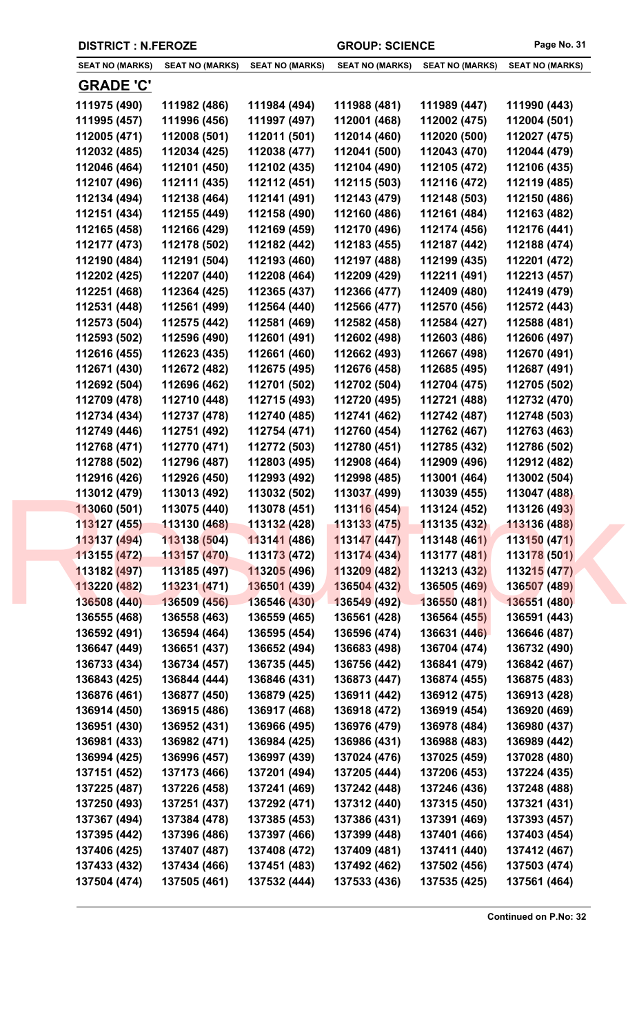**DISTRICT : N.FEROZE** **GROUP: SCIENCE**

| SEAT NO (MARKS) | SEAT NO (MARKS) | SEAT NO (MARKS) | SEAT NO (MARKS) | SEAT NO (MARKS) | SEAT NO (MARKS) |
|---|---|---|---|---|---|

## GRADE 'C'

| | | | | | |
|---|---|---|---|---|---|
| 111975 (490) | 111982 (486) | 111984 (494) | 111988 (481) | 111989 (447) | 111990 (443) |
| 111995 (457) | 111996 (456) | 111997 (497) | 112001 (468) | 112002 (475) | 112004 (501) |
| 112005 (471) | 112008 (501) | 112011 (501) | 112014 (460) | 112020 (500) | 112027 (475) |
| 112032 (485) | 112034 (425) | 112038 (477) | 112041 (500) | 112043 (470) | 112044 (479) |
| 112046 (464) | 112101 (450) | 112102 (435) | 112104 (490) | 112105 (472) | 112106 (435) |
| 112107 (496) | 112111 (435) | 112112 (451) | 112115 (503) | 112116 (472) | 112119 (485) |
| 112134 (494) | 112138 (464) | 112141 (491) | 112143 (479) | 112148 (503) | 112150 (486) |
| 112151 (434) | 112155 (449) | 112158 (490) | 112160 (486) | 112161 (484) | 112163 (482) |
| 112165 (458) | 112166 (429) | 112169 (459) | 112170 (496) | 112174 (456) | 112176 (441) |
| 112177 (473) | 112178 (502) | 112182 (442) | 112183 (455) | 112187 (442) | 112188 (474) |
| 112190 (484) | 112191 (504) | 112193 (460) | 112197 (488) | 112199 (435) | 112201 (472) |
| 112202 (425) | 112207 (440) | 112208 (464) | 112209 (429) | 112211 (491) | 112213 (457) |
| 112251 (468) | 112364 (425) | 112365 (437) | 112366 (477) | 112409 (480) | 112419 (479) |
| 112531 (448) | 112561 (499) | 112564 (440) | 112566 (477) | 112570 (456) | 112572 (443) |
| 112573 (504) | 112575 (442) | 112581 (469) | 112582 (458) | 112584 (427) | 112588 (481) |
| 112593 (502) | 112596 (490) | 112601 (491) | 112602 (498) | 112603 (486) | 112606 (497) |
| 112616 (455) | 112623 (435) | 112661 (460) | 112662 (493) | 112667 (498) | 112670 (491) |
| 112671 (430) | 112672 (482) | 112675 (495) | 112676 (458) | 112685 (495) | 112687 (491) |
| 112692 (504) | 112696 (462) | 112701 (502) | 112702 (504) | 112704 (475) | 112705 (502) |
| 112709 (478) | 112710 (448) | 112715 (493) | 112720 (495) | 112721 (488) | 112732 (470) |
| 112734 (434) | 112737 (478) | 112740 (485) | 112741 (462) | 112742 (487) | 112748 (503) |
| 112749 (446) | 112751 (492) | 112754 (471) | 112760 (454) | 112762 (467) | 112763 (463) |
| 112768 (471) | 112770 (471) | 112772 (503) | 112780 (451) | 112785 (432) | 112786 (502) |
| 112788 (502) | 112796 (487) | 112803 (495) | 112908 (464) | 112909 (496) | 112912 (482) |
| 112916 (426) | 112926 (450) | 112993 (492) | 112998 (485) | 113001 (464) | 113002 (504) |
| 113012 (479) | 113013 (492) | 113032 (502) | 113037 (499) | 113039 (455) | 113047 (488) |
| 113060 (501) | 113075 (440) | 113078 (451) | 113116 (454) | 113124 (452) | 113126 (493) |
| 113127 (455) | 113130 (468) | 113132 (428) | 113133 (475) | 113135 (432) | 113136 (488) |
| 113137 (494) | 113138 (504) | 113141 (486) | 113147 (447) | 113148 (461) | 113150 (471) |
| 113155 (472) | 113157 (470) | 113173 (472) | 113174 (434) | 113177 (481) | 113178 (501) |
| 113182 (497) | 113185 (497) | 113205 (496) | 113209 (482) | 113213 (432) | 113215 (477) |
| 113220 (482) | 113231 (471) | 136501 (439) | 136504 (432) | 136505 (469) | 136507 (489) |
| 136508 (440) | 136509 (456) | 136546 (430) | 136549 (492) | 136550 (481) | 136551 (480) |
| 136555 (468) | 136558 (463) | 136559 (465) | 136561 (428) | 136564 (455) | 136591 (443) |
| 136592 (491) | 136594 (464) | 136595 (454) | 136596 (474) | 136631 (446) | 136646 (487) |
| 136647 (449) | 136651 (437) | 136652 (494) | 136683 (498) | 136704 (474) | 136732 (490) |
| 136733 (434) | 136734 (457) | 136735 (445) | 136756 (442) | 136841 (479) | 136842 (467) |
| 136843 (425) | 136844 (444) | 136846 (431) | 136873 (447) | 136874 (455) | 136875 (483) |
| 136876 (461) | 136877 (450) | 136879 (425) | 136911 (442) | 136912 (475) | 136913 (428) |
| 136914 (450) | 136915 (486) | 136917 (468) | 136918 (472) | 136919 (454) | 136920 (469) |
| 136951 (430) | 136952 (431) | 136966 (495) | 136976 (479) | 136978 (484) | 136980 (437) |
| 136981 (433) | 136982 (471) | 136984 (425) | 136986 (431) | 136988 (483) | 136989 (442) |
| 136994 (425) | 136996 (457) | 136997 (439) | 137024 (476) | 137025 (459) | 137028 (480) |
| 137151 (452) | 137173 (466) | 137201 (494) | 137205 (444) | 137206 (453) | 137224 (435) |
| 137225 (487) | 137226 (458) | 137241 (469) | 137242 (448) | 137246 (436) | 137248 (488) |
| 137250 (493) | 137251 (437) | 137292 (471) | 137312 (440) | 137315 (450) | 137321 (431) |
| 137367 (494) | 137384 (478) | 137385 (453) | 137386 (431) | 137391 (469) | 137393 (457) |
| 137395 (442) | 137396 (486) | 137397 (466) | 137399 (448) | 137401 (466) | 137403 (454) |
| 137406 (425) | 137407 (487) | 137408 (472) | 137409 (481) | 137411 (440) | 137412 (467) |
| 137433 (432) | 137434 (466) | 137451 (483) | 137492 (462) | 137502 (456) | 137503 (474) |
| 137504 (474) | 137505 (461) | 137532 (444) | 137533 (436) | 137535 (425) | 137561 (464) |

**Continued on P.No: 32**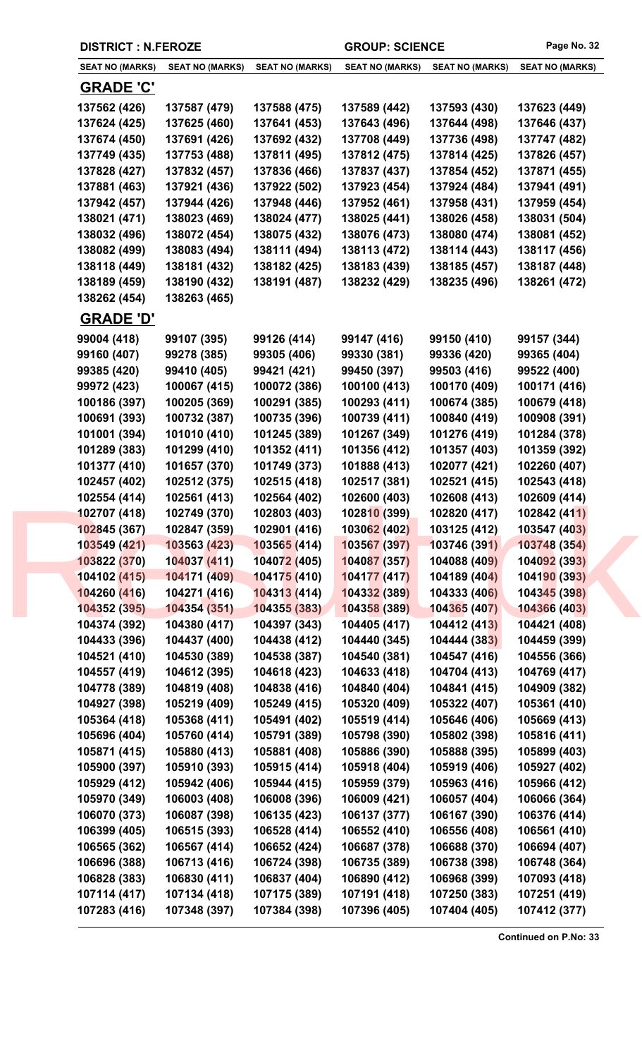**DISTRICT : N.FEROZE** **GROUP: SCIENCE**

| SEAT NO (MARKS) | SEAT NO (MARKS) | SEAT NO (MARKS) | SEAT NO (MARKS) | SEAT NO (MARKS) | SEAT NO (MARKS) |
|---|---|---|---|---|---|

## GRADE 'C'

| | | | | | |
|---|---|---|---|---|---|
| 137562 (426) | 137587 (479) | 137588 (475) | 137589 (442) | 137593 (430) | 137623 (449) |
| 137624 (425) | 137625 (460) | 137641 (453) | 137643 (496) | 137644 (498) | 137646 (437) |
| 137674 (450) | 137691 (426) | 137692 (432) | 137708 (449) | 137736 (498) | 137747 (482) |
| 137749 (435) | 137753 (488) | 137811 (495) | 137812 (475) | 137814 (425) | 137826 (457) |
| 137828 (427) | 137832 (457) | 137836 (466) | 137837 (437) | 137854 (452) | 137871 (455) |
| 137881 (463) | 137921 (436) | 137922 (502) | 137923 (454) | 137924 (484) | 137941 (491) |
| 137942 (457) | 137944 (426) | 137948 (446) | 137952 (461) | 137958 (431) | 137959 (454) |
| 138021 (471) | 138023 (469) | 138024 (477) | 138025 (441) | 138026 (458) | 138031 (504) |
| 138032 (496) | 138072 (454) | 138075 (432) | 138076 (473) | 138080 (474) | 138081 (452) |
| 138082 (499) | 138083 (494) | 138111 (494) | 138113 (472) | 138114 (443) | 138117 (456) |
| 138118 (449) | 138181 (432) | 138182 (425) | 138183 (439) | 138185 (457) | 138187 (448) |
| 138189 (459) | 138190 (432) | 138191 (487) | 138232 (429) | 138235 (496) | 138261 (472) |
| 138262 (454) | 138263 (465) | | | | |

## GRADE 'D'

| | | | | | |
|---|---|---|---|---|---|
| 99004 (418) | 99107 (395) | 99126 (414) | 99147 (416) | 99150 (410) | 99157 (344) |
| 99160 (407) | 99278 (385) | 99305 (406) | 99330 (381) | 99336 (420) | 99365 (404) |
| 99385 (420) | 99410 (405) | 99421 (421) | 99450 (397) | 99503 (416) | 99522 (400) |
| 99972 (423) | 100067 (415) | 100072 (386) | 100100 (413) | 100170 (409) | 100171 (416) |
| 100186 (397) | 100205 (369) | 100291 (385) | 100293 (411) | 100674 (385) | 100679 (418) |
| 100691 (393) | 100732 (387) | 100735 (396) | 100739 (411) | 100840 (419) | 100908 (391) |
| 101001 (394) | 101010 (410) | 101245 (389) | 101267 (349) | 101276 (419) | 101284 (378) |
| 101289 (383) | 101299 (410) | 101352 (411) | 101356 (412) | 101357 (403) | 101359 (392) |
| 101377 (410) | 101657 (370) | 101749 (373) | 101888 (413) | 102077 (421) | 102260 (407) |
| 102457 (402) | 102512 (375) | 102515 (418) | 102517 (381) | 102521 (415) | 102543 (418) |
| 102554 (414) | 102561 (413) | 102564 (402) | 102600 (403) | 102608 (413) | 102609 (414) |
| 102707 (418) | 102749 (370) | 102803 (403) | 102810 (399) | 102820 (417) | 102842 (411) |
| 102845 (367) | 102847 (359) | 102901 (416) | 103062 (402) | 103125 (412) | 103547 (403) |
| 103549 (421) | 103563 (423) | 103565 (414) | 103567 (397) | 103746 (391) | 103748 (354) |
| 103822 (370) | 104037 (411) | 104072 (405) | 104087 (357) | 104088 (409) | 104092 (393) |
| 104102 (415) | 104171 (409) | 104175 (410) | 104177 (417) | 104189 (404) | 104190 (393) |
| 104260 (416) | 104271 (416) | 104313 (414) | 104332 (389) | 104333 (406) | 104345 (398) |
| 104352 (395) | 104354 (351) | 104355 (383) | 104358 (389) | 104365 (407) | 104366 (403) |
| 104374 (392) | 104380 (417) | 104397 (343) | 104405 (417) | 104412 (413) | 104421 (408) |
| 104433 (396) | 104437 (400) | 104438 (412) | 104440 (345) | 104444 (383) | 104459 (399) |
| 104521 (410) | 104530 (389) | 104538 (387) | 104540 (381) | 104547 (416) | 104556 (366) |
| 104557 (419) | 104612 (395) | 104618 (423) | 104633 (418) | 104704 (413) | 104769 (417) |
| 104778 (389) | 104819 (408) | 104838 (416) | 104840 (404) | 104841 (415) | 104909 (382) |
| 104927 (398) | 105219 (409) | 105249 (415) | 105320 (409) | 105322 (407) | 105361 (410) |
| 105364 (418) | 105368 (411) | 105491 (402) | 105519 (414) | 105646 (406) | 105669 (413) |
| 105696 (404) | 105760 (414) | 105791 (389) | 105798 (390) | 105802 (398) | 105816 (411) |
| 105871 (415) | 105880 (413) | 105881 (408) | 105886 (390) | 105888 (395) | 105899 (403) |
| 105900 (397) | 105910 (393) | 105915 (414) | 105918 (404) | 105919 (406) | 105927 (402) |
| 105929 (412) | 105942 (406) | 105944 (415) | 105959 (379) | 105963 (416) | 105966 (412) |
| 105970 (349) | 106003 (408) | 106008 (396) | 106009 (421) | 106057 (404) | 106066 (364) |
| 106070 (373) | 106087 (398) | 106135 (423) | 106137 (377) | 106167 (390) | 106376 (414) |
| 106399 (405) | 106515 (393) | 106528 (414) | 106552 (410) | 106556 (408) | 106561 (410) |
| 106565 (362) | 106567 (414) | 106652 (424) | 106687 (378) | 106688 (370) | 106694 (407) |
| 106696 (388) | 106713 (416) | 106724 (398) | 106735 (389) | 106738 (398) | 106748 (364) |
| 106828 (383) | 106830 (411) | 106837 (404) | 106890 (412) | 106968 (399) | 107093 (418) |
| 107114 (417) | 107134 (418) | 107175 (389) | 107191 (418) | 107250 (383) | 107251 (419) |
| 107283 (416) | 107348 (397) | 107384 (398) | 107396 (405) | 107404 (405) | 107412 (377) |

**Continued on P.No: 33**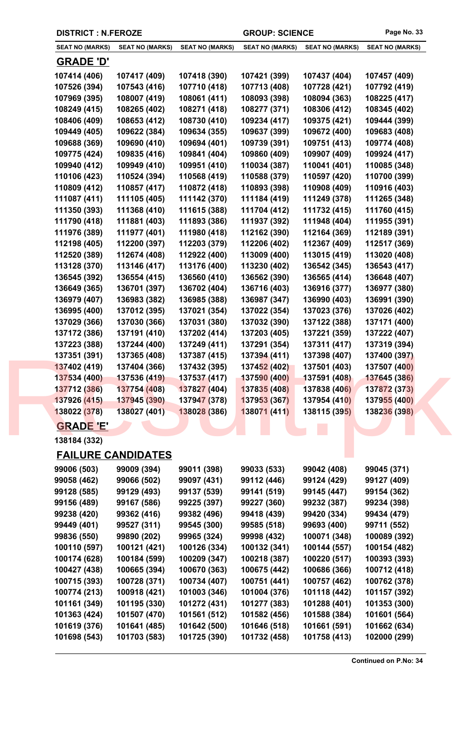**DISTRICT : N.FEROZE** | **GROUP: SCIENCE**

| SEAT NO (MARKS) | SEAT NO (MARKS) | SEAT NO (MARKS) | SEAT NO (MARKS) | SEAT NO (MARKS) | SEAT NO (MARKS) |
|---|---|---|---|---|---|

## GRADE 'D'

| | | | | | |
|---|---|---|---|---|---|
| 107414 (406) | 107417 (409) | 107418 (390) | 107421 (399) | 107437 (404) | 107457 (409) |
| 107526 (394) | 107543 (416) | 107710 (418) | 107713 (408) | 107728 (421) | 107792 (419) |
| 107969 (395) | 108007 (419) | 108061 (411) | 108093 (398) | 108094 (363) | 108225 (417) |
| 108249 (415) | 108265 (402) | 108271 (418) | 108277 (371) | 108306 (412) | 108345 (402) |
| 108406 (409) | 108653 (412) | 108730 (410) | 109234 (417) | 109375 (421) | 109444 (399) |
| 109449 (405) | 109622 (384) | 109634 (355) | 109637 (399) | 109672 (400) | 109683 (408) |
| 109688 (369) | 109690 (410) | 109694 (401) | 109739 (391) | 109751 (413) | 109774 (408) |
| 109775 (424) | 109835 (416) | 109841 (404) | 109860 (409) | 109907 (409) | 109924 (417) |
| 109940 (412) | 109949 (410) | 109951 (410) | 110034 (387) | 110041 (401) | 110085 (348) |
| 110106 (423) | 110524 (394) | 110568 (419) | 110588 (379) | 110597 (420) | 110700 (399) |
| 110809 (412) | 110857 (417) | 110872 (418) | 110893 (398) | 110908 (409) | 110916 (403) |
| 111087 (411) | 111105 (405) | 111142 (370) | 111184 (419) | 111249 (378) | 111265 (348) |
| 111350 (393) | 111368 (410) | 111615 (388) | 111704 (412) | 111732 (415) | 111760 (415) |
| 111790 (418) | 111881 (403) | 111893 (386) | 111937 (392) | 111948 (404) | 111955 (391) |
| 111976 (389) | 111977 (401) | 111980 (418) | 112162 (390) | 112164 (369) | 112189 (391) |
| 112198 (405) | 112200 (397) | 112203 (379) | 112206 (402) | 112367 (409) | 112517 (369) |
| 112520 (389) | 112674 (408) | 112922 (400) | 113009 (400) | 113015 (419) | 113020 (408) |
| 113128 (370) | 113146 (417) | 113176 (400) | 113230 (402) | 136542 (345) | 136543 (417) |
| 136545 (392) | 136554 (415) | 136560 (410) | 136562 (390) | 136565 (414) | 136648 (407) |
| 136649 (365) | 136701 (397) | 136702 (404) | 136716 (403) | 136916 (377) | 136977 (380) |
| 136979 (407) | 136983 (382) | 136985 (388) | 136987 (347) | 136990 (403) | 136991 (390) |
| 136995 (400) | 137012 (395) | 137021 (354) | 137022 (354) | 137023 (376) | 137026 (402) |
| 137029 (366) | 137030 (366) | 137031 (380) | 137032 (390) | 137122 (388) | 137171 (400) |
| 137172 (386) | 137191 (410) | 137202 (414) | 137203 (405) | 137221 (359) | 137222 (407) |
| 137223 (388) | 137244 (400) | 137249 (411) | 137291 (354) | 137311 (417) | 137319 (394) |
| 137351 (391) | 137365 (408) | 137387 (415) | 137394 (411) | 137398 (407) | 137400 (397) |
| 137402 (419) | 137404 (366) | 137432 (395) | 137452 (402) | 137501 (403) | 137507 (400) |
| 137534 (400) | 137536 (419) | 137537 (417) | 137590 (400) | 137591 (408) | 137645 (386) |
| 137712 (386) | 137754 (408) | 137827 (404) | 137835 (408) | 137838 (406) | 137872 (373) |
| 137926 (415) | 137945 (390) | 137947 (378) | 137953 (367) | 137954 (410) | 137955 (400) |
| 138022 (378) | 138027 (401) | 138028 (386) | 138071 (411) | 138115 (395) | 138236 (398) |

## GRADE 'E'

138184 (332)

## FAILURE CANDIDATES

| | | | | | |
|---|---|---|---|---|---|
| 99006 (503) | 99009 (394) | 99011 (398) | 99033 (533) | 99042 (408) | 99045 (371) |
| 99058 (462) | 99066 (502) | 99097 (431) | 99112 (446) | 99124 (429) | 99127 (409) |
| 99128 (585) | 99129 (493) | 99137 (539) | 99141 (519) | 99145 (447) | 99154 (362) |
| 99156 (489) | 99167 (586) | 99225 (397) | 99227 (360) | 99232 (387) | 99234 (398) |
| 99238 (420) | 99362 (416) | 99382 (496) | 99418 (439) | 99420 (334) | 99434 (479) |
| 99449 (401) | 99527 (311) | 99545 (300) | 99585 (518) | 99693 (400) | 99711 (552) |
| 99836 (550) | 99890 (202) | 99965 (324) | 99998 (432) | 100071 (348) | 100089 (392) |
| 100110 (597) | 100121 (421) | 100126 (334) | 100132 (341) | 100144 (557) | 100154 (482) |
| 100174 (628) | 100184 (599) | 100209 (347) | 100218 (387) | 100220 (517) | 100393 (393) |
| 100427 (438) | 100665 (394) | 100670 (363) | 100675 (442) | 100686 (366) | 100712 (418) |
| 100715 (393) | 100728 (371) | 100734 (407) | 100751 (441) | 100757 (462) | 100762 (378) |
| 100774 (213) | 100918 (421) | 101003 (346) | 101004 (376) | 101118 (442) | 101157 (392) |
| 101161 (349) | 101195 (330) | 101272 (431) | 101277 (383) | 101288 (401) | 101353 (300) |
| 101363 (424) | 101507 (470) | 101561 (512) | 101582 (456) | 101588 (384) | 101601 (564) |
| 101619 (376) | 101641 (485) | 101642 (500) | 101646 (518) | 101661 (591) | 101662 (634) |
| 101698 (543) | 101703 (583) | 101725 (390) | 101732 (458) | 101758 (413) | 102000 (299) |

**Continued on P.No: 34**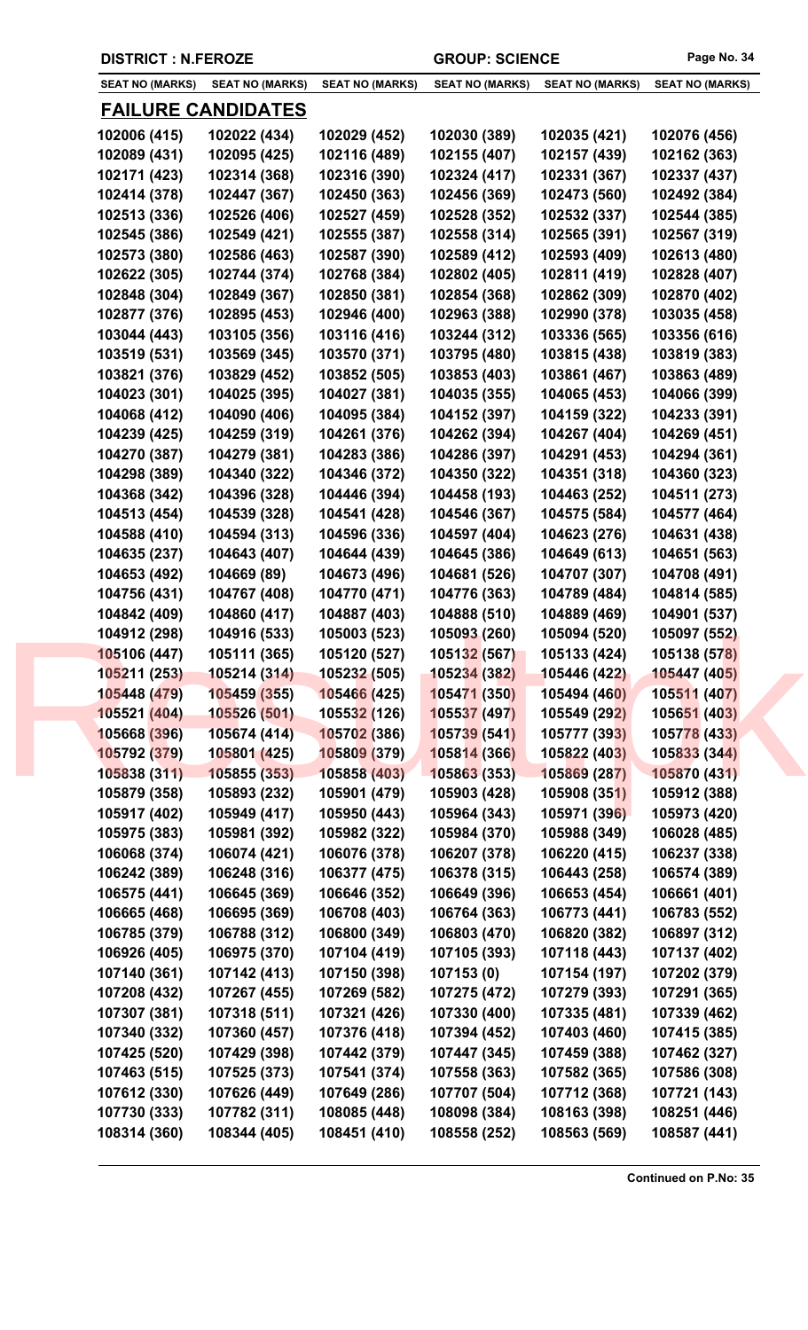DISTRICT : N.FEROZE | GROUP: SCIENCE

| SEAT NO (MARKS) | SEAT NO (MARKS) | SEAT NO (MARKS) | SEAT NO (MARKS) | SEAT NO (MARKS) | SEAT NO (MARKS) |
|---|---|---|---|---|---|

## FAILURE CANDIDATES

| | | | | | |
|---|---|---|---|---|---|
| 102006 (415) | 102022 (434) | 102029 (452) | 102030 (389) | 102035 (421) | 102076 (456) |
| 102089 (431) | 102095 (425) | 102116 (489) | 102155 (407) | 102157 (439) | 102162 (363) |
| 102171 (423) | 102314 (368) | 102316 (390) | 102324 (417) | 102331 (367) | 102337 (437) |
| 102414 (378) | 102447 (367) | 102450 (363) | 102456 (369) | 102473 (560) | 102492 (384) |
| 102513 (336) | 102526 (406) | 102527 (459) | 102528 (352) | 102532 (337) | 102544 (385) |
| 102545 (386) | 102549 (421) | 102555 (387) | 102558 (314) | 102565 (391) | 102567 (319) |
| 102573 (380) | 102586 (463) | 102587 (390) | 102589 (412) | 102593 (409) | 102613 (480) |
| 102622 (305) | 102744 (374) | 102768 (384) | 102802 (405) | 102811 (419) | 102828 (407) |
| 102848 (304) | 102849 (367) | 102850 (381) | 102854 (368) | 102862 (309) | 102870 (402) |
| 102877 (376) | 102895 (453) | 102946 (400) | 102963 (388) | 102990 (378) | 103035 (458) |
| 103044 (443) | 103105 (356) | 103116 (416) | 103244 (312) | 103336 (565) | 103356 (616) |
| 103519 (531) | 103569 (345) | 103570 (371) | 103795 (480) | 103815 (438) | 103819 (383) |
| 103821 (376) | 103829 (452) | 103852 (505) | 103853 (403) | 103861 (467) | 103863 (489) |
| 104023 (301) | 104025 (395) | 104027 (381) | 104035 (355) | 104065 (453) | 104066 (399) |
| 104068 (412) | 104090 (406) | 104095 (384) | 104152 (397) | 104159 (322) | 104233 (391) |
| 104239 (425) | 104259 (319) | 104261 (376) | 104262 (394) | 104267 (404) | 104269 (451) |
| 104270 (387) | 104279 (381) | 104283 (386) | 104286 (397) | 104291 (453) | 104294 (361) |
| 104298 (389) | 104340 (322) | 104346 (372) | 104350 (322) | 104351 (318) | 104360 (323) |
| 104368 (342) | 104396 (328) | 104446 (394) | 104458 (193) | 104463 (252) | 104511 (273) |
| 104513 (454) | 104539 (328) | 104541 (428) | 104546 (367) | 104575 (584) | 104577 (464) |
| 104588 (410) | 104594 (313) | 104596 (336) | 104597 (404) | 104623 (276) | 104631 (438) |
| 104635 (237) | 104643 (407) | 104644 (439) | 104645 (386) | 104649 (613) | 104651 (563) |
| 104653 (492) | 104669 (89) | 104673 (496) | 104681 (526) | 104707 (307) | 104708 (491) |
| 104756 (431) | 104767 (408) | 104770 (471) | 104776 (363) | 104789 (484) | 104814 (585) |
| 104842 (409) | 104860 (417) | 104887 (403) | 104888 (510) | 104889 (469) | 104901 (537) |
| 104912 (298) | 104916 (533) | 105003 (523) | 105093 (260) | 105094 (520) | 105097 (552) |
| 105106 (447) | 105111 (365) | 105120 (527) | 105132 (567) | 105133 (424) | 105138 (578) |
| 105211 (253) | 105214 (314) | 105232 (505) | 105234 (382) | 105446 (422) | 105447 (405) |
| 105448 (479) | 105459 (355) | 105466 (425) | 105471 (350) | 105494 (460) | 105511 (407) |
| 105521 (404) | 105526 (501) | 105532 (126) | 105537 (497) | 105549 (292) | 105651 (403) |
| 105668 (396) | 105674 (414) | 105702 (386) | 105739 (541) | 105777 (393) | 105778 (433) |
| 105792 (379) | 105801 (425) | 105809 (379) | 105814 (366) | 105822 (403) | 105833 (344) |
| 105838 (311) | 105855 (353) | 105858 (403) | 105863 (353) | 105869 (287) | 105870 (431) |
| 105879 (358) | 105893 (232) | 105901 (479) | 105903 (428) | 105908 (351) | 105912 (388) |
| 105917 (402) | 105949 (417) | 105950 (443) | 105964 (343) | 105971 (396) | 105973 (420) |
| 105975 (383) | 105981 (392) | 105982 (322) | 105984 (370) | 105988 (349) | 106028 (485) |
| 106068 (374) | 106074 (421) | 106076 (378) | 106207 (378) | 106220 (415) | 106237 (338) |
| 106242 (389) | 106248 (316) | 106377 (475) | 106378 (315) | 106443 (258) | 106574 (389) |
| 106575 (441) | 106645 (369) | 106646 (352) | 106649 (396) | 106653 (454) | 106661 (401) |
| 106665 (468) | 106695 (369) | 106708 (403) | 106764 (363) | 106773 (441) | 106783 (552) |
| 106785 (379) | 106788 (312) | 106800 (349) | 106803 (470) | 106820 (382) | 106897 (312) |
| 106926 (405) | 106975 (370) | 107104 (419) | 107105 (393) | 107118 (443) | 107137 (402) |
| 107140 (361) | 107142 (413) | 107150 (398) | 107153 (0) | 107154 (197) | 107202 (379) |
| 107208 (432) | 107267 (455) | 107269 (582) | 107275 (472) | 107279 (393) | 107291 (365) |
| 107307 (381) | 107318 (511) | 107321 (426) | 107330 (400) | 107335 (481) | 107339 (462) |
| 107340 (332) | 107360 (457) | 107376 (418) | 107394 (452) | 107403 (460) | 107415 (385) |
| 107425 (520) | 107429 (398) | 107442 (379) | 107447 (345) | 107459 (388) | 107462 (327) |
| 107463 (515) | 107525 (373) | 107541 (374) | 107558 (363) | 107582 (365) | 107586 (308) |
| 107612 (330) | 107626 (449) | 107649 (286) | 107707 (504) | 107712 (368) | 107721 (143) |
| 107730 (333) | 107782 (311) | 108085 (448) | 108098 (384) | 108163 (398) | 108251 (446) |
| 108314 (360) | 108344 (405) | 108451 (410) | 108558 (252) | 108563 (569) | 108587 (441) |

**Continued on P.No: 35**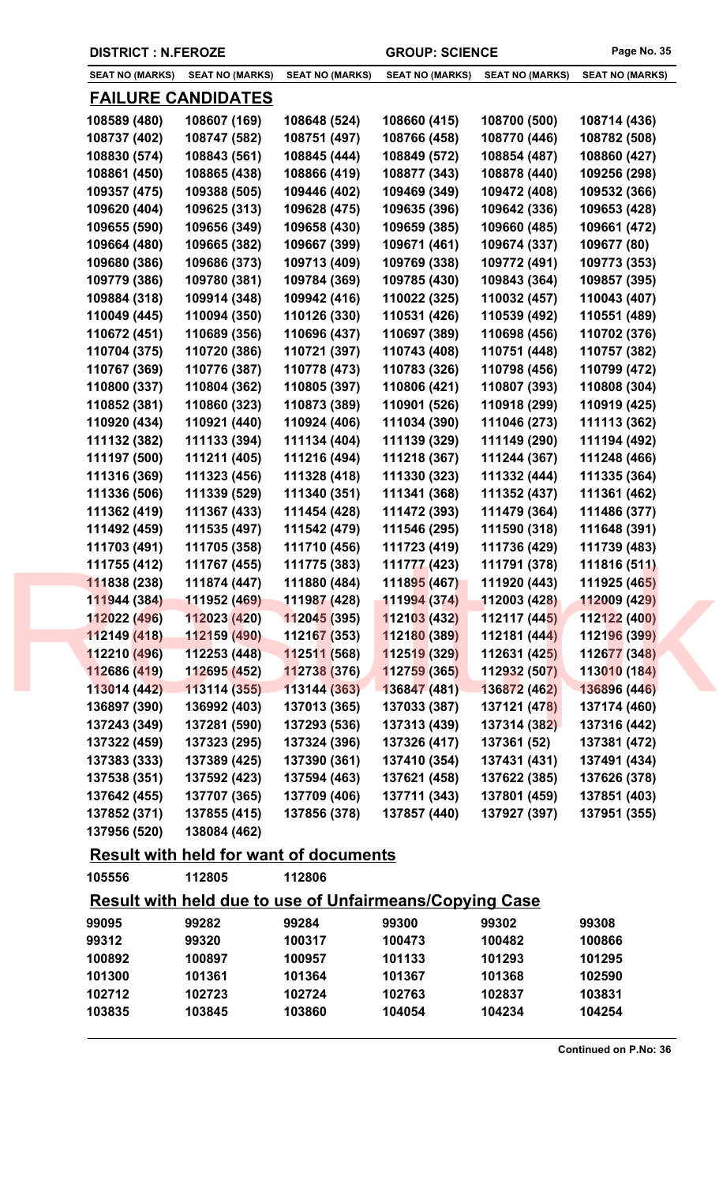**DISTRICT : N.FEROZE** **GROUP: SCIENCE**

## FAILURE CANDIDATES

| SEAT NO (MARKS) | SEAT NO (MARKS) | SEAT NO (MARKS) | SEAT NO (MARKS) | SEAT NO (MARKS) | SEAT NO (MARKS) |
|---|---|---|---|---|---|
| 108589 (480) | 108607 (169) | 108648 (524) | 108660 (415) | 108700 (500) | 108714 (436) |
| 108737 (402) | 108747 (582) | 108751 (497) | 108766 (458) | 108770 (446) | 108782 (508) |
| 108830 (574) | 108843 (561) | 108845 (444) | 108849 (572) | 108854 (487) | 108860 (427) |
| 108861 (450) | 108865 (438) | 108866 (419) | 108877 (343) | 108878 (440) | 109256 (298) |
| 109357 (475) | 109388 (505) | 109446 (402) | 109469 (349) | 109472 (408) | 109532 (366) |
| 109620 (404) | 109625 (313) | 109628 (475) | 109635 (396) | 109642 (336) | 109653 (428) |
| 109655 (590) | 109656 (349) | 109658 (430) | 109659 (385) | 109660 (485) | 109661 (472) |
| 109664 (480) | 109665 (382) | 109667 (399) | 109671 (461) | 109674 (337) | 109677 (80) |
| 109680 (386) | 109686 (373) | 109713 (409) | 109769 (338) | 109772 (491) | 109773 (353) |
| 109779 (386) | 109780 (381) | 109784 (369) | 109785 (430) | 109843 (364) | 109857 (395) |
| 109884 (318) | 109914 (348) | 109942 (416) | 110022 (325) | 110032 (457) | 110043 (407) |
| 110049 (445) | 110094 (350) | 110126 (330) | 110531 (426) | 110539 (492) | 110551 (489) |
| 110672 (451) | 110689 (356) | 110696 (437) | 110697 (389) | 110698 (456) | 110702 (376) |
| 110704 (375) | 110720 (386) | 110721 (397) | 110743 (408) | 110751 (448) | 110757 (382) |
| 110767 (369) | 110776 (387) | 110778 (473) | 110783 (326) | 110798 (456) | 110799 (472) |
| 110800 (337) | 110804 (362) | 110805 (397) | 110806 (421) | 110807 (393) | 110808 (304) |
| 110852 (381) | 110860 (323) | 110873 (389) | 110901 (526) | 110918 (299) | 110919 (425) |
| 110920 (434) | 110921 (440) | 110924 (406) | 111034 (390) | 111046 (273) | 111113 (362) |
| 111132 (382) | 111133 (394) | 111134 (404) | 111139 (329) | 111149 (290) | 111194 (492) |
| 111197 (500) | 111211 (405) | 111216 (494) | 111218 (367) | 111244 (367) | 111248 (466) |
| 111316 (369) | 111323 (456) | 111328 (418) | 111330 (323) | 111332 (444) | 111335 (364) |
| 111336 (506) | 111339 (529) | 111340 (351) | 111341 (368) | 111352 (437) | 111361 (462) |
| 111362 (419) | 111367 (433) | 111454 (428) | 111472 (393) | 111479 (364) | 111486 (377) |
| 111492 (459) | 111535 (497) | 111542 (479) | 111546 (295) | 111590 (318) | 111648 (391) |
| 111703 (491) | 111705 (358) | 111710 (456) | 111723 (419) | 111736 (429) | 111739 (483) |
| 111755 (412) | 111767 (455) | 111775 (383) | 111777 (423) | 111791 (378) | 111816 (511) |
| 111838 (238) | 111874 (447) | 111880 (484) | 111895 (467) | 111920 (443) | 111925 (465) |
| 111944 (384) | 111952 (469) | 111987 (428) | 111994 (374) | 112003 (428) | 112009 (429) |
| 112022 (496) | 112023 (420) | 112045 (395) | 112103 (432) | 112117 (445) | 112122 (400) |
| 112149 (418) | 112159 (490) | 112167 (353) | 112180 (389) | 112181 (444) | 112196 (399) |
| 112210 (496) | 112253 (448) | 112511 (568) | 112519 (329) | 112631 (425) | 112677 (348) |
| 112686 (419) | 112695 (452) | 112738 (376) | 112759 (365) | 112932 (507) | 113010 (184) |
| 113014 (442) | 113114 (355) | 113144 (363) | 136847 (481) | 136872 (462) | 136896 (446) |
| 136897 (390) | 136992 (403) | 137013 (365) | 137033 (387) | 137121 (478) | 137174 (460) |
| 137243 (349) | 137281 (590) | 137293 (536) | 137313 (439) | 137314 (382) | 137316 (442) |
| 137322 (459) | 137323 (295) | 137324 (396) | 137326 (417) | 137361 (52) | 137381 (472) |
| 137383 (333) | 137389 (425) | 137390 (361) | 137410 (354) | 137431 (431) | 137491 (434) |
| 137538 (351) | 137592 (423) | 137594 (463) | 137621 (458) | 137622 (385) | 137626 (378) |
| 137642 (455) | 137707 (365) | 137709 (406) | 137711 (343) | 137801 (459) | 137851 (403) |
| 137852 (371) | 137855 (415) | 137856 (378) | 137857 (440) | 137927 (397) | 137951 (355) |
| 137956 (520) | 138084 (462) | | | | |

## Result with held for want of documents

| | | |
|---|---|---|
| 105556 | 112805 | 112806 |

## Result with held due to use of Unfairmeans/Copying Case

| | | | | | |
|---|---|---|---|---|---|
| 99095 | 99282 | 99284 | 99300 | 99302 | 99308 |
| 99312 | 99320 | 100317 | 100473 | 100482 | 100866 |
| 100892 | 100897 | 100957 | 101133 | 101293 | 101295 |
| 101300 | 101361 | 101364 | 101367 | 101368 | 102590 |
| 102712 | 102723 | 102724 | 102763 | 102837 | 103831 |
| 103835 | 103845 | 103860 | 104054 | 104234 | 104254 |

**Continued on P.No: 36**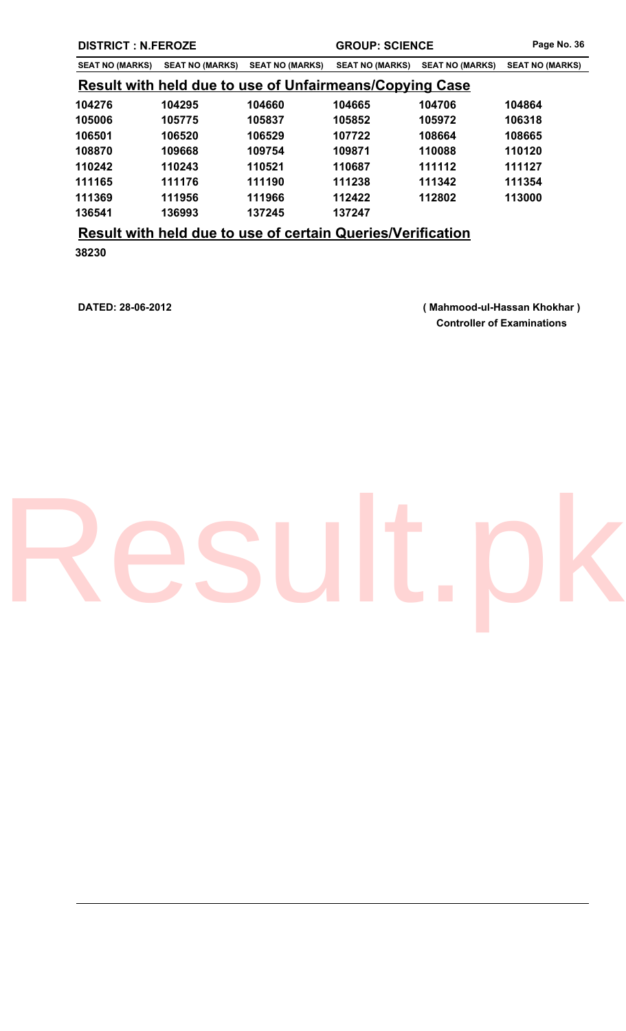**DISTRICT : N.FEROZE** **GROUP: SCIENCE**

| SEAT NO (MARKS) | SEAT NO (MARKS) | SEAT NO (MARKS) | SEAT NO (MARKS) | SEAT NO (MARKS) | SEAT NO (MARKS) |
|---|---|---|---|---|---|

## Result with held due to use of Unfairmeans/Copying Case

| | | | | | |
|---|---|---|---|---|---|
| 104276 | 104295 | 104660 | 104665 | 104706 | 104864 |
| 105006 | 105775 | 105837 | 105852 | 105972 | 106318 |
| 106501 | 106520 | 106529 | 107722 | 108664 | 108665 |
| 108870 | 109668 | 109754 | 109871 | 110088 | 110120 |
| 110242 | 110243 | 110521 | 110687 | 111112 | 111127 |
| 111165 | 111176 | 111190 | 111238 | 111342 | 111354 |
| 111369 | 111956 | 111966 | 112422 | 112802 | 113000 |
| 136541 | 136993 | 137245 | 137247 | | |

## Result with held due to use of certain Queries/Verification

38230

**DATED: 28-06-2012**

**( Mahmood-ul-Hassan Khokhar )**
**Controller of Examinations**